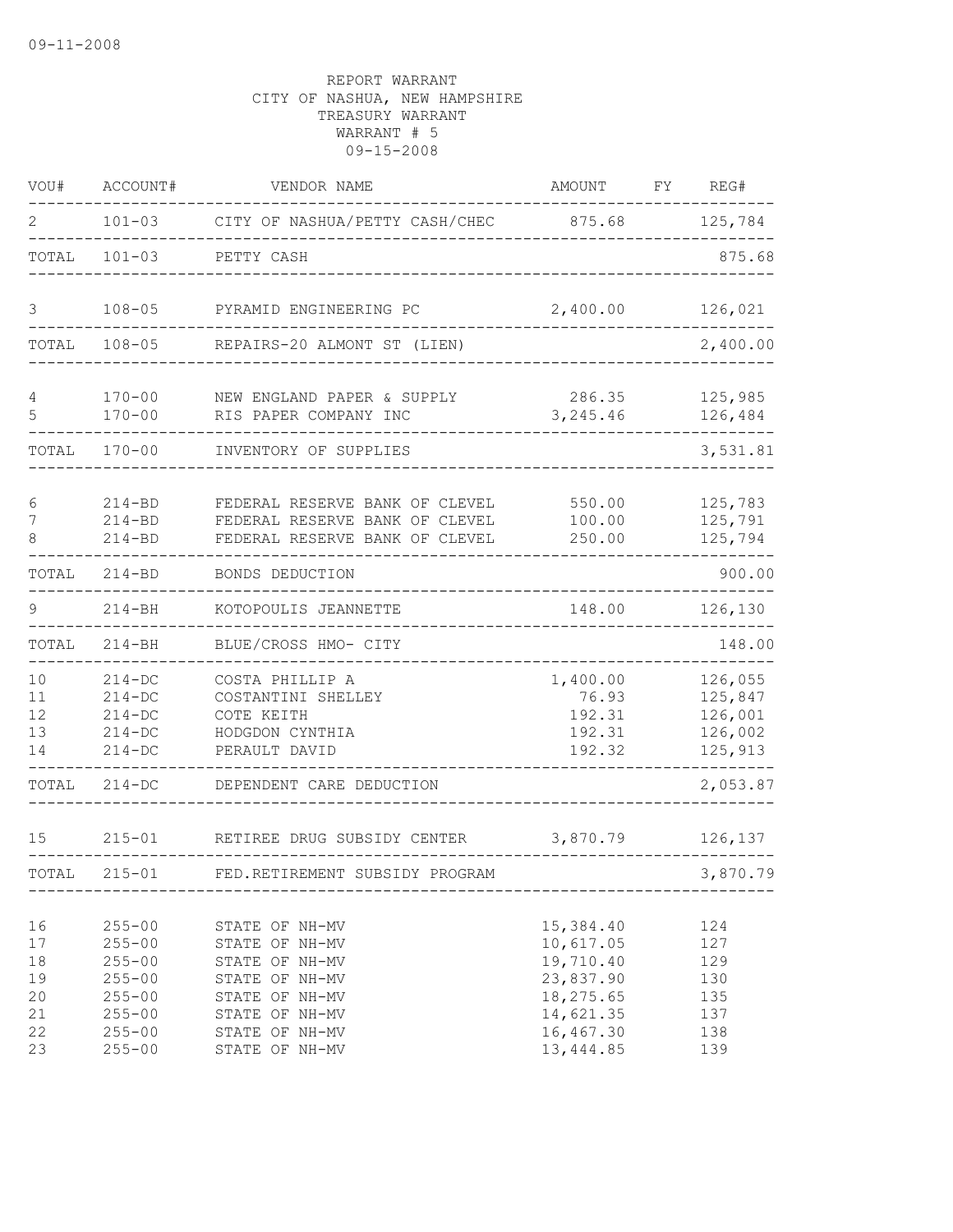09-11-2008

REPORT WARRANT
CITY OF NASHUA, NEW HAMPSHIRE
TREASURY WARRANT
WARRANT # 5
09-15-2008

| VOU# | ACCOUNT# | VENDOR NAME | AMOUNT | FY | REG# |
|---|---|---|---|---|---|
| 2 | 101-03 | CITY OF NASHUA/PETTY CASH/CHEC | 875.68 | | 125,784 |
| TOTAL | 101-03 | PETTY CASH | | | 875.68 |
| 3 | 108-05 | PYRAMID ENGINEERING PC | 2,400.00 | | 126,021 |
| TOTAL | 108-05 | REPAIRS-20 ALMONT ST (LIEN) | | | 2,400.00 |
| 4 | 170-00 | NEW ENGLAND PAPER & SUPPLY | 286.35 | | 125,985 |
| 5 | 170-00 | RIS PAPER COMPANY INC | 3,245.46 | | 126,484 |
| TOTAL | 170-00 | INVENTORY OF SUPPLIES | | | 3,531.81 |
| 6 | 214-BD | FEDERAL RESERVE BANK OF CLEVEL | 550.00 | | 125,783 |
| 7 | 214-BD | FEDERAL RESERVE BANK OF CLEVEL | 100.00 | | 125,791 |
| 8 | 214-BD | FEDERAL RESERVE BANK OF CLEVEL | 250.00 | | 125,794 |
| TOTAL | 214-BD | BONDS DEDUCTION | | | 900.00 |
| 9 | 214-BH | KOTOPOULIS JEANNETTE | 148.00 | | 126,130 |
| TOTAL | 214-BH | BLUE/CROSS HMO- CITY | | | 148.00 |
| 10 | 214-DC | COSTA PHILLIP A | 1,400.00 | | 126,055 |
| 11 | 214-DC | COSTANTINI SHELLEY | 76.93 | | 125,847 |
| 12 | 214-DC | COTE KEITH | 192.31 | | 126,001 |
| 13 | 214-DC | HODGDON CYNTHIA | 192.31 | | 126,002 |
| 14 | 214-DC | PERAULT DAVID | 192.32 | | 125,913 |
| TOTAL | 214-DC | DEPENDENT CARE DEDUCTION | | | 2,053.87 |
| 15 | 215-01 | RETIREE DRUG SUBSIDY CENTER | 3,870.79 | | 126,137 |
| TOTAL | 215-01 | FED.RETIREMENT SUBSIDY PROGRAM | | | 3,870.79 |
| 16 | 255-00 | STATE OF NH-MV | 15,384.40 | | 124 |
| 17 | 255-00 | STATE OF NH-MV | 10,617.05 | | 127 |
| 18 | 255-00 | STATE OF NH-MV | 19,710.40 | | 129 |
| 19 | 255-00 | STATE OF NH-MV | 23,837.90 | | 130 |
| 20 | 255-00 | STATE OF NH-MV | 18,275.65 | | 135 |
| 21 | 255-00 | STATE OF NH-MV | 14,621.35 | | 137 |
| 22 | 255-00 | STATE OF NH-MV | 16,467.30 | | 138 |
| 23 | 255-00 | STATE OF NH-MV | 13,444.85 | | 139 |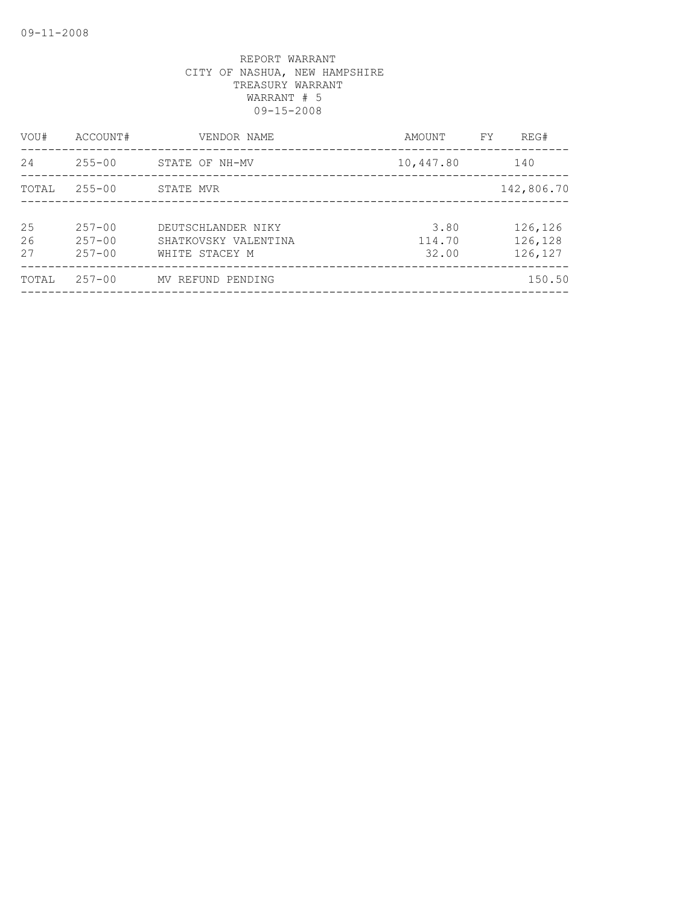REPORT WARRANT
CITY OF NASHUA, NEW HAMPSHIRE
TREASURY WARRANT
WARRANT # 5
09-15-2008

| VOU# | ACCOUNT# | VENDOR NAME | AMOUNT | FY | REG# |
|---|---|---|---|---|---|
| 24 | 255-00 | STATE OF NH-MV | 10,447.80 | | 140 |
| TOTAL | 255-00 | STATE MVR | | | 142,806.70 |
| 25 | 257-00 | DEUTSCHLANDER NIKY | 3.80 | | 126,126 |
| 26 | 257-00 | SHATKOVSKY VALENTINA | 114.70 | | 126,128 |
| 27 | 257-00 | WHITE STACEY M | 32.00 | | 126,127 |
| TOTAL | 257-00 | MV REFUND PENDING | | | 150.50 |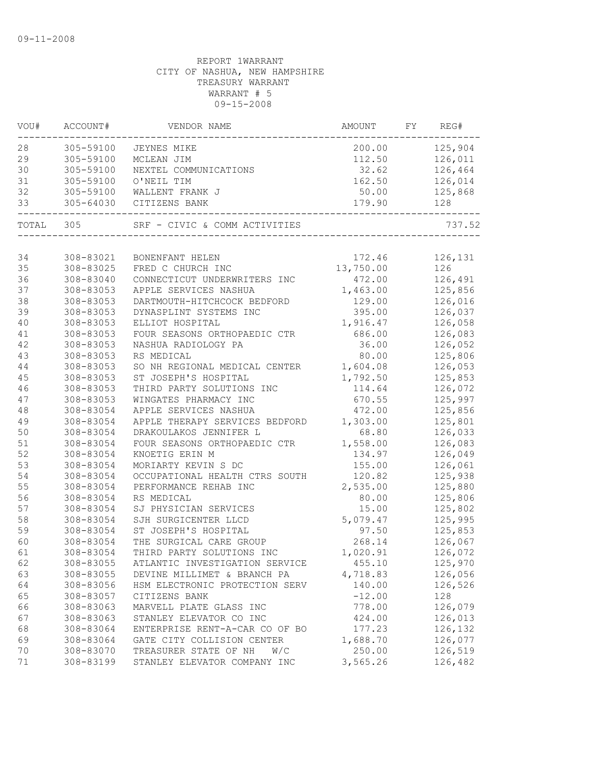09-11-2008

REPORT 1WARRANT
CITY OF NASHUA, NEW HAMPSHIRE
TREASURY WARRANT
WARRANT # 5
09-15-2008

| VOU# | ACCOUNT# | VENDOR NAME | AMOUNT | FY | REG# |
|---|---|---|---|---|---|
| 28 | 305-59100 | JEYNES MIKE | 200.00 | | 125,904 |
| 29 | 305-59100 | MCLEAN JIM | 112.50 | | 126,011 |
| 30 | 305-59100 | NEXTEL COMMUNICATIONS | 32.62 | | 126,464 |
| 31 | 305-59100 | O'NEIL TIM | 162.50 | | 126,014 |
| 32 | 305-59100 | WALLENT FRANK J | 50.00 | | 125,868 |
| 33 | 305-64030 | CITIZENS BANK | 179.90 | | 128 |
| TOTAL | 305 | SRF - CIVIC & COMM ACTIVITIES | | | 737.52 |
| 34 | 308-83021 | BONENFANT HELEN | 172.46 | | 126,131 |
| 35 | 308-83025 | FRED C CHURCH INC | 13,750.00 | | 126 |
| 36 | 308-83040 | CONNECTICUT UNDERWRITERS INC | 472.00 | | 126,491 |
| 37 | 308-83053 | APPLE SERVICES NASHUA | 1,463.00 | | 125,856 |
| 38 | 308-83053 | DARTMOUTH-HITCHCOCK BEDFORD | 129.00 | | 126,016 |
| 39 | 308-83053 | DYNASPLINT SYSTEMS INC | 395.00 | | 126,037 |
| 40 | 308-83053 | ELLIOT HOSPITAL | 1,916.47 | | 126,058 |
| 41 | 308-83053 | FOUR SEASONS ORTHOPAEDIC CTR | 686.00 | | 126,083 |
| 42 | 308-83053 | NASHUA RADIOLOGY PA | 36.00 | | 126,052 |
| 43 | 308-83053 | RS MEDICAL | 80.00 | | 125,806 |
| 44 | 308-83053 | SO NH REGIONAL MEDICAL CENTER | 1,604.08 | | 126,053 |
| 45 | 308-83053 | ST JOSEPH'S HOSPITAL | 1,792.50 | | 125,853 |
| 46 | 308-83053 | THIRD PARTY SOLUTIONS INC | 114.64 | | 126,072 |
| 47 | 308-83053 | WINGATES PHARMACY INC | 670.55 | | 125,997 |
| 48 | 308-83054 | APPLE SERVICES NASHUA | 472.00 | | 125,856 |
| 49 | 308-83054 | APPLE THERAPY SERVICES BEDFORD | 1,303.00 | | 125,801 |
| 50 | 308-83054 | DRAKOULAKOS JENNIFER L | 68.80 | | 126,033 |
| 51 | 308-83054 | FOUR SEASONS ORTHOPAEDIC CTR | 1,558.00 | | 126,083 |
| 52 | 308-83054 | KNOETIG ERIN M | 134.97 | | 126,049 |
| 53 | 308-83054 | MORIARTY KEVIN S DC | 155.00 | | 126,061 |
| 54 | 308-83054 | OCCUPATIONAL HEALTH CTRS SOUTH | 120.82 | | 125,938 |
| 55 | 308-83054 | PERFORMANCE REHAB INC | 2,535.00 | | 125,880 |
| 56 | 308-83054 | RS MEDICAL | 80.00 | | 125,806 |
| 57 | 308-83054 | SJ PHYSICIAN SERVICES | 15.00 | | 125,802 |
| 58 | 308-83054 | SJH SURGICENTER LLCD | 5,079.47 | | 125,995 |
| 59 | 308-83054 | ST JOSEPH'S HOSPITAL | 97.50 | | 125,853 |
| 60 | 308-83054 | THE SURGICAL CARE GROUP | 268.14 | | 126,067 |
| 61 | 308-83054 | THIRD PARTY SOLUTIONS INC | 1,020.91 | | 126,072 |
| 62 | 308-83055 | ATLANTIC INVESTIGATION SERVICE | 455.10 | | 125,970 |
| 63 | 308-83055 | DEVINE MILLIMET & BRANCH PA | 4,718.83 | | 126,056 |
| 64 | 308-83056 | HSM ELECTRONIC PROTECTION SERV | 140.00 | | 126,526 |
| 65 | 308-83057 | CITIZENS BANK | -12.00 | | 128 |
| 66 | 308-83063 | MARVELL PLATE GLASS INC | 778.00 | | 126,079 |
| 67 | 308-83063 | STANLEY ELEVATOR CO INC | 424.00 | | 126,013 |
| 68 | 308-83064 | ENTERPRISE RENT-A-CAR CO OF BO | 177.23 | | 126,132 |
| 69 | 308-83064 | GATE CITY COLLISION CENTER | 1,688.70 | | 126,077 |
| 70 | 308-83070 | TREASURER STATE OF NH W/C | 250.00 | | 126,519 |
| 71 | 308-83199 | STANLEY ELEVATOR COMPANY INC | 3,565.26 | | 126,482 |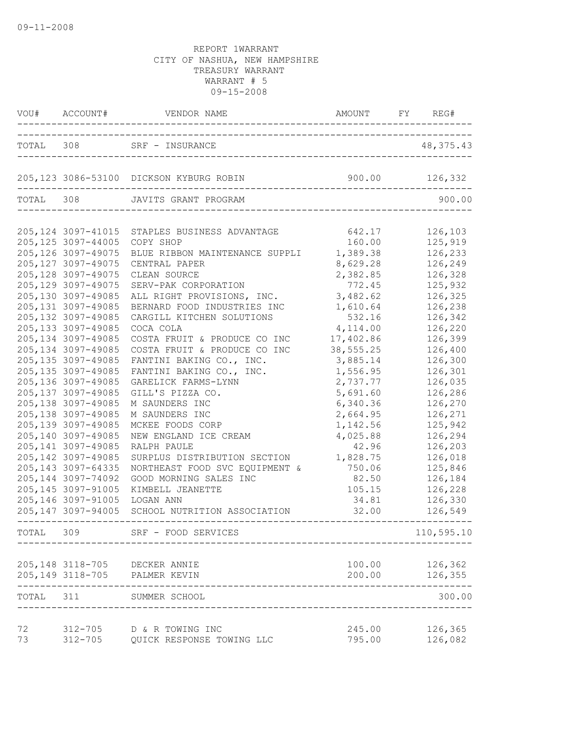09-11-2008

REPORT 1WARRANT
CITY OF NASHUA, NEW HAMPSHIRE
TREASURY WARRANT
WARRANT # 5
09-15-2008

| VOU# | ACCOUNT# | VENDOR NAME | AMOUNT | FY | REG# |
|---|---|---|---|---|---|
| TOTAL | 308 | SRF - INSURANCE | | | 48,375.43 |
| 205,123 | 3086-53100 | DICKSON KYBURG ROBIN | 900.00 | | 126,332 |
| TOTAL | 308 | JAVITS GRANT PROGRAM | | | 900.00 |
| 205,124 | 3097-41015 | STAPLES BUSINESS ADVANTAGE | 642.17 | | 126,103 |
| 205,125 | 3097-44005 | COPY SHOP | 160.00 | | 125,919 |
| 205,126 | 3097-49075 | BLUE RIBBON MAINTENANCE SUPPLI | 1,389.38 | | 126,233 |
| 205,127 | 3097-49075 | CENTRAL PAPER | 8,629.28 | | 126,249 |
| 205,128 | 3097-49075 | CLEAN SOURCE | 2,382.85 | | 126,328 |
| 205,129 | 3097-49075 | SERV-PAK CORPORATION | 772.45 | | 125,932 |
| 205,130 | 3097-49085 | ALL RIGHT PROVISIONS, INC. | 3,482.62 | | 126,325 |
| 205,131 | 3097-49085 | BERNARD FOOD INDUSTRIES INC | 1,610.64 | | 126,238 |
| 205,132 | 3097-49085 | CARGILL KITCHEN SOLUTIONS | 532.16 | | 126,342 |
| 205,133 | 3097-49085 | COCA COLA | 4,114.00 | | 126,220 |
| 205,134 | 3097-49085 | COSTA FRUIT & PRODUCE CO INC | 17,402.86 | | 126,399 |
| 205,134 | 3097-49085 | COSTA FRUIT & PRODUCE CO INC | 38,555.25 | | 126,400 |
| 205,135 | 3097-49085 | FANTINI BAKING CO., INC. | 3,885.14 | | 126,300 |
| 205,135 | 3097-49085 | FANTINI BAKING CO., INC. | 1,556.95 | | 126,301 |
| 205,136 | 3097-49085 | GARELICK FARMS-LYNN | 2,737.77 | | 126,035 |
| 205,137 | 3097-49085 | GILL'S PIZZA CO. | 5,691.60 | | 126,286 |
| 205,138 | 3097-49085 | M SAUNDERS INC | 6,340.36 | | 126,270 |
| 205,138 | 3097-49085 | M SAUNDERS INC | 2,664.95 | | 126,271 |
| 205,139 | 3097-49085 | MCKEE FOODS CORP | 1,142.56 | | 125,942 |
| 205,140 | 3097-49085 | NEW ENGLAND ICE CREAM | 4,025.88 | | 126,294 |
| 205,141 | 3097-49085 | RALPH PAULE | 42.96 | | 126,203 |
| 205,142 | 3097-49085 | SURPLUS DISTRIBUTION SECTION | 1,828.75 | | 126,018 |
| 205,143 | 3097-64335 | NORTHEAST FOOD SVC EQUIPMENT & | 750.06 | | 125,846 |
| 205,144 | 3097-74092 | GOOD MORNING SALES INC | 82.50 | | 126,184 |
| 205,145 | 3097-91005 | KIMBELL JEANETTE | 105.15 | | 126,228 |
| 205,146 | 3097-91005 | LOGAN ANN | 34.81 | | 126,330 |
| 205,147 | 3097-94005 | SCHOOL NUTRITION ASSOCIATION | 32.00 | | 126,549 |
| TOTAL | 309 | SRF - FOOD SERVICES | | | 110,595.10 |
| 205,148 | 3118-705 | DECKER ANNIE | 100.00 | | 126,362 |
| 205,149 | 3118-705 | PALMER KEVIN | 200.00 | | 126,355 |
| TOTAL | 311 | SUMMER SCHOOL | | | 300.00 |
| 72 | 312-705 | D & R TOWING INC | 245.00 | | 126,365 |
| 73 | 312-705 | QUICK RESPONSE TOWING LLC | 795.00 | | 126,082 |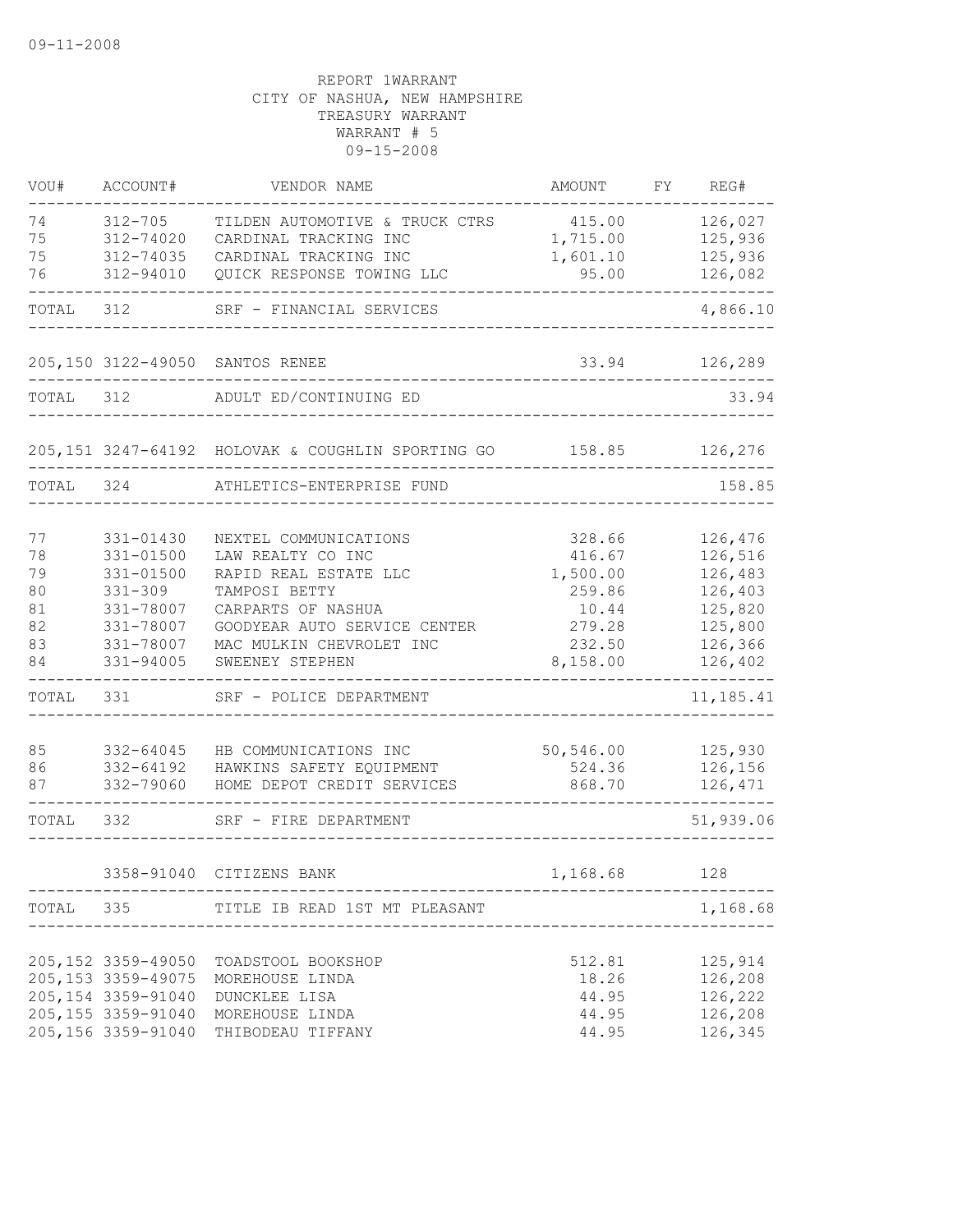09-11-2008

REPORT 1WARRANT
CITY OF NASHUA, NEW HAMPSHIRE
TREASURY WARRANT
WARRANT # 5
09-15-2008

| VOU# | ACCOUNT# | VENDOR NAME | AMOUNT | FY | REG# |
|---|---|---|---|---|---|
| 74 | 312-705 | TILDEN AUTOMOTIVE & TRUCK CTRS | 415.00 | | 126,027 |
| 75 | 312-74020 | CARDINAL TRACKING INC | 1,715.00 | | 125,936 |
| 75 | 312-74035 | CARDINAL TRACKING INC | 1,601.10 | | 125,936 |
| 76 | 312-94010 | QUICK RESPONSE TOWING LLC | 95.00 | | 126,082 |
| TOTAL | 312 | SRF - FINANCIAL SERVICES | | | 4,866.10 |
| 205,150 | 3122-49050 | SANTOS RENEE | 33.94 | | 126,289 |
| TOTAL | 312 | ADULT ED/CONTINUING ED | | | 33.94 |
| 205,151 | 3247-64192 | HOLOVAK & COUGHLIN SPORTING GO | 158.85 | | 126,276 |
| TOTAL | 324 | ATHLETICS-ENTERPRISE FUND | | | 158.85 |
| 77 | 331-01430 | NEXTEL COMMUNICATIONS | 328.66 | | 126,476 |
| 78 | 331-01500 | LAW REALTY CO INC | 416.67 | | 126,516 |
| 79 | 331-01500 | RAPID REAL ESTATE LLC | 1,500.00 | | 126,483 |
| 80 | 331-309 | TAMPOSI BETTY | 259.86 | | 126,403 |
| 81 | 331-78007 | CARPARTS OF NASHUA | 10.44 | | 125,820 |
| 82 | 331-78007 | GOODYEAR AUTO SERVICE CENTER | 279.28 | | 125,800 |
| 83 | 331-78007 | MAC MULKIN CHEVROLET INC | 232.50 | | 126,366 |
| 84 | 331-94005 | SWEENEY STEPHEN | 8,158.00 | | 126,402 |
| TOTAL | 331 | SRF - POLICE DEPARTMENT | | | 11,185.41 |
| 85 | 332-64045 | HB COMMUNICATIONS INC | 50,546.00 | | 125,930 |
| 86 | 332-64192 | HAWKINS SAFETY EQUIPMENT | 524.36 | | 126,156 |
| 87 | 332-79060 | HOME DEPOT CREDIT SERVICES | 868.70 | | 126,471 |
| TOTAL | 332 | SRF - FIRE DEPARTMENT | | | 51,939.06 |
| | 3358-91040 | CITIZENS BANK | 1,168.68 | | 128 |
| TOTAL | 335 | TITLE IB READ 1ST MT PLEASANT | | | 1,168.68 |
| 205,152 | 3359-49050 | TOADSTOOL BOOKSHOP | 512.81 | | 125,914 |
| 205,153 | 3359-49075 | MOREHOUSE LINDA | 18.26 | | 126,208 |
| 205,154 | 3359-91040 | DUNCKLEE LISA | 44.95 | | 126,222 |
| 205,155 | 3359-91040 | MOREHOUSE LINDA | 44.95 | | 126,208 |
| 205,156 | 3359-91040 | THIBODEAU TIFFANY | 44.95 | | 126,345 |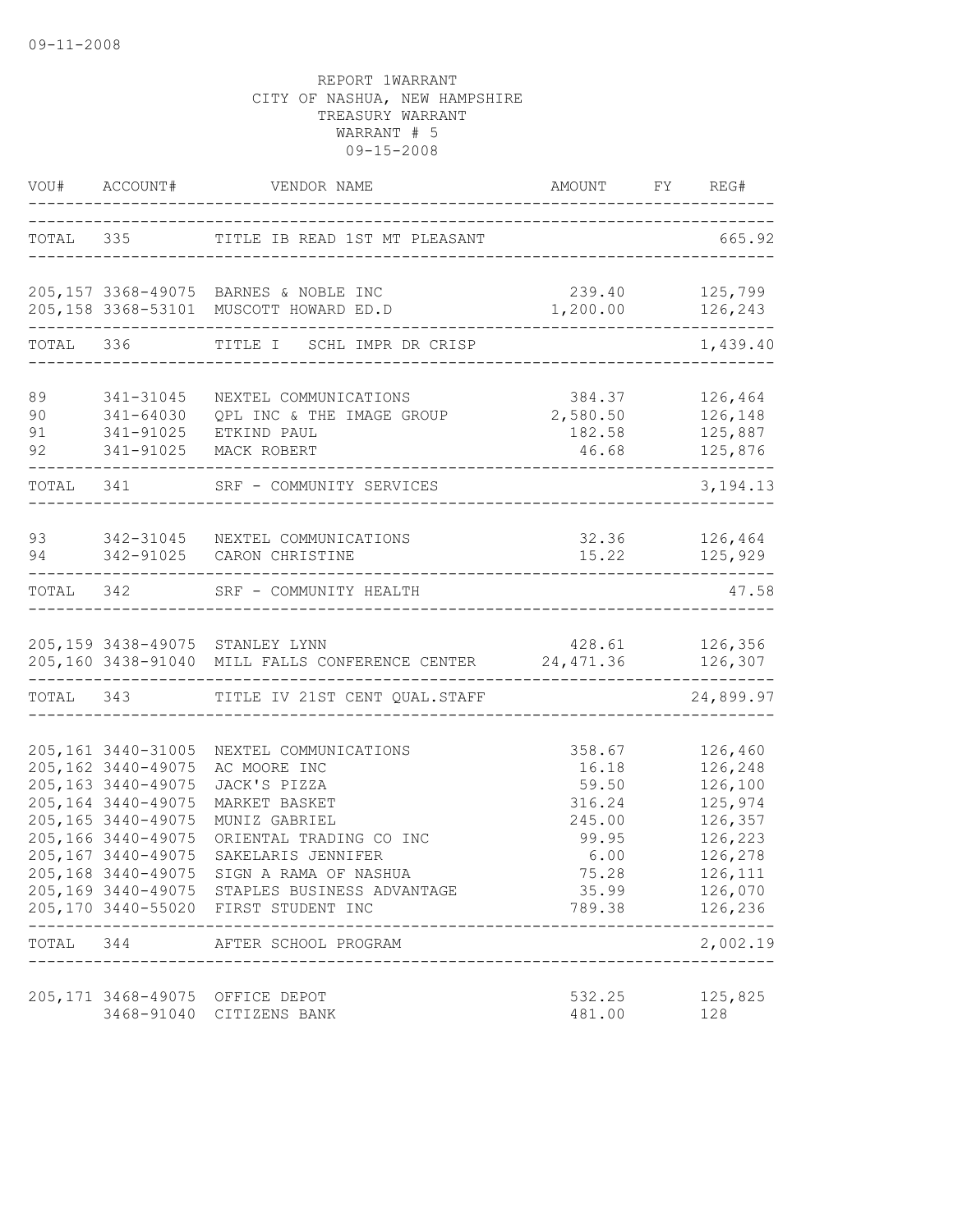09-11-2008

REPORT 1WARRANT
CITY OF NASHUA, NEW HAMPSHIRE
TREASURY WARRANT
WARRANT # 5
09-15-2008

| VOU# | ACCOUNT# | VENDOR NAME | AMOUNT | FY | REG# |
|---|---|---|---|---|---|
| TOTAL | 335 | TITLE IB READ 1ST MT PLEASANT | | | 665.92 |
| 205,157 | 3368-49075 | BARNES & NOBLE INC | 239.40 | | 125,799 |
| 205,158 | 3368-53101 | MUSCOTT HOWARD ED.D | 1,200.00 | | 126,243 |
| TOTAL | 336 | TITLE I SCHL IMPR DR CRISP | | | 1,439.40 |
| 89 | 341-31045 | NEXTEL COMMUNICATIONS | 384.37 | | 126,464 |
| 90 | 341-64030 | QPL INC & THE IMAGE GROUP | 2,580.50 | | 126,148 |
| 91 | 341-91025 | ETKIND PAUL | 182.58 | | 125,887 |
| 92 | 341-91025 | MACK ROBERT | 46.68 | | 125,876 |
| TOTAL | 341 | SRF - COMMUNITY SERVICES | | | 3,194.13 |
| 93 | 342-31045 | NEXTEL COMMUNICATIONS | 32.36 | | 126,464 |
| 94 | 342-91025 | CARON CHRISTINE | 15.22 | | 125,929 |
| TOTAL | 342 | SRF - COMMUNITY HEALTH | | | 47.58 |
| 205,159 | 3438-49075 | STANLEY LYNN | 428.61 | | 126,356 |
| 205,160 | 3438-91040 | MILL FALLS CONFERENCE CENTER | 24,471.36 | | 126,307 |
| TOTAL | 343 | TITLE IV 21ST CENT QUAL.STAFF | | | 24,899.97 |
| 205,161 | 3440-31005 | NEXTEL COMMUNICATIONS | 358.67 | | 126,460 |
| 205,162 | 3440-49075 | AC MOORE INC | 16.18 | | 126,248 |
| 205,163 | 3440-49075 | JACK'S PIZZA | 59.50 | | 126,100 |
| 205,164 | 3440-49075 | MARKET BASKET | 316.24 | | 125,974 |
| 205,165 | 3440-49075 | MUNIZ GABRIEL | 245.00 | | 126,357 |
| 205,166 | 3440-49075 | ORIENTAL TRADING CO INC | 99.95 | | 126,223 |
| 205,167 | 3440-49075 | SAKELARIS JENNIFER | 6.00 | | 126,278 |
| 205,168 | 3440-49075 | SIGN A RAMA OF NASHUA | 75.28 | | 126,111 |
| 205,169 | 3440-49075 | STAPLES BUSINESS ADVANTAGE | 35.99 | | 126,070 |
| 205,170 | 3440-55020 | FIRST STUDENT INC | 789.38 | | 126,236 |
| TOTAL | 344 | AFTER SCHOOL PROGRAM | | | 2,002.19 |
| 205,171 | 3468-49075 | OFFICE DEPOT | 532.25 | | 125,825 |
| | 3468-91040 | CITIZENS BANK | 481.00 | | 128 |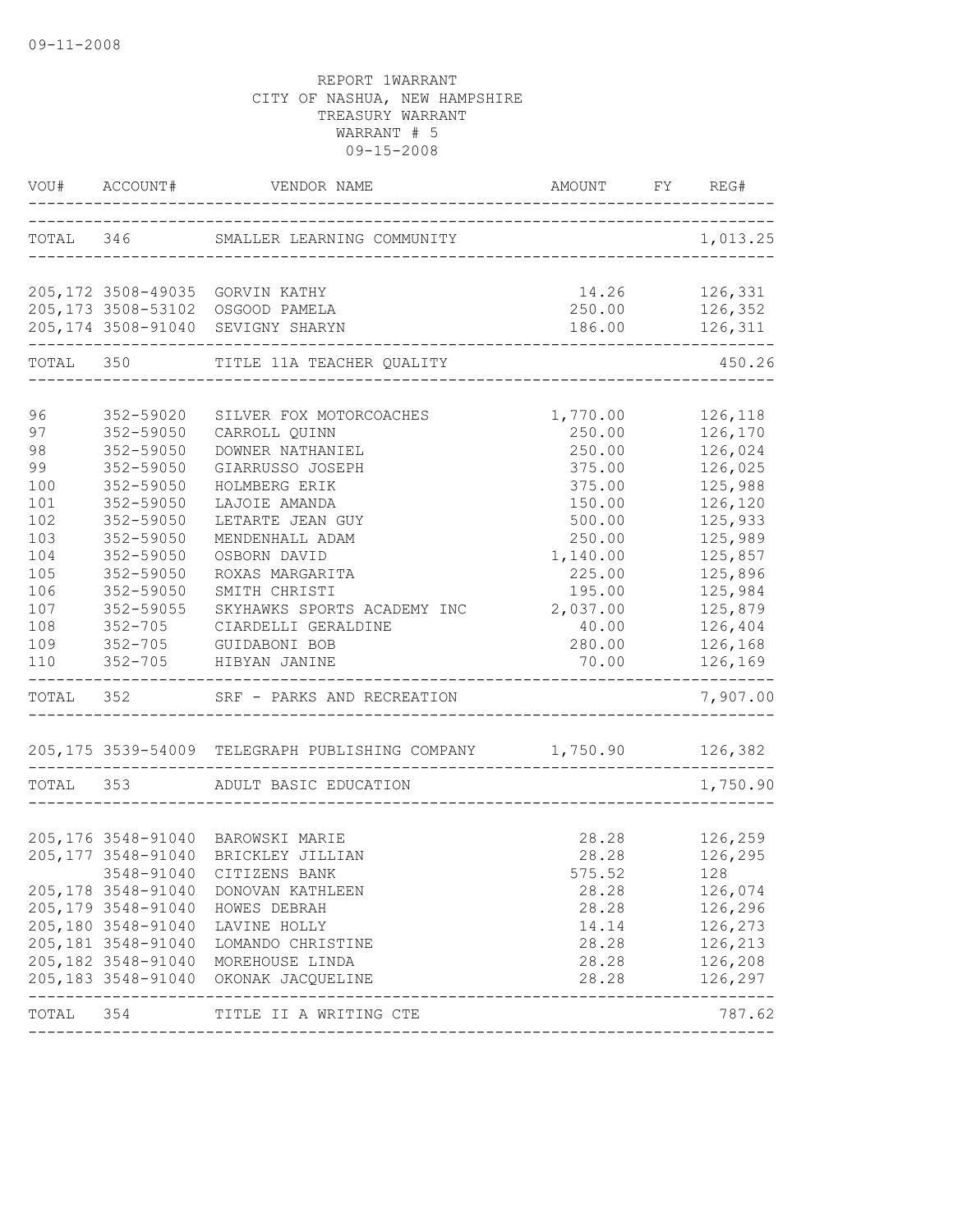09-11-2008

REPORT 1WARRANT
CITY OF NASHUA, NEW HAMPSHIRE
TREASURY WARRANT
WARRANT # 5
09-15-2008

| VOU# | ACCOUNT# | VENDOR NAME | AMOUNT | FY | REG# |
|---|---|---|---|---|---|
| TOTAL | 346 | SMALLER LEARNING COMMUNITY | | | 1,013.25 |
| 205,172 | 3508-49035 | GORVIN KATHY | 14.26 | | 126,331 |
| 205,173 | 3508-53102 | OSGOOD PAMELA | 250.00 | | 126,352 |
| 205,174 | 3508-91040 | SEVIGNY SHARYN | 186.00 | | 126,311 |
| TOTAL | 350 | TITLE 11A TEACHER QUALITY | | | 450.26 |
| 96 | 352-59020 | SILVER FOX MOTORCOACHES | 1,770.00 | | 126,118 |
| 97 | 352-59050 | CARROLL QUINN | 250.00 | | 126,170 |
| 98 | 352-59050 | DOWNER NATHANIEL | 250.00 | | 126,024 |
| 99 | 352-59050 | GIARRUSSO JOSEPH | 375.00 | | 126,025 |
| 100 | 352-59050 | HOLMBERG ERIK | 375.00 | | 125,988 |
| 101 | 352-59050 | LAJOIE AMANDA | 150.00 | | 126,120 |
| 102 | 352-59050 | LETARTE JEAN GUY | 500.00 | | 125,933 |
| 103 | 352-59050 | MENDENHALL ADAM | 250.00 | | 125,989 |
| 104 | 352-59050 | OSBORN DAVID | 1,140.00 | | 125,857 |
| 105 | 352-59050 | ROXAS MARGARITA | 225.00 | | 125,896 |
| 106 | 352-59050 | SMITH CHRISTI | 195.00 | | 125,984 |
| 107 | 352-59055 | SKYHAWKS SPORTS ACADEMY INC | 2,037.00 | | 125,879 |
| 108 | 352-705 | CIARDELLI GERALDINE | 40.00 | | 126,404 |
| 109 | 352-705 | GUIDABONI BOB | 280.00 | | 126,168 |
| 110 | 352-705 | HIBYAN JANINE | 70.00 | | 126,169 |
| TOTAL | 352 | SRF - PARKS AND RECREATION | | | 7,907.00 |
| 205,175 | 3539-54009 | TELEGRAPH PUBLISHING COMPANY | 1,750.90 | | 126,382 |
| TOTAL | 353 | ADULT BASIC EDUCATION | | | 1,750.90 |
| 205,176 | 3548-91040 | BAROWSKI MARIE | 28.28 | | 126,259 |
| 205,177 | 3548-91040 | BRICKLEY JILLIAN | 28.28 | | 126,295 |
| | 3548-91040 | CITIZENS BANK | 575.52 | | 128 |
| 205,178 | 3548-91040 | DONOVAN KATHLEEN | 28.28 | | 126,074 |
| 205,179 | 3548-91040 | HOWES DEBRAH | 28.28 | | 126,296 |
| 205,180 | 3548-91040 | LAVINE HOLLY | 14.14 | | 126,273 |
| 205,181 | 3548-91040 | LOMANDO CHRISTINE | 28.28 | | 126,213 |
| 205,182 | 3548-91040 | MOREHOUSE LINDA | 28.28 | | 126,208 |
| 205,183 | 3548-91040 | OKONAK JACQUELINE | 28.28 | | 126,297 |
| TOTAL | 354 | TITLE II A WRITING CTE | | | 787.62 |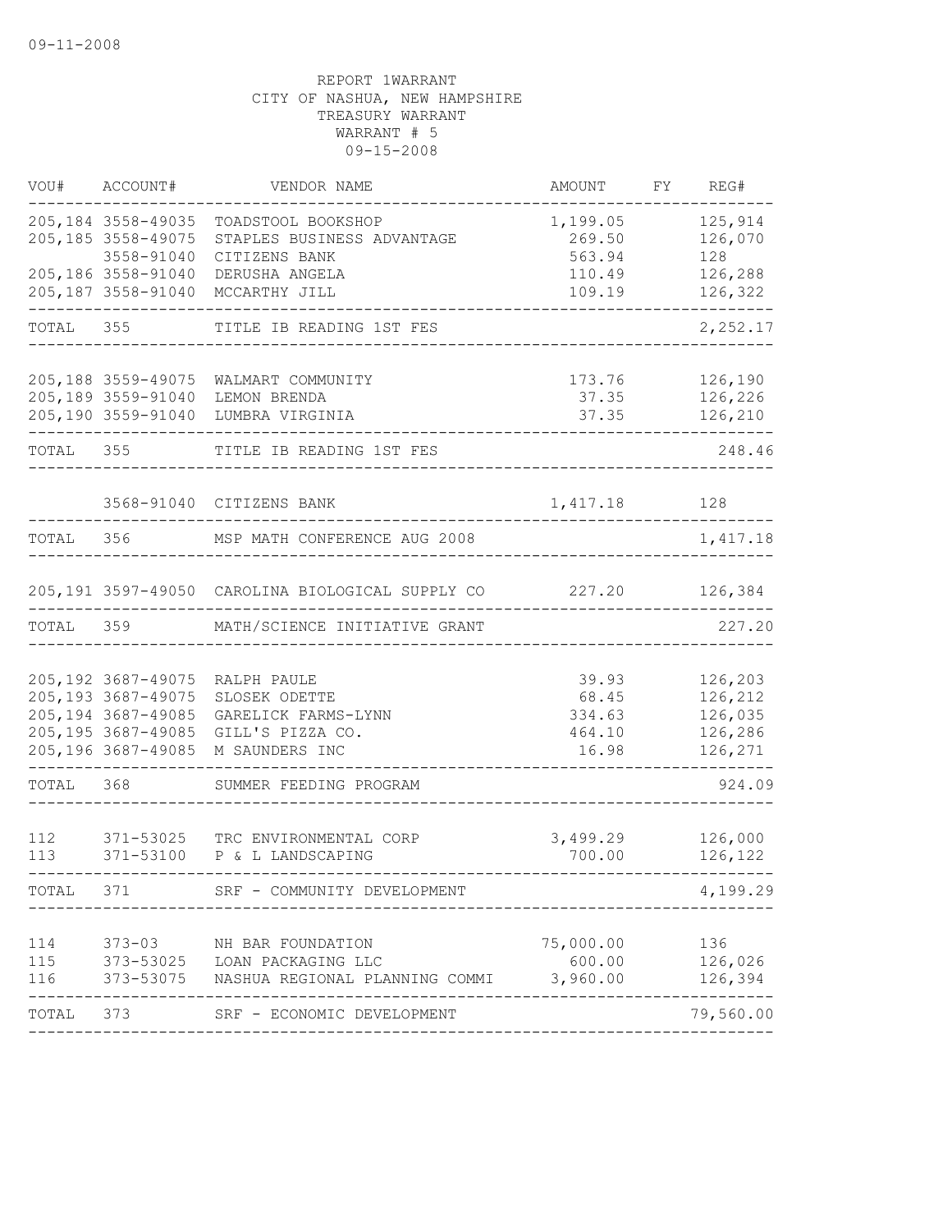09-11-2008

REPORT 1WARRANT
CITY OF NASHUA, NEW HAMPSHIRE
TREASURY WARRANT
WARRANT # 5
09-15-2008

| VOU# | ACCOUNT# | VENDOR NAME | AMOUNT | FY | REG# |
|---|---|---|---|---|---|
| 205,184 | 3558-49035 | TOADSTOOL BOOKSHOP | 1,199.05 | | 125,914 |
| 205,185 | 3558-49075 | STAPLES BUSINESS ADVANTAGE | 269.50 | | 126,070 |
| | 3558-91040 | CITIZENS BANK | 563.94 | | 128 |
| 205,186 | 3558-91040 | DERUSHA ANGELA | 110.49 | | 126,288 |
| 205,187 | 3558-91040 | MCCARTHY JILL | 109.19 | | 126,322 |
| TOTAL | 355 | TITLE IB READING 1ST FES | | | 2,252.17 |
| 205,188 | 3559-49075 | WALMART COMMUNITY | 173.76 | | 126,190 |
| 205,189 | 3559-91040 | LEMON BRENDA | 37.35 | | 126,226 |
| 205,190 | 3559-91040 | LUMBRA VIRGINIA | 37.35 | | 126,210 |
| TOTAL | 355 | TITLE IB READING 1ST FES | | | 248.46 |
| | 3568-91040 | CITIZENS BANK | 1,417.18 | | 128 |
| TOTAL | 356 | MSP MATH CONFERENCE AUG 2008 | | | 1,417.18 |
| 205,191 | 3597-49050 | CAROLINA BIOLOGICAL SUPPLY CO | 227.20 | | 126,384 |
| TOTAL | 359 | MATH/SCIENCE INITIATIVE GRANT | | | 227.20 |
| 205,192 | 3687-49075 | RALPH PAULE | 39.93 | | 126,203 |
| 205,193 | 3687-49075 | SLOSEK ODETTE | 68.45 | | 126,212 |
| 205,194 | 3687-49085 | GARELICK FARMS-LYNN | 334.63 | | 126,035 |
| 205,195 | 3687-49085 | GILL'S PIZZA CO. | 464.10 | | 126,286 |
| 205,196 | 3687-49085 | M SAUNDERS INC | 16.98 | | 126,271 |
| TOTAL | 368 | SUMMER FEEDING PROGRAM | | | 924.09 |
| 112 | 371-53025 | TRC ENVIRONMENTAL CORP | 3,499.29 | | 126,000 |
| 113 | 371-53100 | P & L LANDSCAPING | 700.00 | | 126,122 |
| TOTAL | 371 | SRF - COMMUNITY DEVELOPMENT | | | 4,199.29 |
| 114 | 373-03 | NH BAR FOUNDATION | 75,000.00 | | 136 |
| 115 | 373-53025 | LOAN PACKAGING LLC | 600.00 | | 126,026 |
| 116 | 373-53075 | NASHUA REGIONAL PLANNING COMMI | 3,960.00 | | 126,394 |
| TOTAL | 373 | SRF - ECONOMIC DEVELOPMENT | | | 79,560.00 |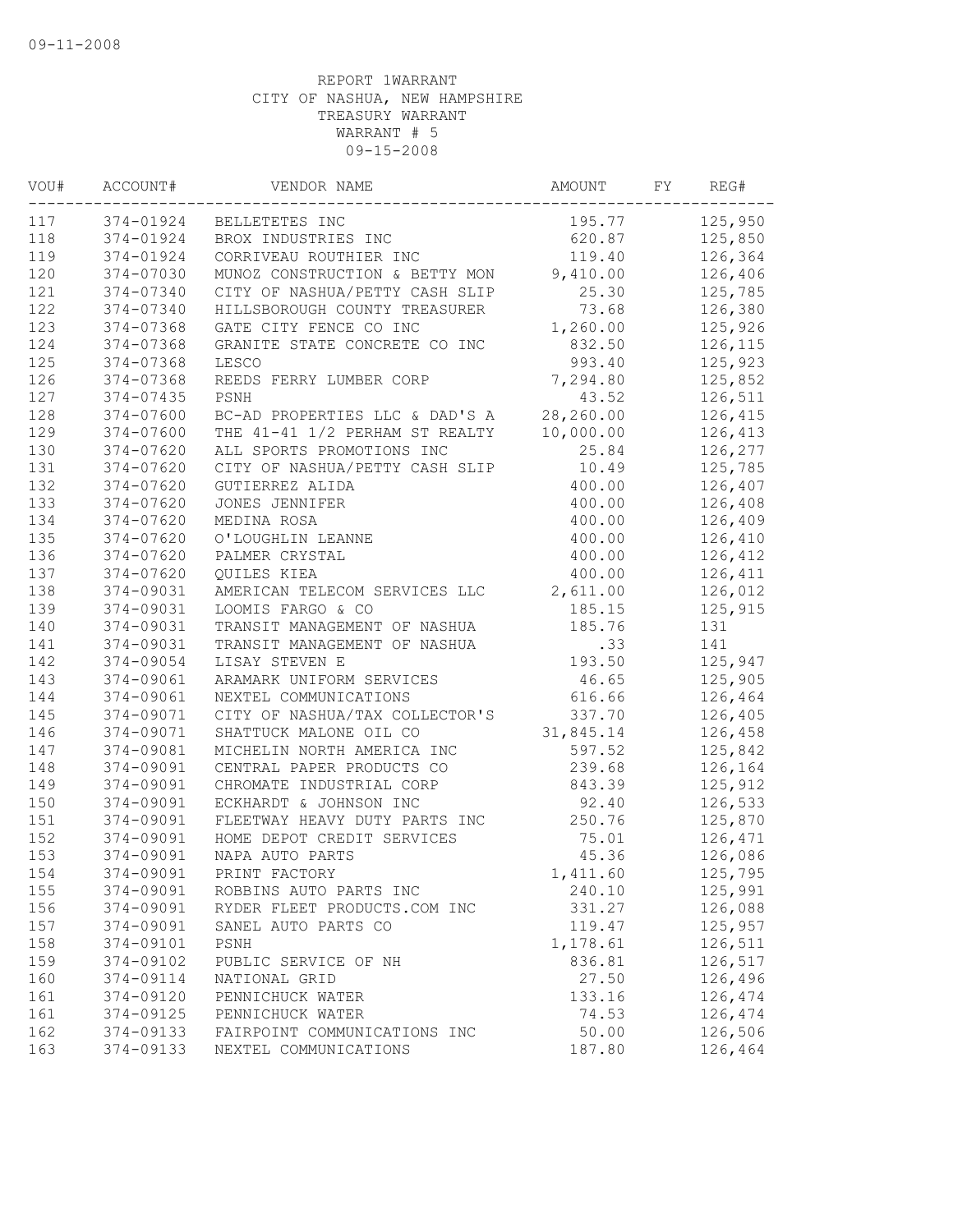09-11-2008

REPORT 1WARRANT
CITY OF NASHUA, NEW HAMPSHIRE
TREASURY WARRANT
WARRANT # 5
09-15-2008

| VOU# | ACCOUNT# | VENDOR NAME | AMOUNT | FY | REG# |
|---|---|---|---|---|---|
| 117 | 374-01924 | BELLETETES INC | 195.77 | | 125,950 |
| 118 | 374-01924 | BROX INDUSTRIES INC | 620.87 | | 125,850 |
| 119 | 374-01924 | CORRIVEAU ROUTHIER INC | 119.40 | | 126,364 |
| 120 | 374-07030 | MUNOZ CONSTRUCTION & BETTY MON | 9,410.00 | | 126,406 |
| 121 | 374-07340 | CITY OF NASHUA/PETTY CASH SLIP | 25.30 | | 125,785 |
| 122 | 374-07340 | HILLSBOROUGH COUNTY TREASURER | 73.68 | | 126,380 |
| 123 | 374-07368 | GATE CITY FENCE CO INC | 1,260.00 | | 125,926 |
| 124 | 374-07368 | GRANITE STATE CONCRETE CO INC | 832.50 | | 126,115 |
| 125 | 374-07368 | LESCO | 993.40 | | 125,923 |
| 126 | 374-07368 | REEDS FERRY LUMBER CORP | 7,294.80 | | 125,852 |
| 127 | 374-07435 | PSNH | 43.52 | | 126,511 |
| 128 | 374-07600 | BC-AD PROPERTIES LLC & DAD'S A | 28,260.00 | | 126,415 |
| 129 | 374-07600 | THE 41-41 1/2 PERHAM ST REALTY | 10,000.00 | | 126,413 |
| 130 | 374-07620 | ALL SPORTS PROMOTIONS INC | 25.84 | | 126,277 |
| 131 | 374-07620 | CITY OF NASHUA/PETTY CASH SLIP | 10.49 | | 125,785 |
| 132 | 374-07620 | GUTIERREZ ALIDA | 400.00 | | 126,407 |
| 133 | 374-07620 | JONES JENNIFER | 400.00 | | 126,408 |
| 134 | 374-07620 | MEDINA ROSA | 400.00 | | 126,409 |
| 135 | 374-07620 | O'LOUGHLIN LEANNE | 400.00 | | 126,410 |
| 136 | 374-07620 | PALMER CRYSTAL | 400.00 | | 126,412 |
| 137 | 374-07620 | QUILES KIEA | 400.00 | | 126,411 |
| 138 | 374-09031 | AMERICAN TELECOM SERVICES LLC | 2,611.00 | | 126,012 |
| 139 | 374-09031 | LOOMIS FARGO & CO | 185.15 | | 125,915 |
| 140 | 374-09031 | TRANSIT MANAGEMENT OF NASHUA | 185.76 | | 131 |
| 141 | 374-09031 | TRANSIT MANAGEMENT OF NASHUA | .33 | | 141 |
| 142 | 374-09054 | LISAY STEVEN E | 193.50 | | 125,947 |
| 143 | 374-09061 | ARAMARK UNIFORM SERVICES | 46.65 | | 125,905 |
| 144 | 374-09061 | NEXTEL COMMUNICATIONS | 616.66 | | 126,464 |
| 145 | 374-09071 | CITY OF NASHUA/TAX COLLECTOR'S | 337.70 | | 126,405 |
| 146 | 374-09071 | SHATTUCK MALONE OIL CO | 31,845.14 | | 126,458 |
| 147 | 374-09081 | MICHELIN NORTH AMERICA INC | 597.52 | | 125,842 |
| 148 | 374-09091 | CENTRAL PAPER PRODUCTS CO | 239.68 | | 126,164 |
| 149 | 374-09091 | CHROMATE INDUSTRIAL CORP | 843.39 | | 125,912 |
| 150 | 374-09091 | ECKHARDT & JOHNSON INC | 92.40 | | 126,533 |
| 151 | 374-09091 | FLEETWAY HEAVY DUTY PARTS INC | 250.76 | | 125,870 |
| 152 | 374-09091 | HOME DEPOT CREDIT SERVICES | 75.01 | | 126,471 |
| 153 | 374-09091 | NAPA AUTO PARTS | 45.36 | | 126,086 |
| 154 | 374-09091 | PRINT FACTORY | 1,411.60 | | 125,795 |
| 155 | 374-09091 | ROBBINS AUTO PARTS INC | 240.10 | | 125,991 |
| 156 | 374-09091 | RYDER FLEET PRODUCTS.COM INC | 331.27 | | 126,088 |
| 157 | 374-09091 | SANEL AUTO PARTS CO | 119.47 | | 125,957 |
| 158 | 374-09101 | PSNH | 1,178.61 | | 126,511 |
| 159 | 374-09102 | PUBLIC SERVICE OF NH | 836.81 | | 126,517 |
| 160 | 374-09114 | NATIONAL GRID | 27.50 | | 126,496 |
| 161 | 374-09120 | PENNICHUCK WATER | 133.16 | | 126,474 |
| 161 | 374-09125 | PENNICHUCK WATER | 74.53 | | 126,474 |
| 162 | 374-09133 | FAIRPOINT COMMUNICATIONS INC | 50.00 | | 126,506 |
| 163 | 374-09133 | NEXTEL COMMUNICATIONS | 187.80 | | 126,464 |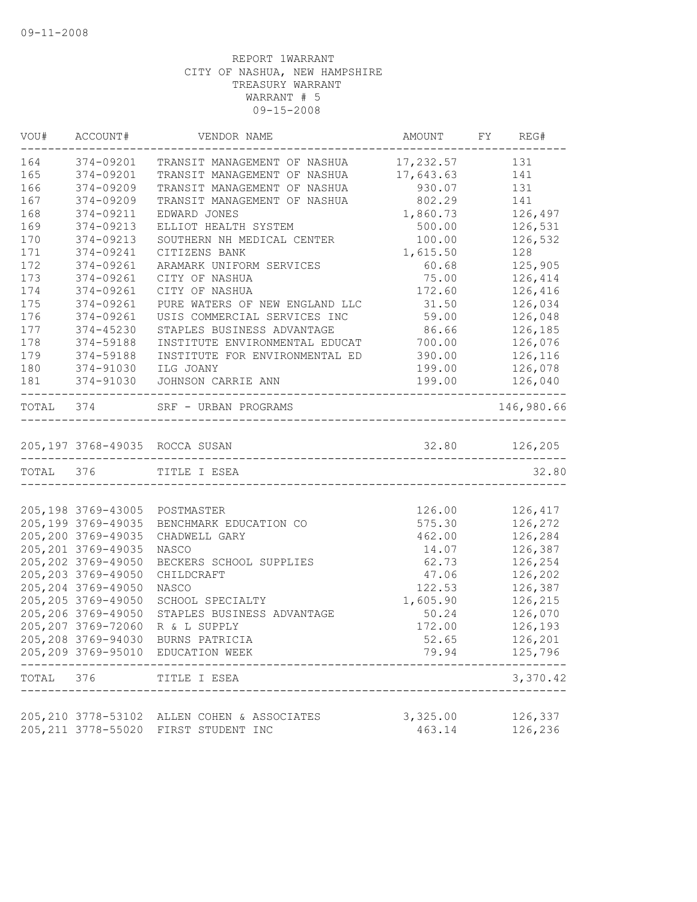09-11-2008

REPORT 1WARRANT
CITY OF NASHUA, NEW HAMPSHIRE
TREASURY WARRANT
WARRANT # 5
09-15-2008

| VOU# | ACCOUNT# | VENDOR NAME | AMOUNT | FY | REG# |
|---|---|---|---|---|---|
| 164 | 374-09201 | TRANSIT MANAGEMENT OF NASHUA | 17,232.57 | | 131 |
| 165 | 374-09201 | TRANSIT MANAGEMENT OF NASHUA | 17,643.63 | | 141 |
| 166 | 374-09209 | TRANSIT MANAGEMENT OF NASHUA | 930.07 | | 131 |
| 167 | 374-09209 | TRANSIT MANAGEMENT OF NASHUA | 802.29 | | 141 |
| 168 | 374-09211 | EDWARD JONES | 1,860.73 | | 126,497 |
| 169 | 374-09213 | ELLIOT HEALTH SYSTEM | 500.00 | | 126,531 |
| 170 | 374-09213 | SOUTHERN NH MEDICAL CENTER | 100.00 | | 126,532 |
| 171 | 374-09241 | CITIZENS BANK | 1,615.50 | | 128 |
| 172 | 374-09261 | ARAMARK UNIFORM SERVICES | 60.68 | | 125,905 |
| 173 | 374-09261 | CITY OF NASHUA | 75.00 | | 126,414 |
| 174 | 374-09261 | CITY OF NASHUA | 172.60 | | 126,416 |
| 175 | 374-09261 | PURE WATERS OF NEW ENGLAND LLC | 31.50 | | 126,034 |
| 176 | 374-09261 | USIS COMMERCIAL SERVICES INC | 59.00 | | 126,048 |
| 177 | 374-45230 | STAPLES BUSINESS ADVANTAGE | 86.66 | | 126,185 |
| 178 | 374-59188 | INSTITUTE ENVIRONMENTAL EDUCAT | 700.00 | | 126,076 |
| 179 | 374-59188 | INSTITUTE FOR ENVIRONMENTAL ED | 390.00 | | 126,116 |
| 180 | 374-91030 | ILG JOANY | 199.00 | | 126,078 |
| 181 | 374-91030 | JOHNSON CARRIE ANN | 199.00 | | 126,040 |
| TOTAL | 374 | SRF - URBAN PROGRAMS | | | 146,980.66 |
| 205,197 | 3768-49035 | ROCCA SUSAN | 32.80 | | 126,205 |
| TOTAL | 376 | TITLE I ESEA | | | 32.80 |
| 205,198 | 3769-43005 | POSTMASTER | 126.00 | | 126,417 |
| 205,199 | 3769-49035 | BENCHMARK EDUCATION CO | 575.30 | | 126,272 |
| 205,200 | 3769-49035 | CHADWELL GARY | 462.00 | | 126,284 |
| 205,201 | 3769-49035 | NASCO | 14.07 | | 126,387 |
| 205,202 | 3769-49050 | BECKERS SCHOOL SUPPLIES | 62.73 | | 126,254 |
| 205,203 | 3769-49050 | CHILDCRAFT | 47.06 | | 126,202 |
| 205,204 | 3769-49050 | NASCO | 122.53 | | 126,387 |
| 205,205 | 3769-49050 | SCHOOL SPECIALTY | 1,605.90 | | 126,215 |
| 205,206 | 3769-49050 | STAPLES BUSINESS ADVANTAGE | 50.24 | | 126,070 |
| 205,207 | 3769-72060 | R & L SUPPLY | 172.00 | | 126,193 |
| 205,208 | 3769-94030 | BURNS PATRICIA | 52.65 | | 126,201 |
| 205,209 | 3769-95010 | EDUCATION WEEK | 79.94 | | 125,796 |
| TOTAL | 376 | TITLE I ESEA | | | 3,370.42 |
| 205,210 | 3778-53102 | ALLEN COHEN & ASSOCIATES | 3,325.00 | | 126,337 |
| 205,211 | 3778-55020 | FIRST STUDENT INC | 463.14 | | 126,236 |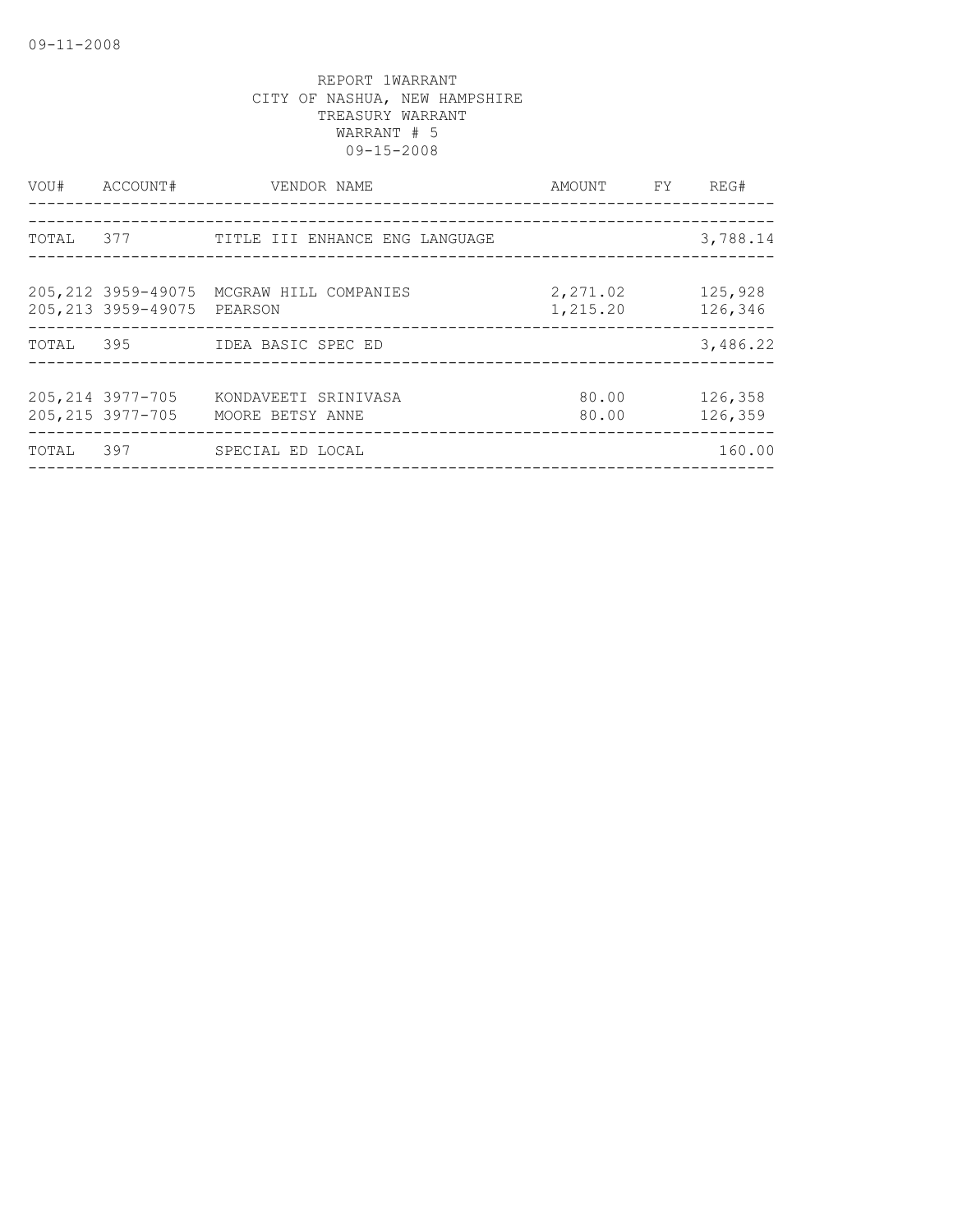09-11-2008

REPORT 1WARRANT
CITY OF NASHUA, NEW HAMPSHIRE
TREASURY WARRANT
WARRANT # 5
09-15-2008

| VOU# | ACCOUNT# | VENDOR NAME | AMOUNT | FY | REG# |
|---|---|---|---|---|---|
| TOTAL | 377 | TITLE III ENHANCE ENG LANGUAGE | | | 3,788.14 |
| 205,212 | 3959-49075 | MCGRAW HILL COMPANIES | 2,271.02 | | 125,928 |
| 205,213 | 3959-49075 | PEARSON | 1,215.20 | | 126,346 |
| TOTAL | 395 | IDEA BASIC SPEC ED | | | 3,486.22 |
| 205,214 | 3977-705 | KONDAVEETI SRINIVASA | 80.00 | | 126,358 |
| 205,215 | 3977-705 | MOORE BETSY ANNE | 80.00 | | 126,359 |
| TOTAL | 397 | SPECIAL ED LOCAL | | | 160.00 |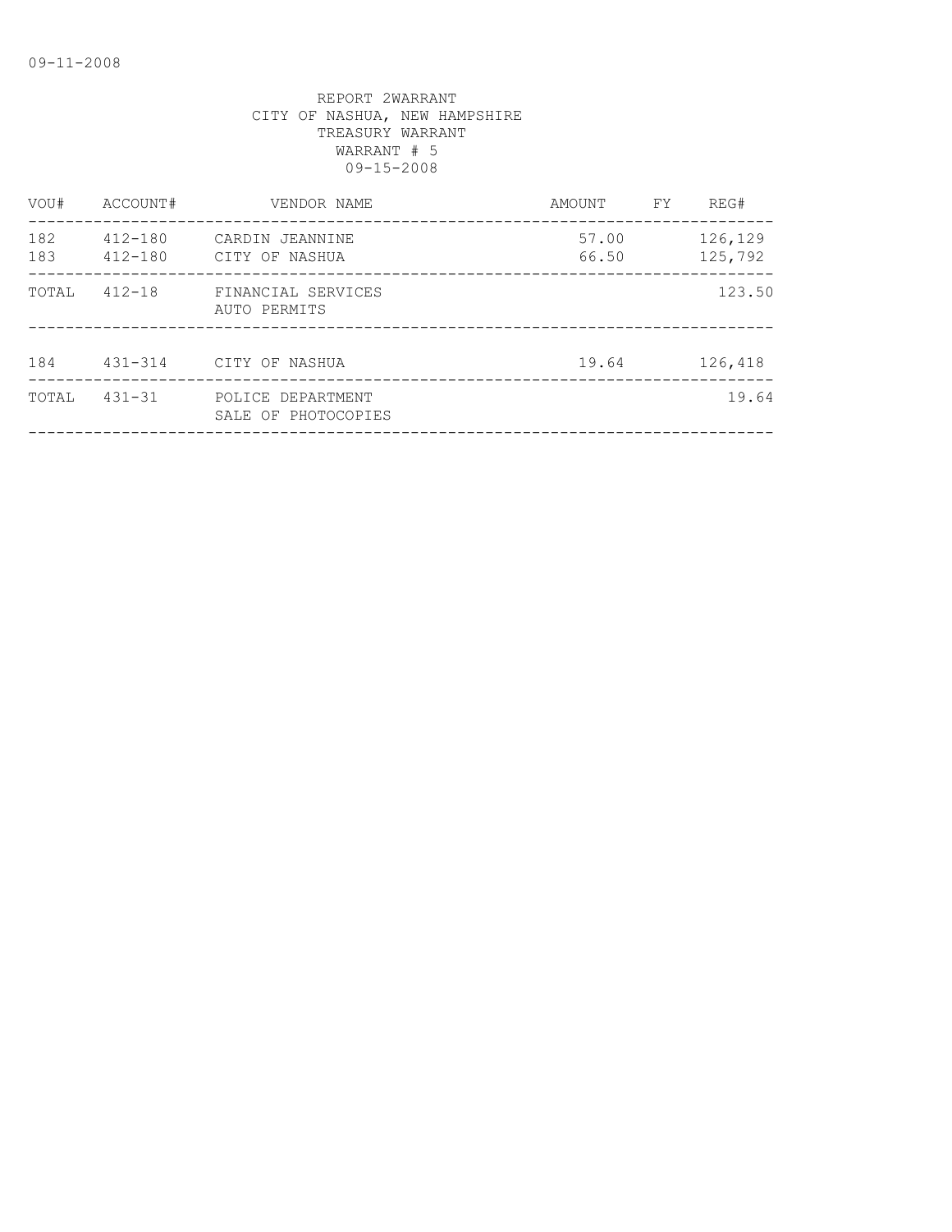REPORT 2WARRANT
CITY OF NASHUA, NEW HAMPSHIRE
TREASURY WARRANT
WARRANT # 5
09-15-2008

| VOU# | ACCOUNT# | VENDOR NAME | AMOUNT | FY | REG# |
|---|---|---|---|---|---|
| 182 | 412-180 | CARDIN JEANNINE | 57.00 | | 126,129 |
| 183 | 412-180 | CITY OF NASHUA | 66.50 | | 125,792 |
| TOTAL | 412-18 | FINANCIAL SERVICES AUTO PERMITS | | | 123.50 |
| 184 | 431-314 | CITY OF NASHUA | 19.64 | | 126,418 |
| TOTAL | 431-31 | POLICE DEPARTMENT SALE OF PHOTOCOPIES | | | 19.64 |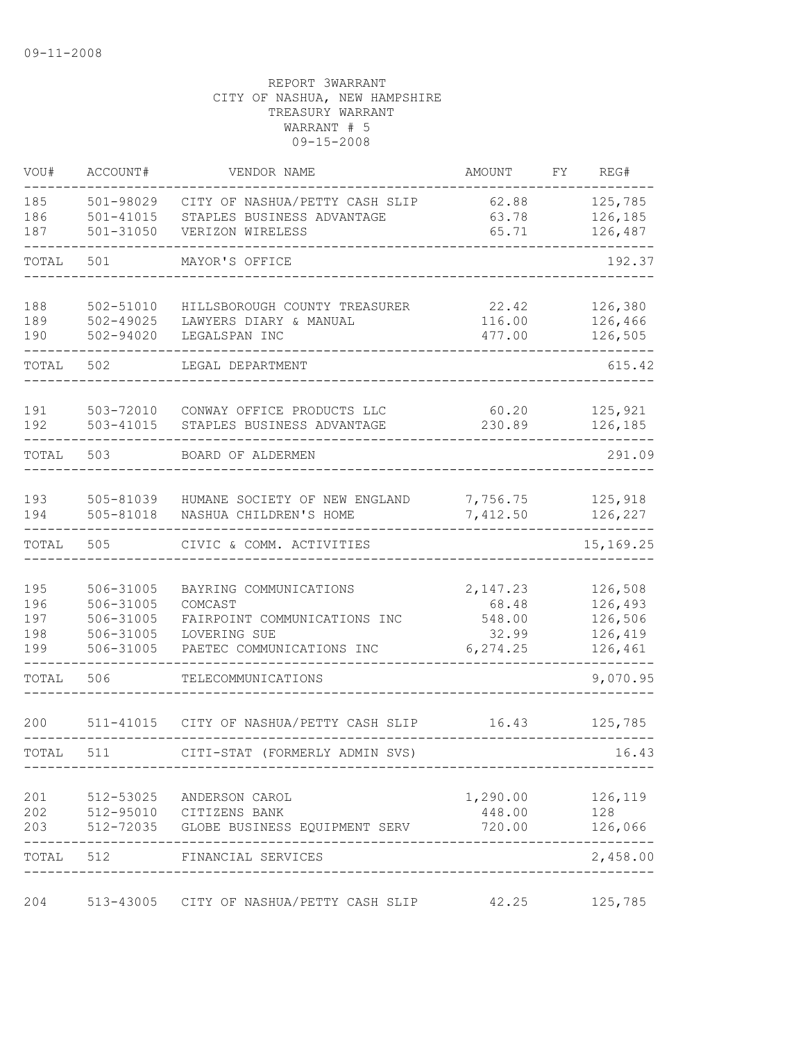09-11-2008

REPORT 3WARRANT
CITY OF NASHUA, NEW HAMPSHIRE
TREASURY WARRANT
WARRANT # 5
09-15-2008

| VOU# | ACCOUNT# | VENDOR NAME | AMOUNT | FY | REG# |
|---|---|---|---|---|---|
| 185 | 501-98029 | CITY OF NASHUA/PETTY CASH SLIP | 62.88 | | 125,785 |
| 186 | 501-41015 | STAPLES BUSINESS ADVANTAGE | 63.78 | | 126,185 |
| 187 | 501-31050 | VERIZON WIRELESS | 65.71 | | 126,487 |
| TOTAL | 501 | MAYOR'S OFFICE | | | 192.37 |
| 188 | 502-51010 | HILLSBOROUGH COUNTY TREASURER | 22.42 | | 126,380 |
| 189 | 502-49025 | LAWYERS DIARY & MANUAL | 116.00 | | 126,466 |
| 190 | 502-94020 | LEGALSPAN INC | 477.00 | | 126,505 |
| TOTAL | 502 | LEGAL DEPARTMENT | | | 615.42 |
| 191 | 503-72010 | CONWAY OFFICE PRODUCTS LLC | 60.20 | | 125,921 |
| 192 | 503-41015 | STAPLES BUSINESS ADVANTAGE | 230.89 | | 126,185 |
| TOTAL | 503 | BOARD OF ALDERMEN | | | 291.09 |
| 193 | 505-81039 | HUMANE SOCIETY OF NEW ENGLAND | 7,756.75 | | 125,918 |
| 194 | 505-81018 | NASHUA CHILDREN'S HOME | 7,412.50 | | 126,227 |
| TOTAL | 505 | CIVIC & COMM. ACTIVITIES | | | 15,169.25 |
| 195 | 506-31005 | BAYRING COMMUNICATIONS | 2,147.23 | | 126,508 |
| 196 | 506-31005 | COMCAST | 68.48 | | 126,493 |
| 197 | 506-31005 | FAIRPOINT COMMUNICATIONS INC | 548.00 | | 126,506 |
| 198 | 506-31005 | LOVERING SUE | 32.99 | | 126,419 |
| 199 | 506-31005 | PAETEC COMMUNICATIONS INC | 6,274.25 | | 126,461 |
| TOTAL | 506 | TELECOMMUNICATIONS | | | 9,070.95 |
| 200 | 511-41015 | CITY OF NASHUA/PETTY CASH SLIP | 16.43 | | 125,785 |
| TOTAL | 511 | CITI-STAT (FORMERLY ADMIN SVS) | | | 16.43 |
| 201 | 512-53025 | ANDERSON CAROL | 1,290.00 | | 126,119 |
| 202 | 512-95010 | CITIZENS BANK | 448.00 | | 128 |
| 203 | 512-72035 | GLOBE BUSINESS EQUIPMENT SERV | 720.00 | | 126,066 |
| TOTAL | 512 | FINANCIAL SERVICES | | | 2,458.00 |
| 204 | 513-43005 | CITY OF NASHUA/PETTY CASH SLIP | 42.25 | | 125,785 |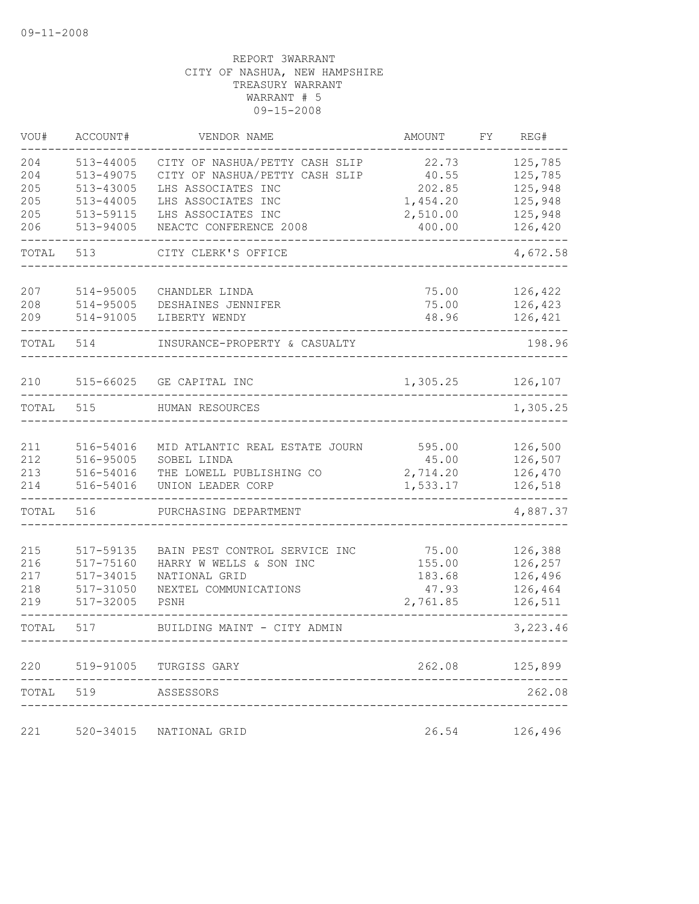09-11-2008

REPORT 3WARRANT
CITY OF NASHUA, NEW HAMPSHIRE
TREASURY WARRANT
WARRANT # 5
09-15-2008

| VOU# | ACCOUNT# | VENDOR NAME | AMOUNT | FY | REG# |
|---|---|---|---|---|---|
| 204 | 513-44005 | CITY OF NASHUA/PETTY CASH SLIP | 22.73 | | 125,785 |
| 204 | 513-49075 | CITY OF NASHUA/PETTY CASH SLIP | 40.55 | | 125,785 |
| 205 | 513-43005 | LHS ASSOCIATES INC | 202.85 | | 125,948 |
| 205 | 513-44005 | LHS ASSOCIATES INC | 1,454.20 | | 125,948 |
| 205 | 513-59115 | LHS ASSOCIATES INC | 2,510.00 | | 125,948 |
| 206 | 513-94005 | NEACTC CONFERENCE 2008 | 400.00 | | 126,420 |
| TOTAL | 513 | CITY CLERK'S OFFICE | | | 4,672.58 |
| 207 | 514-95005 | CHANDLER LINDA | 75.00 | | 126,422 |
| 208 | 514-95005 | DESHAINES JENNIFER | 75.00 | | 126,423 |
| 209 | 514-91005 | LIBERTY WENDY | 48.96 | | 126,421 |
| TOTAL | 514 | INSURANCE-PROPERTY & CASUALTY | | | 198.96 |
| 210 | 515-66025 | GE CAPITAL INC | 1,305.25 | | 126,107 |
| TOTAL | 515 | HUMAN RESOURCES | | | 1,305.25 |
| 211 | 516-54016 | MID ATLANTIC REAL ESTATE JOURN | 595.00 | | 126,500 |
| 212 | 516-95005 | SOBEL LINDA | 45.00 | | 126,507 |
| 213 | 516-54016 | THE LOWELL PUBLISHING CO | 2,714.20 | | 126,470 |
| 214 | 516-54016 | UNION LEADER CORP | 1,533.17 | | 126,518 |
| TOTAL | 516 | PURCHASING DEPARTMENT | | | 4,887.37 |
| 215 | 517-59135 | BAIN PEST CONTROL SERVICE INC | 75.00 | | 126,388 |
| 216 | 517-75160 | HARRY W WELLS & SON INC | 155.00 | | 126,257 |
| 217 | 517-34015 | NATIONAL GRID | 183.68 | | 126,496 |
| 218 | 517-31050 | NEXTEL COMMUNICATIONS | 47.93 | | 126,464 |
| 219 | 517-32005 | PSNH | 2,761.85 | | 126,511 |
| TOTAL | 517 | BUILDING MAINT - CITY ADMIN | | | 3,223.46 |
| 220 | 519-91005 | TURGISS GARY | 262.08 | | 125,899 |
| TOTAL | 519 | ASSESSORS | | | 262.08 |
| 221 | 520-34015 | NATIONAL GRID | 26.54 | | 126,496 |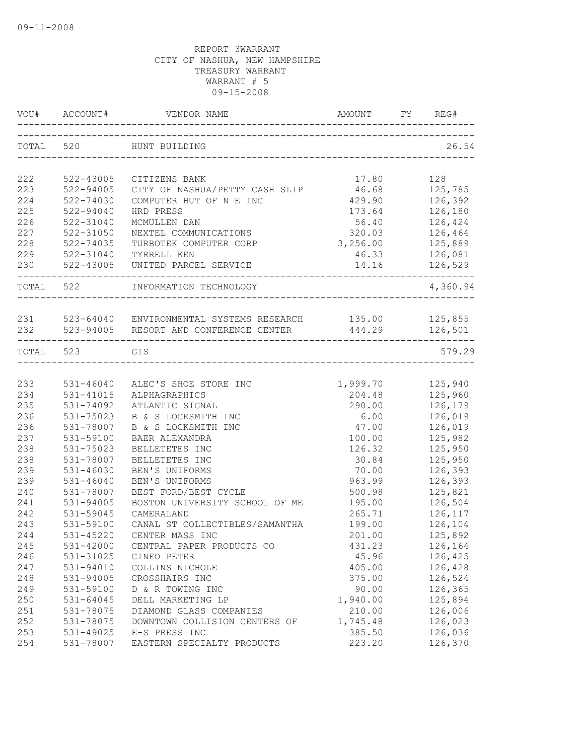09-11-2008

REPORT 3WARRANT
CITY OF NASHUA, NEW HAMPSHIRE
TREASURY WARRANT
WARRANT # 5
09-15-2008

| VOU# | ACCOUNT# | VENDOR NAME | AMOUNT | FY | REG# |
|---|---|---|---|---|---|
| TOTAL | 520 | HUNT BUILDING | | | 26.54 |
| 222 | 522-43005 | CITIZENS BANK | 17.80 | | 128 |
| 223 | 522-94005 | CITY OF NASHUA/PETTY CASH SLIP | 46.68 | | 125,785 |
| 224 | 522-74030 | COMPUTER HUT OF N E INC | 429.90 | | 126,392 |
| 225 | 522-94040 | HRD PRESS | 173.64 | | 126,180 |
| 226 | 522-31040 | MCMULLEN DAN | 56.40 | | 126,424 |
| 227 | 522-31050 | NEXTEL COMMUNICATIONS | 320.03 | | 126,464 |
| 228 | 522-74035 | TURBOTEK COMPUTER CORP | 3,256.00 | | 125,889 |
| 229 | 522-31040 | TYRRELL KEN | 46.33 | | 126,081 |
| 230 | 522-43005 | UNITED PARCEL SERVICE | 14.16 | | 126,529 |
| TOTAL | 522 | INFORMATION TECHNOLOGY | | | 4,360.94 |
| 231 | 523-64040 | ENVIRONMENTAL SYSTEMS RESEARCH | 135.00 | | 125,855 |
| 232 | 523-94005 | RESORT AND CONFERENCE CENTER | 444.29 | | 126,501 |
| TOTAL | 523 | GIS | | | 579.29 |
| 233 | 531-46040 | ALEC'S SHOE STORE INC | 1,999.70 | | 125,940 |
| 234 | 531-41015 | ALPHAGRAPHICS | 204.48 | | 125,960 |
| 235 | 531-74092 | ATLANTIC SIGNAL | 290.00 | | 126,179 |
| 236 | 531-75023 | B & S LOCKSMITH INC | 6.00 | | 126,019 |
| 236 | 531-78007 | B & S LOCKSMITH INC | 47.00 | | 126,019 |
| 237 | 531-59100 | BAER ALEXANDRA | 100.00 | | 125,982 |
| 238 | 531-75023 | BELLETETES INC | 126.32 | | 125,950 |
| 238 | 531-78007 | BELLETETES INC | 30.84 | | 125,950 |
| 239 | 531-46030 | BEN'S UNIFORMS | 70.00 | | 126,393 |
| 239 | 531-46040 | BEN'S UNIFORMS | 963.99 | | 126,393 |
| 240 | 531-78007 | BEST FORD/BEST CYCLE | 500.98 | | 125,821 |
| 241 | 531-94005 | BOSTON UNIVERSITY SCHOOL OF ME | 195.00 | | 126,504 |
| 242 | 531-59045 | CAMERALAND | 265.71 | | 126,117 |
| 243 | 531-59100 | CANAL ST COLLECTIBLES/SAMANTHA | 199.00 | | 126,104 |
| 244 | 531-45220 | CENTER MASS INC | 201.00 | | 125,892 |
| 245 | 531-42000 | CENTRAL PAPER PRODUCTS CO | 431.23 | | 126,164 |
| 246 | 531-31025 | CINFO PETER | 45.96 | | 126,425 |
| 247 | 531-94010 | COLLINS NICHOLE | 405.00 | | 126,428 |
| 248 | 531-94005 | CROSSHAIRS INC | 375.00 | | 126,524 |
| 249 | 531-59100 | D & R TOWING INC | 90.00 | | 126,365 |
| 250 | 531-64045 | DELL MARKETING LP | 1,940.00 | | 125,894 |
| 251 | 531-78075 | DIAMOND GLASS COMPANIES | 210.00 | | 126,006 |
| 252 | 531-78075 | DOWNTOWN COLLISION CENTERS OF | 1,745.48 | | 126,023 |
| 253 | 531-49025 | E-S PRESS INC | 385.50 | | 126,036 |
| 254 | 531-78007 | EASTERN SPECIALTY PRODUCTS | 223.20 | | 126,370 |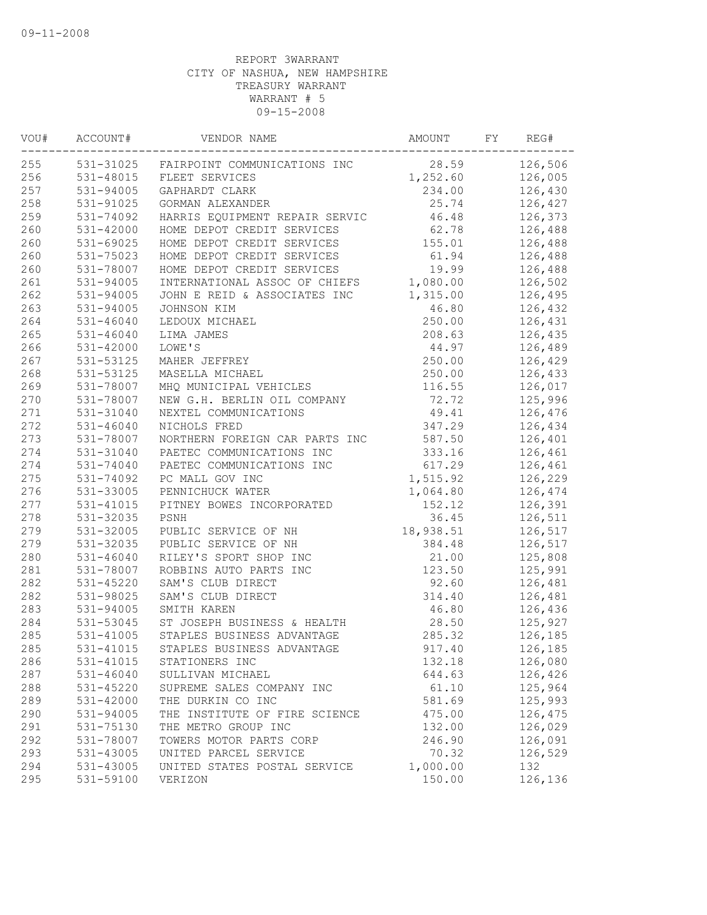09-11-2008

REPORT 3WARRANT
CITY OF NASHUA, NEW HAMPSHIRE
TREASURY WARRANT
WARRANT # 5
09-15-2008

| VOU# | ACCOUNT# | VENDOR NAME | AMOUNT | FY | REG# |
|---|---|---|---|---|---|
| 255 | 531-31025 | FAIRPOINT COMMUNICATIONS INC | 28.59 | | 126,506 |
| 256 | 531-48015 | FLEET SERVICES | 1,252.60 | | 126,005 |
| 257 | 531-94005 | GAPHARDT CLARK | 234.00 | | 126,430 |
| 258 | 531-91025 | GORMAN ALEXANDER | 25.74 | | 126,427 |
| 259 | 531-74092 | HARRIS EQUIPMENT REPAIR SERVIC | 46.48 | | 126,373 |
| 260 | 531-42000 | HOME DEPOT CREDIT SERVICES | 62.78 | | 126,488 |
| 260 | 531-69025 | HOME DEPOT CREDIT SERVICES | 155.01 | | 126,488 |
| 260 | 531-75023 | HOME DEPOT CREDIT SERVICES | 61.94 | | 126,488 |
| 260 | 531-78007 | HOME DEPOT CREDIT SERVICES | 19.99 | | 126,488 |
| 261 | 531-94005 | INTERNATIONAL ASSOC OF CHIEFS | 1,080.00 | | 126,502 |
| 262 | 531-94005 | JOHN E REID & ASSOCIATES INC | 1,315.00 | | 126,495 |
| 263 | 531-94005 | JOHNSON KIM | 46.80 | | 126,432 |
| 264 | 531-46040 | LEDOUX MICHAEL | 250.00 | | 126,431 |
| 265 | 531-46040 | LIMA JAMES | 208.63 | | 126,435 |
| 266 | 531-42000 | LOWE'S | 44.97 | | 126,489 |
| 267 | 531-53125 | MAHER JEFFREY | 250.00 | | 126,429 |
| 268 | 531-53125 | MASELLA MICHAEL | 250.00 | | 126,433 |
| 269 | 531-78007 | MHQ MUNICIPAL VEHICLES | 116.55 | | 126,017 |
| 270 | 531-78007 | NEW G.H. BERLIN OIL COMPANY | 72.72 | | 125,996 |
| 271 | 531-31040 | NEXTEL COMMUNICATIONS | 49.41 | | 126,476 |
| 272 | 531-46040 | NICHOLS FRED | 347.29 | | 126,434 |
| 273 | 531-78007 | NORTHERN FOREIGN CAR PARTS INC | 587.50 | | 126,401 |
| 274 | 531-31040 | PAETEC COMMUNICATIONS INC | 333.16 | | 126,461 |
| 274 | 531-74040 | PAETEC COMMUNICATIONS INC | 617.29 | | 126,461 |
| 275 | 531-74092 | PC MALL GOV INC | 1,515.92 | | 126,229 |
| 276 | 531-33005 | PENNICHUCK WATER | 1,064.80 | | 126,474 |
| 277 | 531-41015 | PITNEY BOWES INCORPORATED | 152.12 | | 126,391 |
| 278 | 531-32035 | PSNH | 36.45 | | 126,511 |
| 279 | 531-32005 | PUBLIC SERVICE OF NH | 18,938.51 | | 126,517 |
| 279 | 531-32035 | PUBLIC SERVICE OF NH | 384.48 | | 126,517 |
| 280 | 531-46040 | RILEY'S SPORT SHOP INC | 21.00 | | 125,808 |
| 281 | 531-78007 | ROBBINS AUTO PARTS INC | 123.50 | | 125,991 |
| 282 | 531-45220 | SAM'S CLUB DIRECT | 92.60 | | 126,481 |
| 282 | 531-98025 | SAM'S CLUB DIRECT | 314.40 | | 126,481 |
| 283 | 531-94005 | SMITH KAREN | 46.80 | | 126,436 |
| 284 | 531-53045 | ST JOSEPH BUSINESS & HEALTH | 28.50 | | 125,927 |
| 285 | 531-41005 | STAPLES BUSINESS ADVANTAGE | 285.32 | | 126,185 |
| 285 | 531-41015 | STAPLES BUSINESS ADVANTAGE | 917.40 | | 126,185 |
| 286 | 531-41015 | STATIONERS INC | 132.18 | | 126,080 |
| 287 | 531-46040 | SULLIVAN MICHAEL | 644.63 | | 126,426 |
| 288 | 531-45220 | SUPREME SALES COMPANY INC | 61.10 | | 125,964 |
| 289 | 531-42000 | THE DURKIN CO INC | 581.69 | | 125,993 |
| 290 | 531-94005 | THE INSTITUTE OF FIRE SCIENCE | 475.00 | | 126,475 |
| 291 | 531-75130 | THE METRO GROUP INC | 132.00 | | 126,029 |
| 292 | 531-78007 | TOWERS MOTOR PARTS CORP | 246.90 | | 126,091 |
| 293 | 531-43005 | UNITED PARCEL SERVICE | 70.32 | | 126,529 |
| 294 | 531-43005 | UNITED STATES POSTAL SERVICE | 1,000.00 | | 132 |
| 295 | 531-59100 | VERIZON | 150.00 | | 126,136 |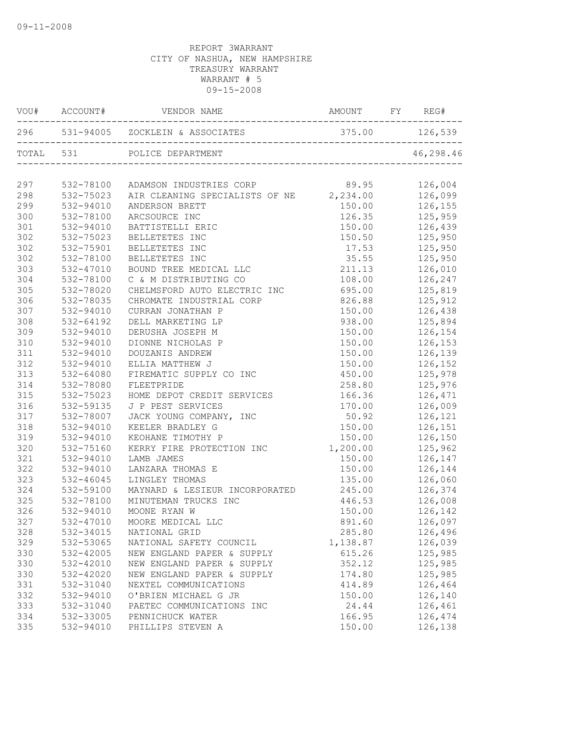09-11-2008

REPORT 3WARRANT
CITY OF NASHUA, NEW HAMPSHIRE
TREASURY WARRANT
WARRANT # 5
09-15-2008

| VOU# | ACCOUNT# | VENDOR NAME | AMOUNT | FY | REG# |
|---|---|---|---|---|---|
| 296 | 531-94005 | ZOCKLEIN & ASSOCIATES | 375.00 | | 126,539 |
| TOTAL | 531 | POLICE DEPARTMENT | | | 46,298.46 |
| 297 | 532-78100 | ADAMSON INDUSTRIES CORP | 89.95 | | 126,004 |
| 298 | 532-75023 | AIR CLEANING SPECIALISTS OF NE | 2,234.00 | | 126,099 |
| 299 | 532-94010 | ANDERSON BRETT | 150.00 | | 126,155 |
| 300 | 532-78100 | ARCSOURCE INC | 126.35 | | 125,959 |
| 301 | 532-94010 | BATTISTELLI ERIC | 150.00 | | 126,439 |
| 302 | 532-75023 | BELLETETES INC | 150.50 | | 125,950 |
| 302 | 532-75901 | BELLETETES INC | 17.53 | | 125,950 |
| 302 | 532-78100 | BELLETETES INC | 35.55 | | 125,950 |
| 303 | 532-47010 | BOUND TREE MEDICAL LLC | 211.13 | | 126,010 |
| 304 | 532-78100 | C & M DISTRIBUTING CO | 108.00 | | 126,247 |
| 305 | 532-78020 | CHELMSFORD AUTO ELECTRIC INC | 695.00 | | 125,819 |
| 306 | 532-78035 | CHROMATE INDUSTRIAL CORP | 826.88 | | 125,912 |
| 307 | 532-94010 | CURRAN JONATHAN P | 150.00 | | 126,438 |
| 308 | 532-64192 | DELL MARKETING LP | 938.00 | | 125,894 |
| 309 | 532-94010 | DERUSHA JOSEPH M | 150.00 | | 126,154 |
| 310 | 532-94010 | DIONNE NICHOLAS P | 150.00 | | 126,153 |
| 311 | 532-94010 | DOUZANIS ANDREW | 150.00 | | 126,139 |
| 312 | 532-94010 | ELLIA MATTHEW J | 150.00 | | 126,152 |
| 313 | 532-64080 | FIREMATIC SUPPLY CO INC | 450.00 | | 125,978 |
| 314 | 532-78080 | FLEETPRIDE | 258.80 | | 125,976 |
| 315 | 532-75023 | HOME DEPOT CREDIT SERVICES | 166.36 | | 126,471 |
| 316 | 532-59135 | J P PEST SERVICES | 170.00 | | 126,009 |
| 317 | 532-78007 | JACK YOUNG COMPANY, INC | 50.92 | | 126,121 |
| 318 | 532-94010 | KEELER BRADLEY G | 150.00 | | 126,151 |
| 319 | 532-94010 | KEOHANE TIMOTHY P | 150.00 | | 126,150 |
| 320 | 532-75160 | KERRY FIRE PROTECTION INC | 1,200.00 | | 125,962 |
| 321 | 532-94010 | LAMB JAMES | 150.00 | | 126,147 |
| 322 | 532-94010 | LANZARA THOMAS E | 150.00 | | 126,144 |
| 323 | 532-46045 | LINGLEY THOMAS | 135.00 | | 126,060 |
| 324 | 532-59100 | MAYNARD & LESIEUR INCORPORATED | 245.00 | | 126,374 |
| 325 | 532-78100 | MINUTEMAN TRUCKS INC | 446.53 | | 126,008 |
| 326 | 532-94010 | MOONE RYAN W | 150.00 | | 126,142 |
| 327 | 532-47010 | MOORE MEDICAL LLC | 891.60 | | 126,097 |
| 328 | 532-34015 | NATIONAL GRID | 285.80 | | 126,496 |
| 329 | 532-53065 | NATIONAL SAFETY COUNCIL | 1,138.87 | | 126,039 |
| 330 | 532-42005 | NEW ENGLAND PAPER & SUPPLY | 615.26 | | 125,985 |
| 330 | 532-42010 | NEW ENGLAND PAPER & SUPPLY | 352.12 | | 125,985 |
| 330 | 532-42020 | NEW ENGLAND PAPER & SUPPLY | 174.80 | | 125,985 |
| 331 | 532-31040 | NEXTEL COMMUNICATIONS | 414.89 | | 126,464 |
| 332 | 532-94010 | O'BRIEN MICHAEL G JR | 150.00 | | 126,140 |
| 333 | 532-31040 | PAETEC COMMUNICATIONS INC | 24.44 | | 126,461 |
| 334 | 532-33005 | PENNICHUCK WATER | 166.95 | | 126,474 |
| 335 | 532-94010 | PHILLIPS STEVEN A | 150.00 | | 126,138 |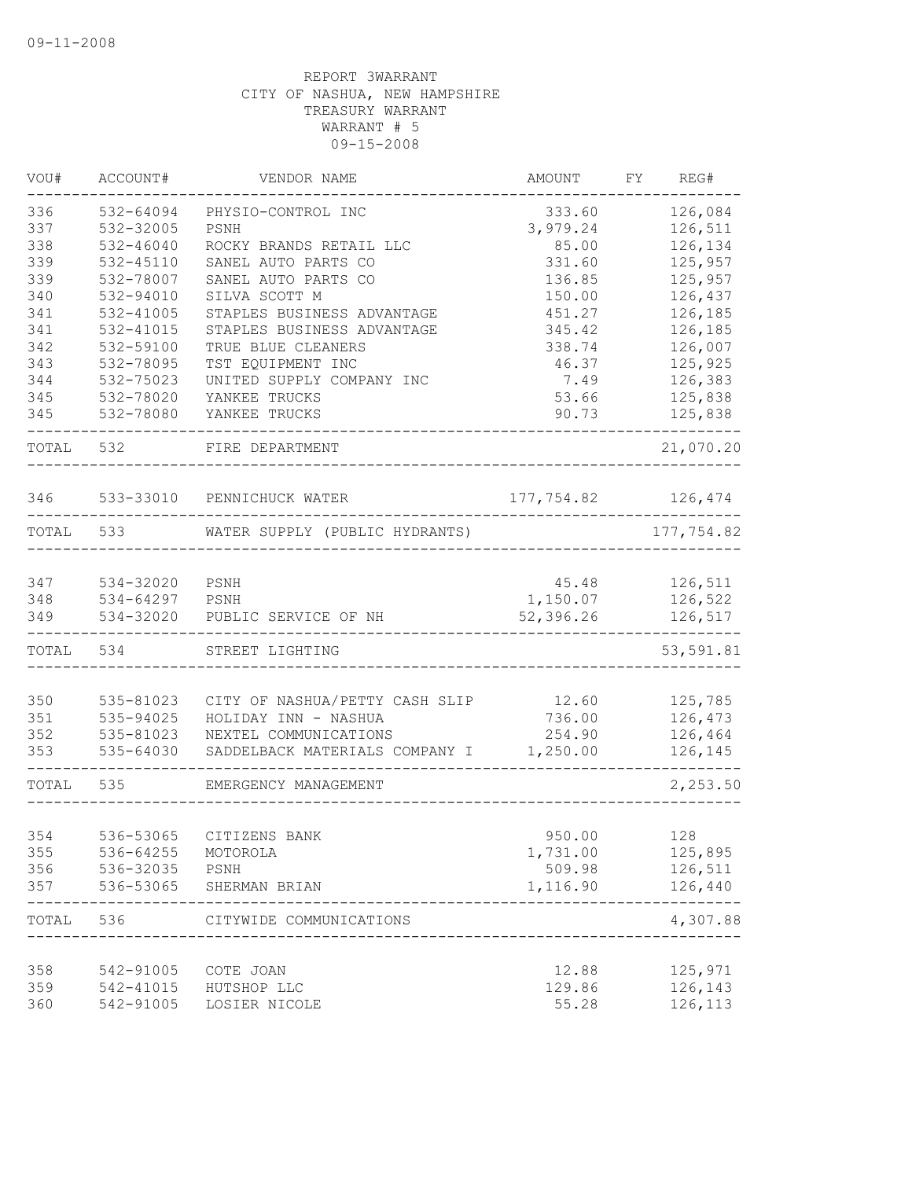09-11-2008

REPORT 3WARRANT
CITY OF NASHUA, NEW HAMPSHIRE
TREASURY WARRANT
WARRANT # 5
09-15-2008

| VOU# | ACCOUNT# | VENDOR NAME | AMOUNT | FY | REG# |
|---|---|---|---|---|---|
| 336 | 532-64094 | PHYSIO-CONTROL INC | 333.60 | | 126,084 |
| 337 | 532-32005 | PSNH | 3,979.24 | | 126,511 |
| 338 | 532-46040 | ROCKY BRANDS RETAIL LLC | 85.00 | | 126,134 |
| 339 | 532-45110 | SANEL AUTO PARTS CO | 331.60 | | 125,957 |
| 339 | 532-78007 | SANEL AUTO PARTS CO | 136.85 | | 125,957 |
| 340 | 532-94010 | SILVA SCOTT M | 150.00 | | 126,437 |
| 341 | 532-41005 | STAPLES BUSINESS ADVANTAGE | 451.27 | | 126,185 |
| 341 | 532-41015 | STAPLES BUSINESS ADVANTAGE | 345.42 | | 126,185 |
| 342 | 532-59100 | TRUE BLUE CLEANERS | 338.74 | | 126,007 |
| 343 | 532-78095 | TST EQUIPMENT INC | 46.37 | | 125,925 |
| 344 | 532-75023 | UNITED SUPPLY COMPANY INC | 7.49 | | 126,383 |
| 345 | 532-78020 | YANKEE TRUCKS | 53.66 | | 125,838 |
| 345 | 532-78080 | YANKEE TRUCKS | 90.73 | | 125,838 |
| TOTAL | 532 | FIRE DEPARTMENT | | | 21,070.20 |
| 346 | 533-33010 | PENNICHUCK WATER | 177,754.82 | | 126,474 |
| TOTAL | 533 | WATER SUPPLY (PUBLIC HYDRANTS) | | | 177,754.82 |
| 347 | 534-32020 | PSNH | 45.48 | | 126,511 |
| 348 | 534-64297 | PSNH | 1,150.07 | | 126,522 |
| 349 | 534-32020 | PUBLIC SERVICE OF NH | 52,396.26 | | 126,517 |
| TOTAL | 534 | STREET LIGHTING | | | 53,591.81 |
| 350 | 535-81023 | CITY OF NASHUA/PETTY CASH SLIP | 12.60 | | 125,785 |
| 351 | 535-94025 | HOLIDAY INN - NASHUA | 736.00 | | 126,473 |
| 352 | 535-81023 | NEXTEL COMMUNICATIONS | 254.90 | | 126,464 |
| 353 | 535-64030 | SADDELBACK MATERIALS COMPANY I | 1,250.00 | | 126,145 |
| TOTAL | 535 | EMERGENCY MANAGEMENT | | | 2,253.50 |
| 354 | 536-53065 | CITIZENS BANK | 950.00 | | 128 |
| 355 | 536-64255 | MOTOROLA | 1,731.00 | | 125,895 |
| 356 | 536-32035 | PSNH | 509.98 | | 126,511 |
| 357 | 536-53065 | SHERMAN BRIAN | 1,116.90 | | 126,440 |
| TOTAL | 536 | CITYWIDE COMMUNICATIONS | | | 4,307.88 |
| 358 | 542-91005 | COTE JOAN | 12.88 | | 125,971 |
| 359 | 542-41015 | HUTSHOP LLC | 129.86 | | 126,143 |
| 360 | 542-91005 | LOSIER NICOLE | 55.28 | | 126,113 |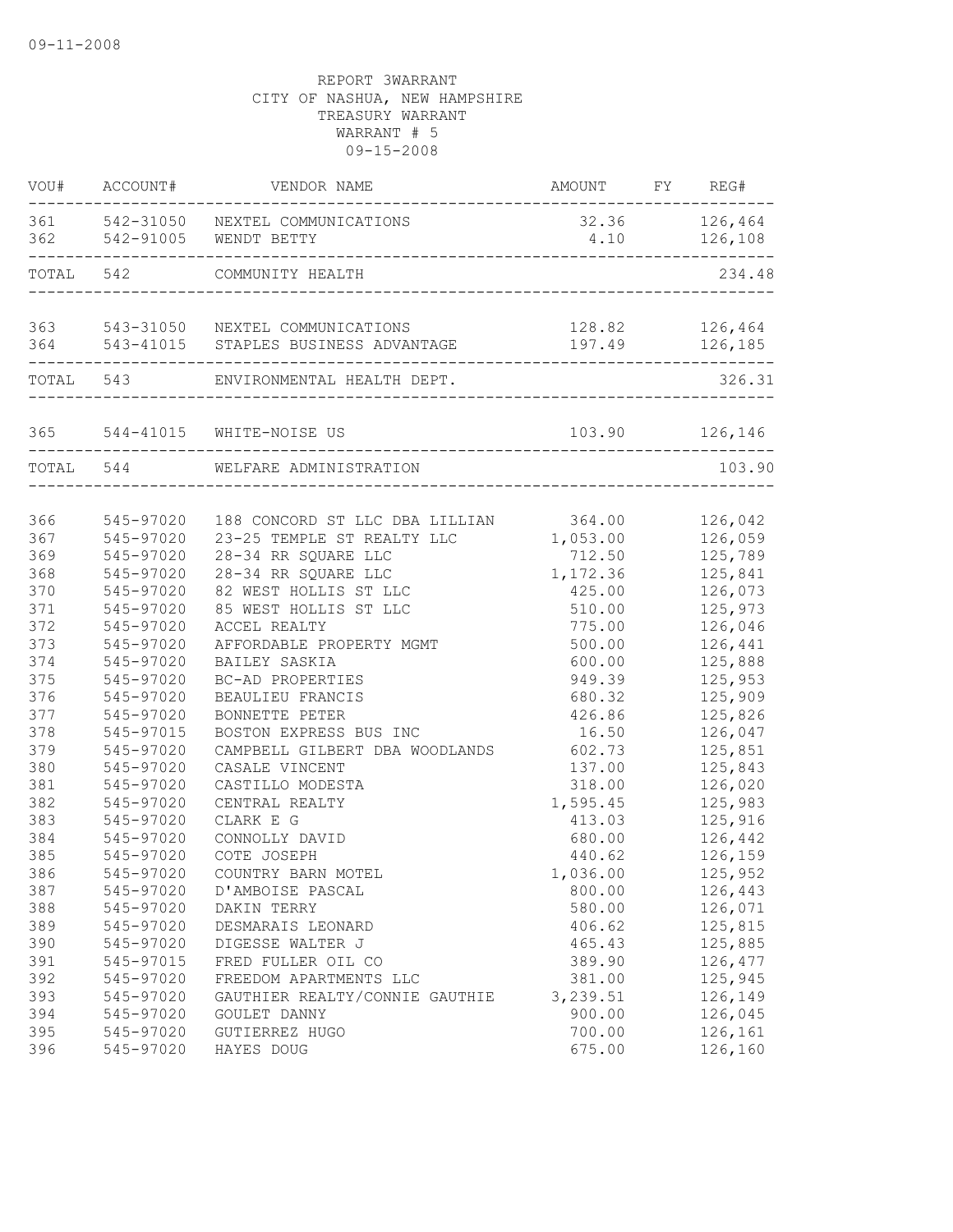09-11-2008

REPORT 3WARRANT
CITY OF NASHUA, NEW HAMPSHIRE
TREASURY WARRANT
WARRANT # 5
09-15-2008

| VOU# | ACCOUNT# | VENDOR NAME | AMOUNT | FY | REG# |
|---|---|---|---|---|---|
| 361 | 542-31050 | NEXTEL COMMUNICATIONS | 32.36 | | 126,464 |
| 362 | 542-91005 | WENDT BETTY | 4.10 | | 126,108 |
| TOTAL | 542 | COMMUNITY HEALTH | | | 234.48 |
| 363 | 543-31050 | NEXTEL COMMUNICATIONS | 128.82 | | 126,464 |
| 364 | 543-41015 | STAPLES BUSINESS ADVANTAGE | 197.49 | | 126,185 |
| TOTAL | 543 | ENVIRONMENTAL HEALTH DEPT. | | | 326.31 |
| 365 | 544-41015 | WHITE-NOISE US | 103.90 | | 126,146 |
| TOTAL | 544 | WELFARE ADMINISTRATION | | | 103.90 |
| 366 | 545-97020 | 188 CONCORD ST LLC DBA LILLIAN | 364.00 | | 126,042 |
| 367 | 545-97020 | 23-25 TEMPLE ST REALTY LLC | 1,053.00 | | 126,059 |
| 369 | 545-97020 | 28-34 RR SQUARE LLC | 712.50 | | 125,789 |
| 368 | 545-97020 | 28-34 RR SQUARE LLC | 1,172.36 | | 125,841 |
| 370 | 545-97020 | 82 WEST HOLLIS ST LLC | 425.00 | | 126,073 |
| 371 | 545-97020 | 85 WEST HOLLIS ST LLC | 510.00 | | 125,973 |
| 372 | 545-97020 | ACCEL REALTY | 775.00 | | 126,046 |
| 373 | 545-97020 | AFFORDABLE PROPERTY MGMT | 500.00 | | 126,441 |
| 374 | 545-97020 | BAILEY SASKIA | 600.00 | | 125,888 |
| 375 | 545-97020 | BC-AD PROPERTIES | 949.39 | | 125,953 |
| 376 | 545-97020 | BEAULIEU FRANCIS | 680.32 | | 125,909 |
| 377 | 545-97020 | BONNETTE PETER | 426.86 | | 125,826 |
| 378 | 545-97015 | BOSTON EXPRESS BUS INC | 16.50 | | 126,047 |
| 379 | 545-97020 | CAMPBELL GILBERT DBA WOODLANDS | 602.73 | | 125,851 |
| 380 | 545-97020 | CASALE VINCENT | 137.00 | | 125,843 |
| 381 | 545-97020 | CASTILLO MODESTA | 318.00 | | 126,020 |
| 382 | 545-97020 | CENTRAL REALTY | 1,595.45 | | 125,983 |
| 383 | 545-97020 | CLARK E G | 413.03 | | 125,916 |
| 384 | 545-97020 | CONNOLLY DAVID | 680.00 | | 126,442 |
| 385 | 545-97020 | COTE JOSEPH | 440.62 | | 126,159 |
| 386 | 545-97020 | COUNTRY BARN MOTEL | 1,036.00 | | 125,952 |
| 387 | 545-97020 | D'AMBOISE PASCAL | 800.00 | | 126,443 |
| 388 | 545-97020 | DAKIN TERRY | 580.00 | | 126,071 |
| 389 | 545-97020 | DESMARAIS LEONARD | 406.62 | | 125,815 |
| 390 | 545-97020 | DIGESSE WALTER J | 465.43 | | 125,885 |
| 391 | 545-97015 | FRED FULLER OIL CO | 389.90 | | 126,477 |
| 392 | 545-97020 | FREEDOM APARTMENTS LLC | 381.00 | | 125,945 |
| 393 | 545-97020 | GAUTHIER REALTY/CONNIE GAUTHIE | 3,239.51 | | 126,149 |
| 394 | 545-97020 | GOULET DANNY | 900.00 | | 126,045 |
| 395 | 545-97020 | GUTIERREZ HUGO | 700.00 | | 126,161 |
| 396 | 545-97020 | HAYES DOUG | 675.00 | | 126,160 |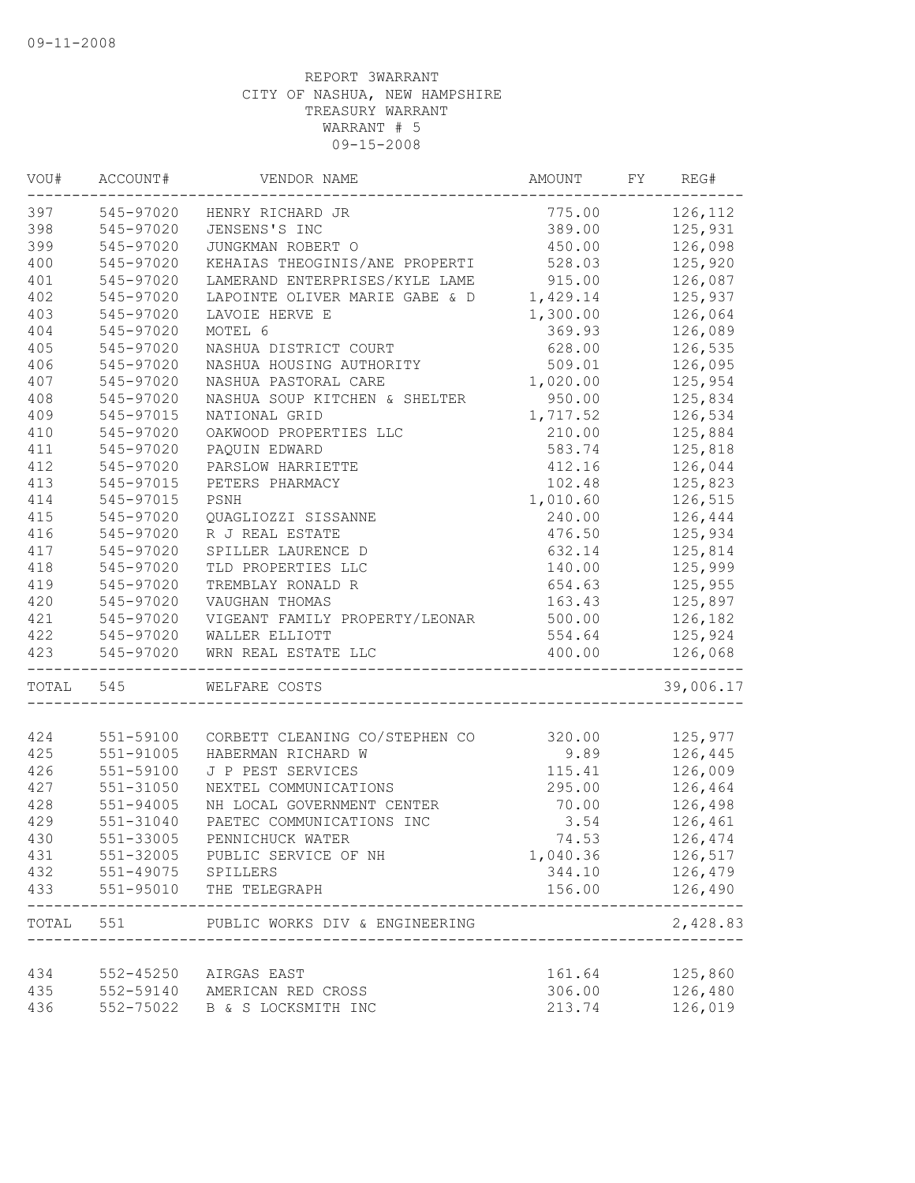09-11-2008

REPORT 3WARRANT
CITY OF NASHUA, NEW HAMPSHIRE
TREASURY WARRANT
WARRANT # 5
09-15-2008

| VOU# | ACCOUNT# | VENDOR NAME | AMOUNT | FY | REG# |
|---|---|---|---|---|---|
| 397 | 545-97020 | HENRY RICHARD JR | 775.00 | | 126,112 |
| 398 | 545-97020 | JENSENS'S INC | 389.00 | | 125,931 |
| 399 | 545-97020 | JUNGKMAN ROBERT O | 450.00 | | 126,098 |
| 400 | 545-97020 | KEHAIAS THEOGINIS/ANE PROPERTI | 528.03 | | 125,920 |
| 401 | 545-97020 | LAMERAND ENTERPRISES/KYLE LAME | 915.00 | | 126,087 |
| 402 | 545-97020 | LAPOINTE OLIVER MARIE GABE & D | 1,429.14 | | 125,937 |
| 403 | 545-97020 | LAVOIE HERVE E | 1,300.00 | | 126,064 |
| 404 | 545-97020 | MOTEL 6 | 369.93 | | 126,089 |
| 405 | 545-97020 | NASHUA DISTRICT COURT | 628.00 | | 126,535 |
| 406 | 545-97020 | NASHUA HOUSING AUTHORITY | 509.01 | | 126,095 |
| 407 | 545-97020 | NASHUA PASTORAL CARE | 1,020.00 | | 125,954 |
| 408 | 545-97020 | NASHUA SOUP KITCHEN & SHELTER | 950.00 | | 125,834 |
| 409 | 545-97015 | NATIONAL GRID | 1,717.52 | | 126,534 |
| 410 | 545-97020 | OAKWOOD PROPERTIES LLC | 210.00 | | 125,884 |
| 411 | 545-97020 | PAQUIN EDWARD | 583.74 | | 125,818 |
| 412 | 545-97020 | PARSLOW HARRIETTE | 412.16 | | 126,044 |
| 413 | 545-97015 | PETERS PHARMACY | 102.48 | | 125,823 |
| 414 | 545-97015 | PSNH | 1,010.60 | | 126,515 |
| 415 | 545-97020 | QUAGLIOZZI SISSANNE | 240.00 | | 126,444 |
| 416 | 545-97020 | R J REAL ESTATE | 476.50 | | 125,934 |
| 417 | 545-97020 | SPILLER LAURENCE D | 632.14 | | 125,814 |
| 418 | 545-97020 | TLD PROPERTIES LLC | 140.00 | | 125,999 |
| 419 | 545-97020 | TREMBLAY RONALD R | 654.63 | | 125,955 |
| 420 | 545-97020 | VAUGHAN THOMAS | 163.43 | | 125,897 |
| 421 | 545-97020 | VIGEANT FAMILY PROPERTY/LEONAR | 500.00 | | 126,182 |
| 422 | 545-97020 | WALLER ELLIOTT | 554.64 | | 125,924 |
| 423 | 545-97020 | WRN REAL ESTATE LLC | 400.00 | | 126,068 |
| TOTAL | 545 | WELFARE COSTS | | | 39,006.17 |
| 424 | 551-59100 | CORBETT CLEANING CO/STEPHEN CO | 320.00 | | 125,977 |
| 425 | 551-91005 | HABERMAN RICHARD W | 9.89 | | 126,445 |
| 426 | 551-59100 | J P PEST SERVICES | 115.41 | | 126,009 |
| 427 | 551-31050 | NEXTEL COMMUNICATIONS | 295.00 | | 126,464 |
| 428 | 551-94005 | NH LOCAL GOVERNMENT CENTER | 70.00 | | 126,498 |
| 429 | 551-31040 | PAETEC COMMUNICATIONS INC | 3.54 | | 126,461 |
| 430 | 551-33005 | PENNICHUCK WATER | 74.53 | | 126,474 |
| 431 | 551-32005 | PUBLIC SERVICE OF NH | 1,040.36 | | 126,517 |
| 432 | 551-49075 | SPILLERS | 344.10 | | 126,479 |
| 433 | 551-95010 | THE TELEGRAPH | 156.00 | | 126,490 |
| TOTAL | 551 | PUBLIC WORKS DIV & ENGINEERING | | | 2,428.83 |
| 434 | 552-45250 | AIRGAS EAST | 161.64 | | 125,860 |
| 435 | 552-59140 | AMERICAN RED CROSS | 306.00 | | 126,480 |
| 436 | 552-75022 | B & S LOCKSMITH INC | 213.74 | | 126,019 |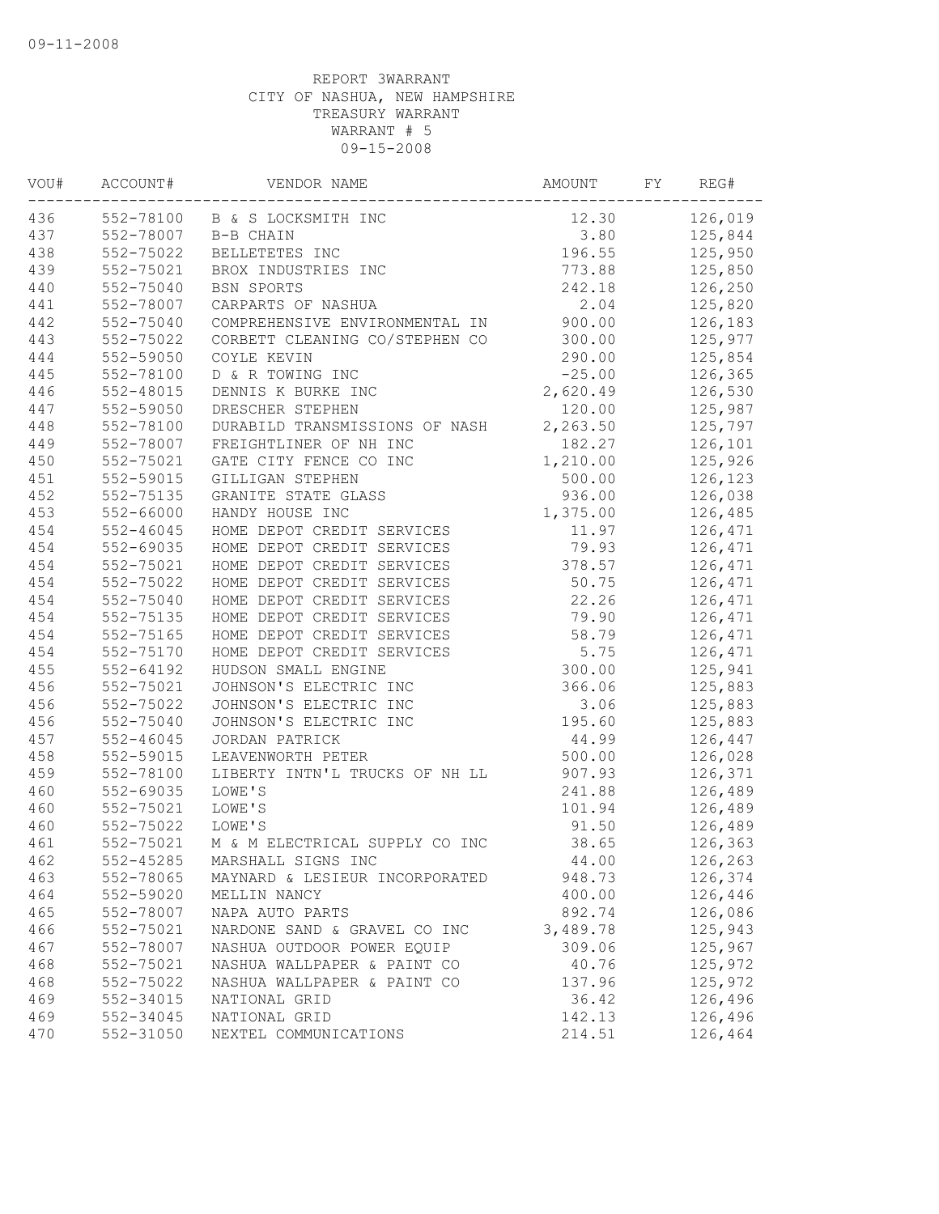09-11-2008

REPORT 3WARRANT
CITY OF NASHUA, NEW HAMPSHIRE
TREASURY WARRANT
WARRANT # 5
09-15-2008

| VOU# | ACCOUNT# | VENDOR NAME | AMOUNT | FY | REG# |
|---|---|---|---|---|---|
| 436 | 552-78100 | B & S LOCKSMITH INC | 12.30 | | 126,019 |
| 437 | 552-78007 | B-B CHAIN | 3.80 | | 125,844 |
| 438 | 552-75022 | BELLETETES INC | 196.55 | | 125,950 |
| 439 | 552-75021 | BROX INDUSTRIES INC | 773.88 | | 125,850 |
| 440 | 552-75040 | BSN SPORTS | 242.18 | | 126,250 |
| 441 | 552-78007 | CARPARTS OF NASHUA | 2.04 | | 125,820 |
| 442 | 552-75040 | COMPREHENSIVE ENVIRONMENTAL IN | 900.00 | | 126,183 |
| 443 | 552-75022 | CORBETT CLEANING CO/STEPHEN CO | 300.00 | | 125,977 |
| 444 | 552-59050 | COYLE KEVIN | 290.00 | | 125,854 |
| 445 | 552-78100 | D & R TOWING INC | -25.00 | | 126,365 |
| 446 | 552-48015 | DENNIS K BURKE INC | 2,620.49 | | 126,530 |
| 447 | 552-59050 | DRESCHER STEPHEN | 120.00 | | 125,987 |
| 448 | 552-78100 | DURABILD TRANSMISSIONS OF NASH | 2,263.50 | | 125,797 |
| 449 | 552-78007 | FREIGHTLINER OF NH INC | 182.27 | | 126,101 |
| 450 | 552-75021 | GATE CITY FENCE CO INC | 1,210.00 | | 125,926 |
| 451 | 552-59015 | GILLIGAN STEPHEN | 500.00 | | 126,123 |
| 452 | 552-75135 | GRANITE STATE GLASS | 936.00 | | 126,038 |
| 453 | 552-66000 | HANDY HOUSE INC | 1,375.00 | | 126,485 |
| 454 | 552-46045 | HOME DEPOT CREDIT SERVICES | 11.97 | | 126,471 |
| 454 | 552-69035 | HOME DEPOT CREDIT SERVICES | 79.93 | | 126,471 |
| 454 | 552-75021 | HOME DEPOT CREDIT SERVICES | 378.57 | | 126,471 |
| 454 | 552-75022 | HOME DEPOT CREDIT SERVICES | 50.75 | | 126,471 |
| 454 | 552-75040 | HOME DEPOT CREDIT SERVICES | 22.26 | | 126,471 |
| 454 | 552-75135 | HOME DEPOT CREDIT SERVICES | 79.90 | | 126,471 |
| 454 | 552-75165 | HOME DEPOT CREDIT SERVICES | 58.79 | | 126,471 |
| 454 | 552-75170 | HOME DEPOT CREDIT SERVICES | 5.75 | | 126,471 |
| 455 | 552-64192 | HUDSON SMALL ENGINE | 300.00 | | 125,941 |
| 456 | 552-75021 | JOHNSON'S ELECTRIC INC | 366.06 | | 125,883 |
| 456 | 552-75022 | JOHNSON'S ELECTRIC INC | 3.06 | | 125,883 |
| 456 | 552-75040 | JOHNSON'S ELECTRIC INC | 195.60 | | 125,883 |
| 457 | 552-46045 | JORDAN PATRICK | 44.99 | | 126,447 |
| 458 | 552-59015 | LEAVENWORTH PETER | 500.00 | | 126,028 |
| 459 | 552-78100 | LIBERTY INTN'L TRUCKS OF NH LL | 907.93 | | 126,371 |
| 460 | 552-69035 | LOWE'S | 241.88 | | 126,489 |
| 460 | 552-75021 | LOWE'S | 101.94 | | 126,489 |
| 460 | 552-75022 | LOWE'S | 91.50 | | 126,489 |
| 461 | 552-75021 | M & M ELECTRICAL SUPPLY CO INC | 38.65 | | 126,363 |
| 462 | 552-45285 | MARSHALL SIGNS INC | 44.00 | | 126,263 |
| 463 | 552-78065 | MAYNARD & LESIEUR INCORPORATED | 948.73 | | 126,374 |
| 464 | 552-59020 | MELLIN NANCY | 400.00 | | 126,446 |
| 465 | 552-78007 | NAPA AUTO PARTS | 892.74 | | 126,086 |
| 466 | 552-75021 | NARDONE SAND & GRAVEL CO INC | 3,489.78 | | 125,943 |
| 467 | 552-78007 | NASHUA OUTDOOR POWER EQUIP | 309.06 | | 125,967 |
| 468 | 552-75021 | NASHUA WALLPAPER & PAINT CO | 40.76 | | 125,972 |
| 468 | 552-75022 | NASHUA WALLPAPER & PAINT CO | 137.96 | | 125,972 |
| 469 | 552-34015 | NATIONAL GRID | 36.42 | | 126,496 |
| 469 | 552-34045 | NATIONAL GRID | 142.13 | | 126,496 |
| 470 | 552-31050 | NEXTEL COMMUNICATIONS | 214.51 | | 126,464 |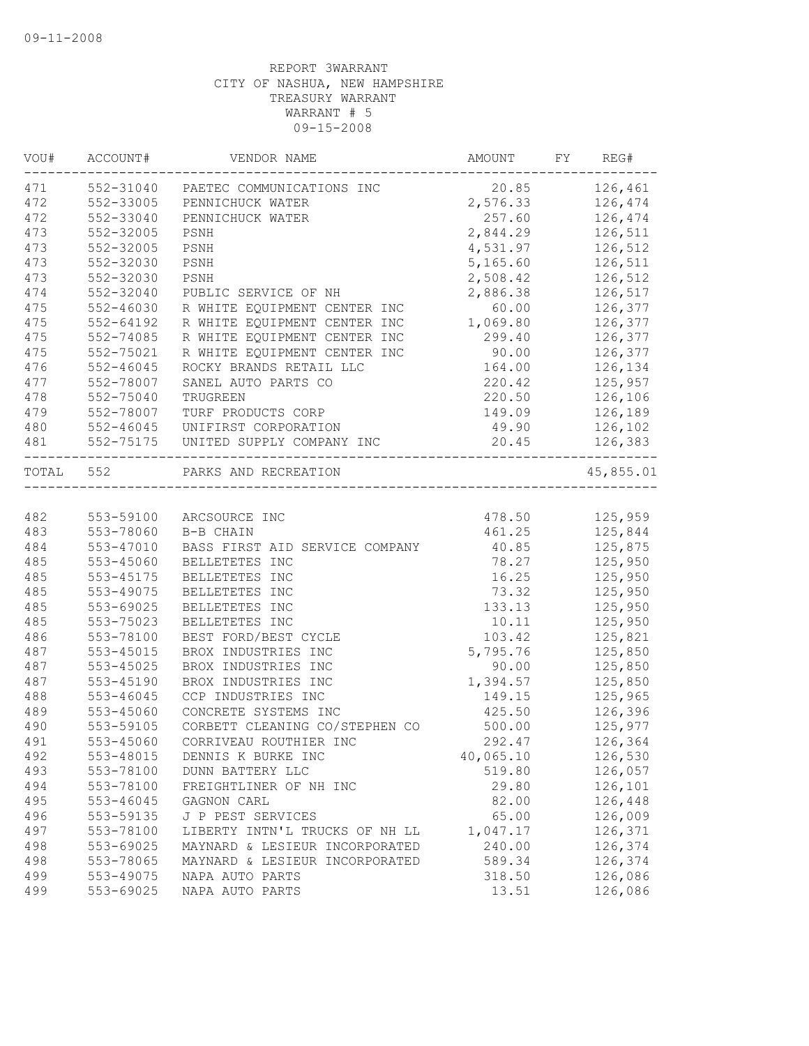09-11-2008

REPORT 3WARRANT
CITY OF NASHUA, NEW HAMPSHIRE
TREASURY WARRANT
WARRANT # 5
09-15-2008

| VOU# | ACCOUNT# | VENDOR NAME | AMOUNT | FY | REG# |
|---|---|---|---|---|---|
| 471 | 552-31040 | PAETEC COMMUNICATIONS INC | 20.85 | | 126,461 |
| 472 | 552-33005 | PENNICHUCK WATER | 2,576.33 | | 126,474 |
| 472 | 552-33040 | PENNICHUCK WATER | 257.60 | | 126,474 |
| 473 | 552-32005 | PSNH | 2,844.29 | | 126,511 |
| 473 | 552-32005 | PSNH | 4,531.97 | | 126,512 |
| 473 | 552-32030 | PSNH | 5,165.60 | | 126,511 |
| 473 | 552-32030 | PSNH | 2,508.42 | | 126,512 |
| 474 | 552-32040 | PUBLIC SERVICE OF NH | 2,886.38 | | 126,517 |
| 475 | 552-46030 | R WHITE EQUIPMENT CENTER INC | 60.00 | | 126,377 |
| 475 | 552-64192 | R WHITE EQUIPMENT CENTER INC | 1,069.80 | | 126,377 |
| 475 | 552-74085 | R WHITE EQUIPMENT CENTER INC | 299.40 | | 126,377 |
| 475 | 552-75021 | R WHITE EQUIPMENT CENTER INC | 90.00 | | 126,377 |
| 476 | 552-46045 | ROCKY BRANDS RETAIL LLC | 164.00 | | 126,134 |
| 477 | 552-78007 | SANEL AUTO PARTS CO | 220.42 | | 125,957 |
| 478 | 552-75040 | TRUGREEN | 220.50 | | 126,106 |
| 479 | 552-78007 | TURF PRODUCTS CORP | 149.09 | | 126,189 |
| 480 | 552-46045 | UNIFIRST CORPORATION | 49.90 | | 126,102 |
| 481 | 552-75175 | UNITED SUPPLY COMPANY INC | 20.45 | | 126,383 |
| TOTAL | 552 | PARKS AND RECREATION | | | 45,855.01 |
| 482 | 553-59100 | ARCSOURCE INC | 478.50 | | 125,959 |
| 483 | 553-78060 | B-B CHAIN | 461.25 | | 125,844 |
| 484 | 553-47010 | BASS FIRST AID SERVICE COMPANY | 40.85 | | 125,875 |
| 485 | 553-45060 | BELLETETES INC | 78.27 | | 125,950 |
| 485 | 553-45175 | BELLETETES INC | 16.25 | | 125,950 |
| 485 | 553-49075 | BELLETETES INC | 73.32 | | 125,950 |
| 485 | 553-69025 | BELLETETES INC | 133.13 | | 125,950 |
| 485 | 553-75023 | BELLETETES INC | 10.11 | | 125,950 |
| 486 | 553-78100 | BEST FORD/BEST CYCLE | 103.42 | | 125,821 |
| 487 | 553-45015 | BROX INDUSTRIES INC | 5,795.76 | | 125,850 |
| 487 | 553-45025 | BROX INDUSTRIES INC | 90.00 | | 125,850 |
| 487 | 553-45190 | BROX INDUSTRIES INC | 1,394.57 | | 125,850 |
| 488 | 553-46045 | CCP INDUSTRIES INC | 149.15 | | 125,965 |
| 489 | 553-45060 | CONCRETE SYSTEMS INC | 425.50 | | 126,396 |
| 490 | 553-59105 | CORBETT CLEANING CO/STEPHEN CO | 500.00 | | 125,977 |
| 491 | 553-45060 | CORRIVEAU ROUTHIER INC | 292.47 | | 126,364 |
| 492 | 553-48015 | DENNIS K BURKE INC | 40,065.10 | | 126,530 |
| 493 | 553-78100 | DUNN BATTERY LLC | 519.80 | | 126,057 |
| 494 | 553-78100 | FREIGHTLINER OF NH INC | 29.80 | | 126,101 |
| 495 | 553-46045 | GAGNON CARL | 82.00 | | 126,448 |
| 496 | 553-59135 | J P PEST SERVICES | 65.00 | | 126,009 |
| 497 | 553-78100 | LIBERTY INTN'L TRUCKS OF NH LL | 1,047.17 | | 126,371 |
| 498 | 553-69025 | MAYNARD & LESIEUR INCORPORATED | 240.00 | | 126,374 |
| 498 | 553-78065 | MAYNARD & LESIEUR INCORPORATED | 589.34 | | 126,374 |
| 499 | 553-49075 | NAPA AUTO PARTS | 318.50 | | 126,086 |
| 499 | 553-69025 | NAPA AUTO PARTS | 13.51 | | 126,086 |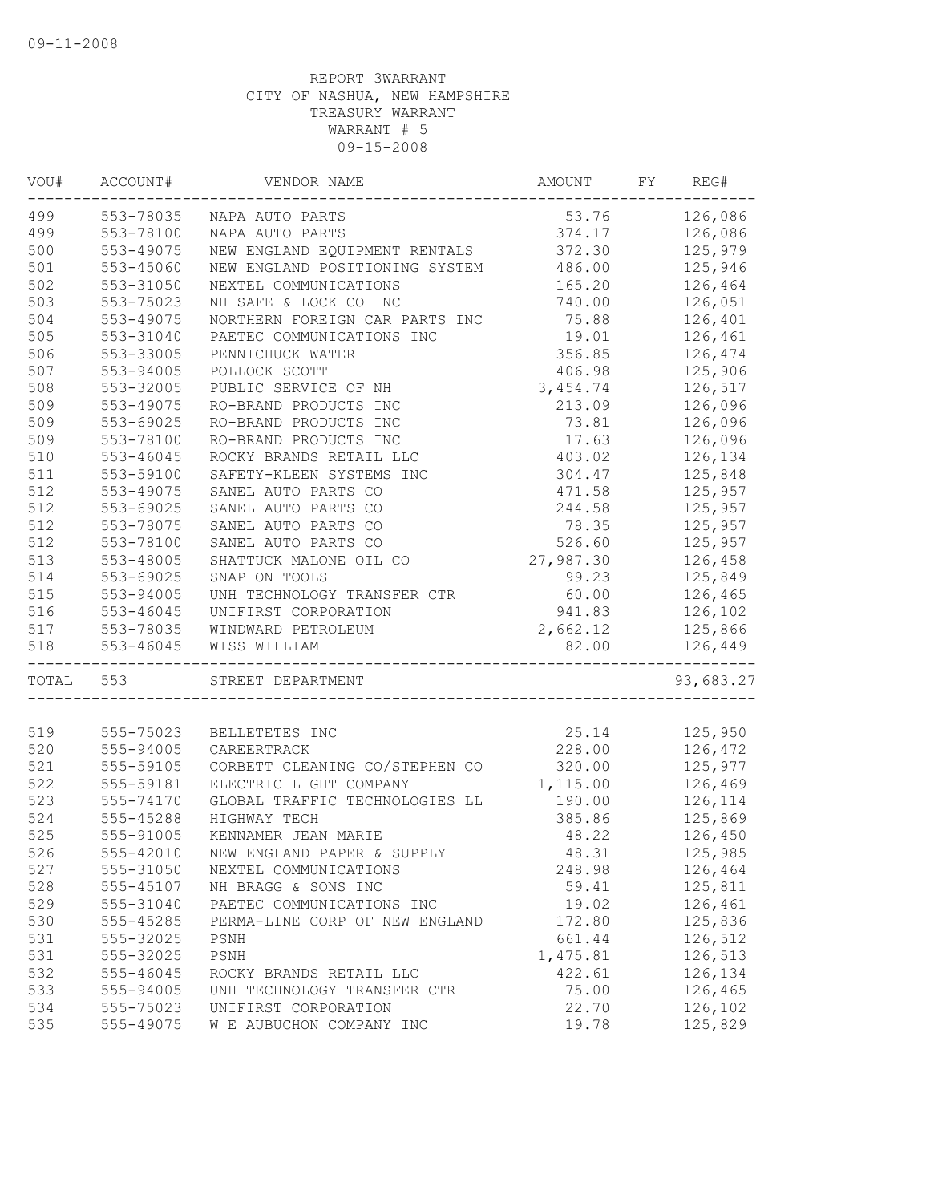09-11-2008

REPORT 3WARRANT
CITY OF NASHUA, NEW HAMPSHIRE
TREASURY WARRANT
WARRANT # 5
09-15-2008

| VOU# | ACCOUNT# | VENDOR NAME | AMOUNT | FY | REG# |
|---|---|---|---|---|---|
| 499 | 553-78035 | NAPA AUTO PARTS | 53.76 | | 126,086 |
| 499 | 553-78100 | NAPA AUTO PARTS | 374.17 | | 126,086 |
| 500 | 553-49075 | NEW ENGLAND EQUIPMENT RENTALS | 372.30 | | 125,979 |
| 501 | 553-45060 | NEW ENGLAND POSITIONING SYSTEM | 486.00 | | 125,946 |
| 502 | 553-31050 | NEXTEL COMMUNICATIONS | 165.20 | | 126,464 |
| 503 | 553-75023 | NH SAFE & LOCK CO INC | 740.00 | | 126,051 |
| 504 | 553-49075 | NORTHERN FOREIGN CAR PARTS INC | 75.88 | | 126,401 |
| 505 | 553-31040 | PAETEC COMMUNICATIONS INC | 19.01 | | 126,461 |
| 506 | 553-33005 | PENNICHUCK WATER | 356.85 | | 126,474 |
| 507 | 553-94005 | POLLOCK SCOTT | 406.98 | | 125,906 |
| 508 | 553-32005 | PUBLIC SERVICE OF NH | 3,454.74 | | 126,517 |
| 509 | 553-49075 | RO-BRAND PRODUCTS INC | 213.09 | | 126,096 |
| 509 | 553-69025 | RO-BRAND PRODUCTS INC | 73.81 | | 126,096 |
| 509 | 553-78100 | RO-BRAND PRODUCTS INC | 17.63 | | 126,096 |
| 510 | 553-46045 | ROCKY BRANDS RETAIL LLC | 403.02 | | 126,134 |
| 511 | 553-59100 | SAFETY-KLEEN SYSTEMS INC | 304.47 | | 125,848 |
| 512 | 553-49075 | SANEL AUTO PARTS CO | 471.58 | | 125,957 |
| 512 | 553-69025 | SANEL AUTO PARTS CO | 244.58 | | 125,957 |
| 512 | 553-78075 | SANEL AUTO PARTS CO | 78.35 | | 125,957 |
| 512 | 553-78100 | SANEL AUTO PARTS CO | 526.60 | | 125,957 |
| 513 | 553-48005 | SHATTUCK MALONE OIL CO | 27,987.30 | | 126,458 |
| 514 | 553-69025 | SNAP ON TOOLS | 99.23 | | 125,849 |
| 515 | 553-94005 | UNH TECHNOLOGY TRANSFER CTR | 60.00 | | 126,465 |
| 516 | 553-46045 | UNIFIRST CORPORATION | 941.83 | | 126,102 |
| 517 | 553-78035 | WINDWARD PETROLEUM | 2,662.12 | | 125,866 |
| 518 | 553-46045 | WISS WILLIAM | 82.00 | | 126,449 |
| TOTAL | 553 | STREET DEPARTMENT | | | 93,683.27 |
| 519 | 555-75023 | BELLETETES INC | 25.14 | | 125,950 |
| 520 | 555-94005 | CAREERTRACK | 228.00 | | 126,472 |
| 521 | 555-59105 | CORBETT CLEANING CO/STEPHEN CO | 320.00 | | 125,977 |
| 522 | 555-59181 | ELECTRIC LIGHT COMPANY | 1,115.00 | | 126,469 |
| 523 | 555-74170 | GLOBAL TRAFFIC TECHNOLOGIES LL | 190.00 | | 126,114 |
| 524 | 555-45288 | HIGHWAY TECH | 385.86 | | 125,869 |
| 525 | 555-91005 | KENNAMER JEAN MARIE | 48.22 | | 126,450 |
| 526 | 555-42010 | NEW ENGLAND PAPER & SUPPLY | 48.31 | | 125,985 |
| 527 | 555-31050 | NEXTEL COMMUNICATIONS | 248.98 | | 126,464 |
| 528 | 555-45107 | NH BRAGG & SONS INC | 59.41 | | 125,811 |
| 529 | 555-31040 | PAETEC COMMUNICATIONS INC | 19.02 | | 126,461 |
| 530 | 555-45285 | PERMA-LINE CORP OF NEW ENGLAND | 172.80 | | 125,836 |
| 531 | 555-32025 | PSNH | 661.44 | | 126,512 |
| 531 | 555-32025 | PSNH | 1,475.81 | | 126,513 |
| 532 | 555-46045 | ROCKY BRANDS RETAIL LLC | 422.61 | | 126,134 |
| 533 | 555-94005 | UNH TECHNOLOGY TRANSFER CTR | 75.00 | | 126,465 |
| 534 | 555-75023 | UNIFIRST CORPORATION | 22.70 | | 126,102 |
| 535 | 555-49075 | W E AUBUCHON COMPANY INC | 19.78 | | 125,829 |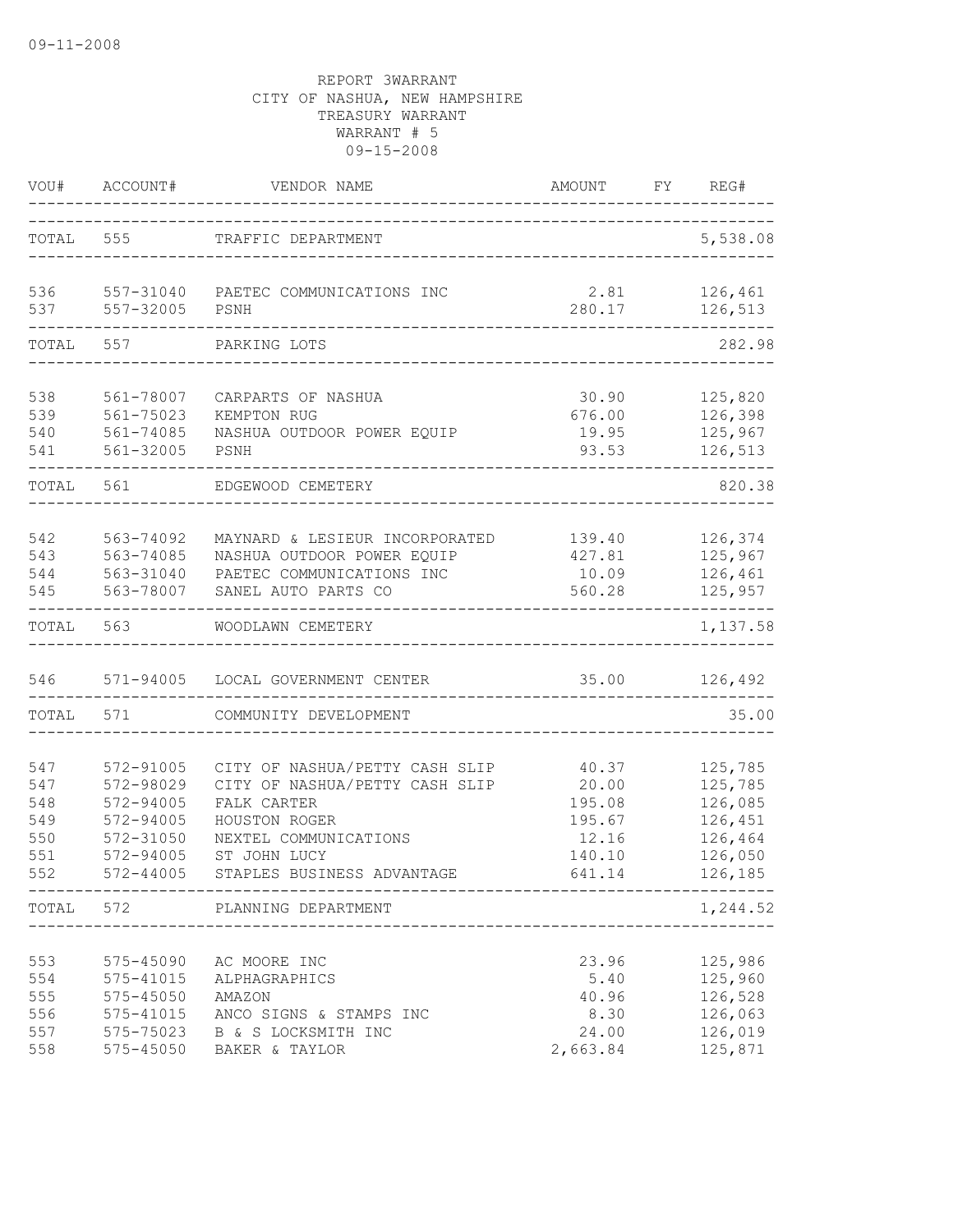09-11-2008

REPORT 3WARRANT
CITY OF NASHUA, NEW HAMPSHIRE
TREASURY WARRANT
WARRANT # 5
09-15-2008

| VOU# | ACCOUNT# | VENDOR NAME | AMOUNT | FY | REG# |
|---|---|---|---|---|---|
| TOTAL | 555 | TRAFFIC DEPARTMENT | | | 5,538.08 |
| 536 | 557-31040 | PAETEC COMMUNICATIONS INC | 2.81 | | 126,461 |
| 537 | 557-32005 | PSNH | 280.17 | | 126,513 |
| TOTAL | 557 | PARKING LOTS | | | 282.98 |
| 538 | 561-78007 | CARPARTS OF NASHUA | 30.90 | | 125,820 |
| 539 | 561-75023 | KEMPTON RUG | 676.00 | | 126,398 |
| 540 | 561-74085 | NASHUA OUTDOOR POWER EQUIP | 19.95 | | 125,967 |
| 541 | 561-32005 | PSNH | 93.53 | | 126,513 |
| TOTAL | 561 | EDGEWOOD CEMETERY | | | 820.38 |
| 542 | 563-74092 | MAYNARD & LESIEUR INCORPORATED | 139.40 | | 126,374 |
| 543 | 563-74085 | NASHUA OUTDOOR POWER EQUIP | 427.81 | | 125,967 |
| 544 | 563-31040 | PAETEC COMMUNICATIONS INC | 10.09 | | 126,461 |
| 545 | 563-78007 | SANEL AUTO PARTS CO | 560.28 | | 125,957 |
| TOTAL | 563 | WOODLAWN CEMETERY | | | 1,137.58 |
| 546 | 571-94005 | LOCAL GOVERNMENT CENTER | 35.00 | | 126,492 |
| TOTAL | 571 | COMMUNITY DEVELOPMENT | | | 35.00 |
| 547 | 572-91005 | CITY OF NASHUA/PETTY CASH SLIP | 40.37 | | 125,785 |
| 547 | 572-98029 | CITY OF NASHUA/PETTY CASH SLIP | 20.00 | | 125,785 |
| 548 | 572-94005 | FALK CARTER | 195.08 | | 126,085 |
| 549 | 572-94005 | HOUSTON ROGER | 195.67 | | 126,451 |
| 550 | 572-31050 | NEXTEL COMMUNICATIONS | 12.16 | | 126,464 |
| 551 | 572-94005 | ST JOHN LUCY | 140.10 | | 126,050 |
| 552 | 572-44005 | STAPLES BUSINESS ADVANTAGE | 641.14 | | 126,185 |
| TOTAL | 572 | PLANNING DEPARTMENT | | | 1,244.52 |
| 553 | 575-45090 | AC MOORE INC | 23.96 | | 125,986 |
| 554 | 575-41015 | ALPHAGRAPHICS | 5.40 | | 125,960 |
| 555 | 575-45050 | AMAZON | 40.96 | | 126,528 |
| 556 | 575-41015 | ANCO SIGNS & STAMPS INC | 8.30 | | 126,063 |
| 557 | 575-75023 | B & S LOCKSMITH INC | 24.00 | | 126,019 |
| 558 | 575-45050 | BAKER & TAYLOR | 2,663.84 | | 125,871 |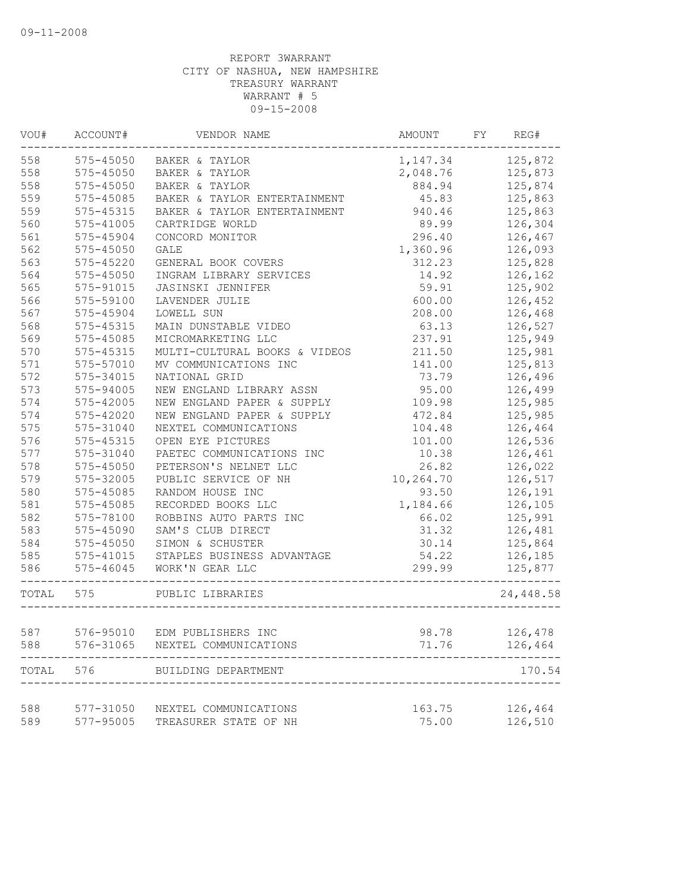REPORT 3WARRANT
CITY OF NASHUA, NEW HAMPSHIRE
TREASURY WARRANT
WARRANT # 5
09-15-2008

| VOU# | ACCOUNT# | VENDOR NAME | AMOUNT | FY | REG# |
|---|---|---|---|---|---|
| 558 | 575-45050 | BAKER & TAYLOR | 1,147.34 | | 125,872 |
| 558 | 575-45050 | BAKER & TAYLOR | 2,048.76 | | 125,873 |
| 558 | 575-45050 | BAKER & TAYLOR | 884.94 | | 125,874 |
| 559 | 575-45085 | BAKER & TAYLOR ENTERTAINMENT | 45.83 | | 125,863 |
| 559 | 575-45315 | BAKER & TAYLOR ENTERTAINMENT | 940.46 | | 125,863 |
| 560 | 575-41005 | CARTRIDGE WORLD | 89.99 | | 126,304 |
| 561 | 575-45904 | CONCORD MONITOR | 296.40 | | 126,467 |
| 562 | 575-45050 | GALE | 1,360.96 | | 126,093 |
| 563 | 575-45220 | GENERAL BOOK COVERS | 312.23 | | 125,828 |
| 564 | 575-45050 | INGRAM LIBRARY SERVICES | 14.92 | | 126,162 |
| 565 | 575-91015 | JASINSKI JENNIFER | 59.91 | | 125,902 |
| 566 | 575-59100 | LAVENDER JULIE | 600.00 | | 126,452 |
| 567 | 575-45904 | LOWELL SUN | 208.00 | | 126,468 |
| 568 | 575-45315 | MAIN DUNSTABLE VIDEO | 63.13 | | 126,527 |
| 569 | 575-45085 | MICROMARKETING LLC | 237.91 | | 125,949 |
| 570 | 575-45315 | MULTI-CULTURAL BOOKS & VIDEOS | 211.50 | | 125,981 |
| 571 | 575-57010 | MV COMMUNICATIONS INC | 141.00 | | 125,813 |
| 572 | 575-34015 | NATIONAL GRID | 73.79 | | 126,496 |
| 573 | 575-94005 | NEW ENGLAND LIBRARY ASSN | 95.00 | | 126,499 |
| 574 | 575-42005 | NEW ENGLAND PAPER & SUPPLY | 109.98 | | 125,985 |
| 574 | 575-42020 | NEW ENGLAND PAPER & SUPPLY | 472.84 | | 125,985 |
| 575 | 575-31040 | NEXTEL COMMUNICATIONS | 104.48 | | 126,464 |
| 576 | 575-45315 | OPEN EYE PICTURES | 101.00 | | 126,536 |
| 577 | 575-31040 | PAETEC COMMUNICATIONS INC | 10.38 | | 126,461 |
| 578 | 575-45050 | PETERSON'S NELNET LLC | 26.82 | | 126,022 |
| 579 | 575-32005 | PUBLIC SERVICE OF NH | 10,264.70 | | 126,517 |
| 580 | 575-45085 | RANDOM HOUSE INC | 93.50 | | 126,191 |
| 581 | 575-45085 | RECORDED BOOKS LLC | 1,184.66 | | 126,105 |
| 582 | 575-78100 | ROBBINS AUTO PARTS INC | 66.02 | | 125,991 |
| 583 | 575-45090 | SAM'S CLUB DIRECT | 31.32 | | 126,481 |
| 584 | 575-45050 | SIMON & SCHUSTER | 30.14 | | 125,864 |
| 585 | 575-41015 | STAPLES BUSINESS ADVANTAGE | 54.22 | | 126,185 |
| 586 | 575-46045 | WORK'N GEAR LLC | 299.99 | | 125,877 |
| TOTAL | 575 | PUBLIC LIBRARIES | | | 24,448.58 |
| 587 | 576-95010 | EDM PUBLISHERS INC | 98.78 | | 126,478 |
| 588 | 576-31065 | NEXTEL COMMUNICATIONS | 71.76 | | 126,464 |
| TOTAL | 576 | BUILDING DEPARTMENT | | | 170.54 |
| 588 | 577-31050 | NEXTEL COMMUNICATIONS | 163.75 | | 126,464 |
| 589 | 577-95005 | TREASURER STATE OF NH | 75.00 | | 126,510 |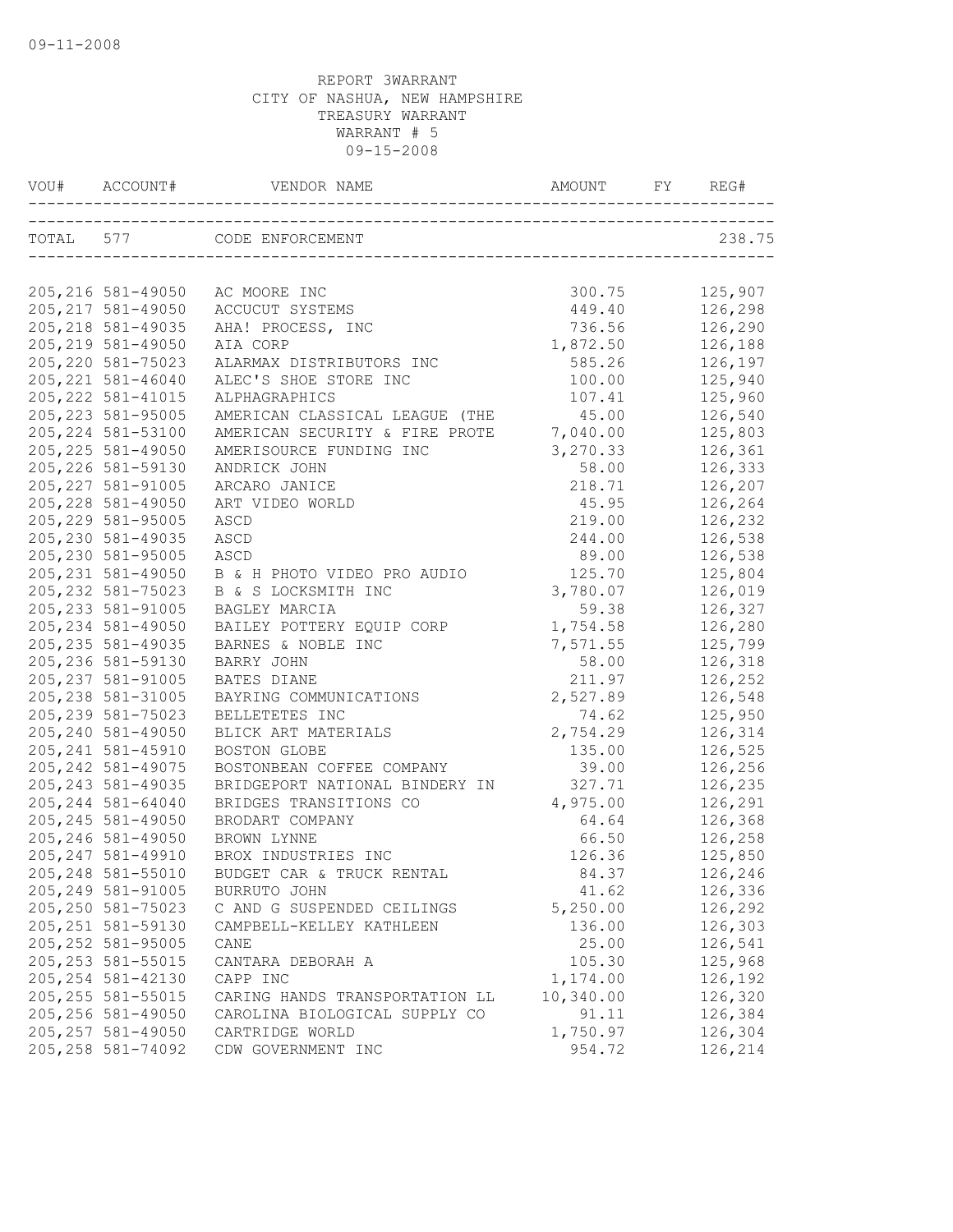09-11-2008

REPORT 3WARRANT
CITY OF NASHUA, NEW HAMPSHIRE
TREASURY WARRANT
WARRANT # 5
09-15-2008

| VOU# | ACCOUNT# | VENDOR NAME | AMOUNT | FY | REG# |
|---|---|---|---|---|---|
| TOTAL | 577 | CODE ENFORCEMENT | | | 238.75 |
| 205,216 | 581-49050 | AC MOORE INC | 300.75 | | 125,907 |
| 205,217 | 581-49050 | ACCUCUT SYSTEMS | 449.40 | | 126,298 |
| 205,218 | 581-49035 | AHA! PROCESS, INC | 736.56 | | 126,290 |
| 205,219 | 581-49050 | AIA CORP | 1,872.50 | | 126,188 |
| 205,220 | 581-75023 | ALARMAX DISTRIBUTORS INC | 585.26 | | 126,197 |
| 205,221 | 581-46040 | ALEC'S SHOE STORE INC | 100.00 | | 125,940 |
| 205,222 | 581-41015 | ALPHAGRAPHICS | 107.41 | | 125,960 |
| 205,223 | 581-95005 | AMERICAN CLASSICAL LEAGUE (THE | 45.00 | | 126,540 |
| 205,224 | 581-53100 | AMERICAN SECURITY & FIRE PROTE | 7,040.00 | | 125,803 |
| 205,225 | 581-49050 | AMERISOURCE FUNDING INC | 3,270.33 | | 126,361 |
| 205,226 | 581-59130 | ANDRICK JOHN | 58.00 | | 126,333 |
| 205,227 | 581-91005 | ARCARO JANICE | 218.71 | | 126,207 |
| 205,228 | 581-49050 | ART VIDEO WORLD | 45.95 | | 126,264 |
| 205,229 | 581-95005 | ASCD | 219.00 | | 126,232 |
| 205,230 | 581-49035 | ASCD | 244.00 | | 126,538 |
| 205,230 | 581-95005 | ASCD | 89.00 | | 126,538 |
| 205,231 | 581-49050 | B & H PHOTO VIDEO PRO AUDIO | 125.70 | | 125,804 |
| 205,232 | 581-75023 | B & S LOCKSMITH INC | 3,780.07 | | 126,019 |
| 205,233 | 581-91005 | BAGLEY MARCIA | 59.38 | | 126,327 |
| 205,234 | 581-49050 | BAILEY POTTERY EQUIP CORP | 1,754.58 | | 126,280 |
| 205,235 | 581-49035 | BARNES & NOBLE INC | 7,571.55 | | 125,799 |
| 205,236 | 581-59130 | BARRY JOHN | 58.00 | | 126,318 |
| 205,237 | 581-91005 | BATES DIANE | 211.97 | | 126,252 |
| 205,238 | 581-31005 | BAYRING COMMUNICATIONS | 2,527.89 | | 126,548 |
| 205,239 | 581-75023 | BELLETETES INC | 74.62 | | 125,950 |
| 205,240 | 581-49050 | BLICK ART MATERIALS | 2,754.29 | | 126,314 |
| 205,241 | 581-45910 | BOSTON GLOBE | 135.00 | | 126,525 |
| 205,242 | 581-49075 | BOSTONBEAN COFFEE COMPANY | 39.00 | | 126,256 |
| 205,243 | 581-49035 | BRIDGEPORT NATIONAL BINDERY IN | 327.71 | | 126,235 |
| 205,244 | 581-64040 | BRIDGES TRANSITIONS CO | 4,975.00 | | 126,291 |
| 205,245 | 581-49050 | BRODART COMPANY | 64.64 | | 126,368 |
| 205,246 | 581-49050 | BROWN LYNNE | 66.50 | | 126,258 |
| 205,247 | 581-49910 | BROX INDUSTRIES INC | 126.36 | | 125,850 |
| 205,248 | 581-55010 | BUDGET CAR & TRUCK RENTAL | 84.37 | | 126,246 |
| 205,249 | 581-91005 | BURRUTO JOHN | 41.62 | | 126,336 |
| 205,250 | 581-75023 | C AND G SUSPENDED CEILINGS | 5,250.00 | | 126,292 |
| 205,251 | 581-59130 | CAMPBELL-KELLEY KATHLEEN | 136.00 | | 126,303 |
| 205,252 | 581-95005 | CANE | 25.00 | | 126,541 |
| 205,253 | 581-55015 | CANTARA DEBORAH A | 105.30 | | 125,968 |
| 205,254 | 581-42130 | CAPP INC | 1,174.00 | | 126,192 |
| 205,255 | 581-55015 | CARING HANDS TRANSPORTATION LL | 10,340.00 | | 126,320 |
| 205,256 | 581-49050 | CAROLINA BIOLOGICAL SUPPLY CO | 91.11 | | 126,384 |
| 205,257 | 581-49050 | CARTRIDGE WORLD | 1,750.97 | | 126,304 |
| 205,258 | 581-74092 | CDW GOVERNMENT INC | 954.72 | | 126,214 |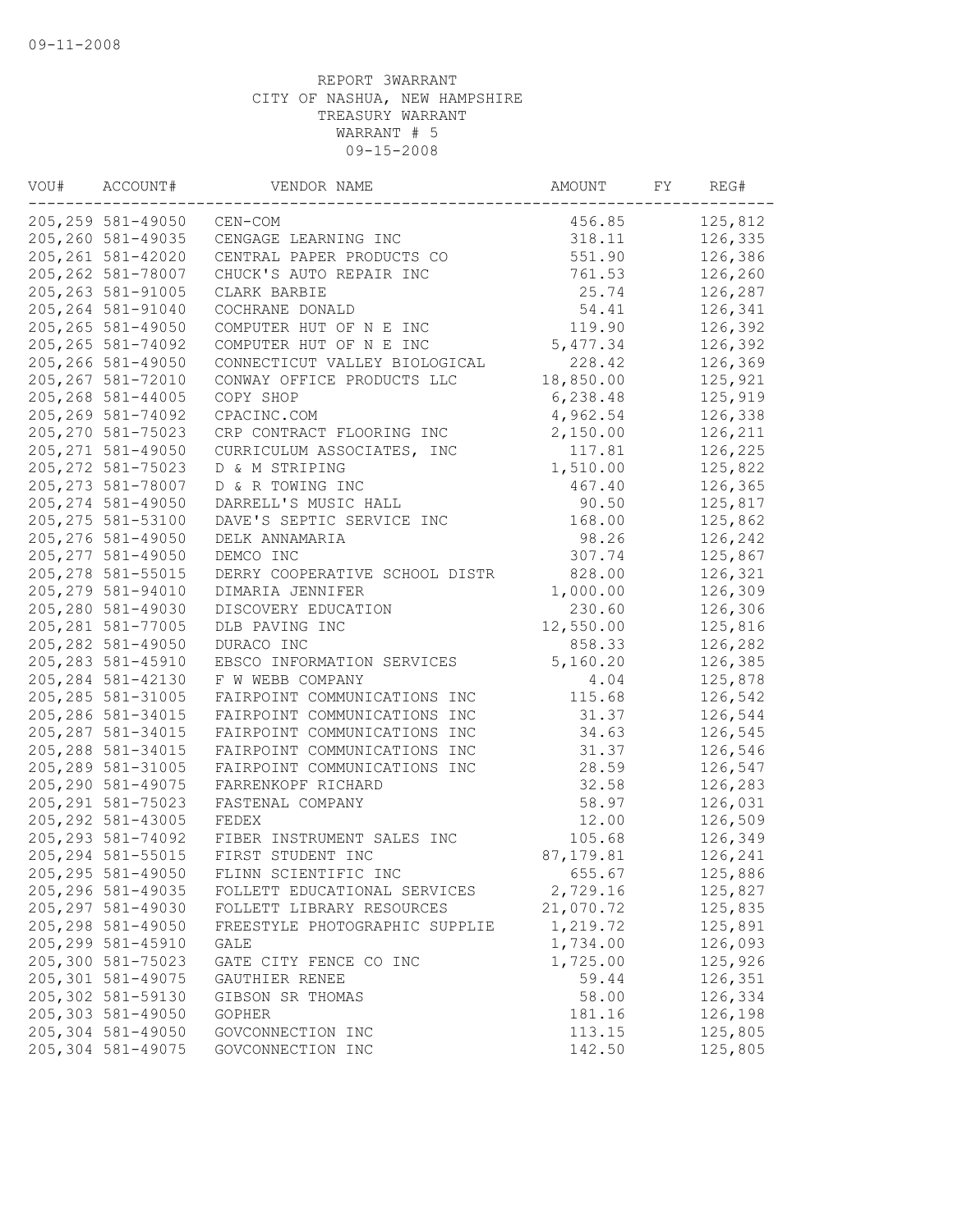09-11-2008

REPORT 3WARRANT
CITY OF NASHUA, NEW HAMPSHIRE
TREASURY WARRANT
WARRANT # 5
09-15-2008

| VOU# | ACCOUNT# | VENDOR NAME | AMOUNT | FY | REG# |
|---|---|---|---|---|---|
| 205,259 | 581-49050 | CEN-COM | 456.85 | | 125,812 |
| 205,260 | 581-49035 | CENGAGE LEARNING INC | 318.11 | | 126,335 |
| 205,261 | 581-42020 | CENTRAL PAPER PRODUCTS CO | 551.90 | | 126,386 |
| 205,262 | 581-78007 | CHUCK'S AUTO REPAIR INC | 761.53 | | 126,260 |
| 205,263 | 581-91005 | CLARK BARBIE | 25.74 | | 126,287 |
| 205,264 | 581-91040 | COCHRANE DONALD | 54.41 | | 126,341 |
| 205,265 | 581-49050 | COMPUTER HUT OF N E INC | 119.90 | | 126,392 |
| 205,265 | 581-74092 | COMPUTER HUT OF N E INC | 5,477.34 | | 126,392 |
| 205,266 | 581-49050 | CONNECTICUT VALLEY BIOLOGICAL | 228.42 | | 126,369 |
| 205,267 | 581-72010 | CONWAY OFFICE PRODUCTS LLC | 18,850.00 | | 125,921 |
| 205,268 | 581-44005 | COPY SHOP | 6,238.48 | | 125,919 |
| 205,269 | 581-74092 | CPACINC.COM | 4,962.54 | | 126,338 |
| 205,270 | 581-75023 | CRP CONTRACT FLOORING INC | 2,150.00 | | 126,211 |
| 205,271 | 581-49050 | CURRICULUM ASSOCIATES, INC | 117.81 | | 126,225 |
| 205,272 | 581-75023 | D & M STRIPING | 1,510.00 | | 125,822 |
| 205,273 | 581-78007 | D & R TOWING INC | 467.40 | | 126,365 |
| 205,274 | 581-49050 | DARRELL'S MUSIC HALL | 90.50 | | 125,817 |
| 205,275 | 581-53100 | DAVE'S SEPTIC SERVICE INC | 168.00 | | 125,862 |
| 205,276 | 581-49050 | DELK ANNAMARIA | 98.26 | | 126,242 |
| 205,277 | 581-49050 | DEMCO INC | 307.74 | | 125,867 |
| 205,278 | 581-55015 | DERRY COOPERATIVE SCHOOL DISTR | 828.00 | | 126,321 |
| 205,279 | 581-94010 | DIMARIA JENNIFER | 1,000.00 | | 126,309 |
| 205,280 | 581-49030 | DISCOVERY EDUCATION | 230.60 | | 126,306 |
| 205,281 | 581-77005 | DLB PAVING INC | 12,550.00 | | 125,816 |
| 205,282 | 581-49050 | DURACO INC | 858.33 | | 126,282 |
| 205,283 | 581-45910 | EBSCO INFORMATION SERVICES | 5,160.20 | | 126,385 |
| 205,284 | 581-42130 | F W WEBB COMPANY | 4.04 | | 125,878 |
| 205,285 | 581-31005 | FAIRPOINT COMMUNICATIONS INC | 115.68 | | 126,542 |
| 205,286 | 581-34015 | FAIRPOINT COMMUNICATIONS INC | 31.37 | | 126,544 |
| 205,287 | 581-34015 | FAIRPOINT COMMUNICATIONS INC | 34.63 | | 126,545 |
| 205,288 | 581-34015 | FAIRPOINT COMMUNICATIONS INC | 31.37 | | 126,546 |
| 205,289 | 581-31005 | FAIRPOINT COMMUNICATIONS INC | 28.59 | | 126,547 |
| 205,290 | 581-49075 | FARRENKOPF RICHARD | 32.58 | | 126,283 |
| 205,291 | 581-75023 | FASTENAL COMPANY | 58.97 | | 126,031 |
| 205,292 | 581-43005 | FEDEX | 12.00 | | 126,509 |
| 205,293 | 581-74092 | FIBER INSTRUMENT SALES INC | 105.68 | | 126,349 |
| 205,294 | 581-55015 | FIRST STUDENT INC | 87,179.81 | | 126,241 |
| 205,295 | 581-49050 | FLINN SCIENTIFIC INC | 655.67 | | 125,886 |
| 205,296 | 581-49035 | FOLLETT EDUCATIONAL SERVICES | 2,729.16 | | 125,827 |
| 205,297 | 581-49030 | FOLLETT LIBRARY RESOURCES | 21,070.72 | | 125,835 |
| 205,298 | 581-49050 | FREESTYLE PHOTOGRAPHIC SUPPLIE | 1,219.72 | | 125,891 |
| 205,299 | 581-45910 | GALE | 1,734.00 | | 126,093 |
| 205,300 | 581-75023 | GATE CITY FENCE CO INC | 1,725.00 | | 125,926 |
| 205,301 | 581-49075 | GAUTHIER RENEE | 59.44 | | 126,351 |
| 205,302 | 581-59130 | GIBSON SR THOMAS | 58.00 | | 126,334 |
| 205,303 | 581-49050 | GOPHER | 181.16 | | 126,198 |
| 205,304 | 581-49050 | GOVCONNECTION INC | 113.15 | | 125,805 |
| 205,304 | 581-49075 | GOVCONNECTION INC | 142.50 | | 125,805 |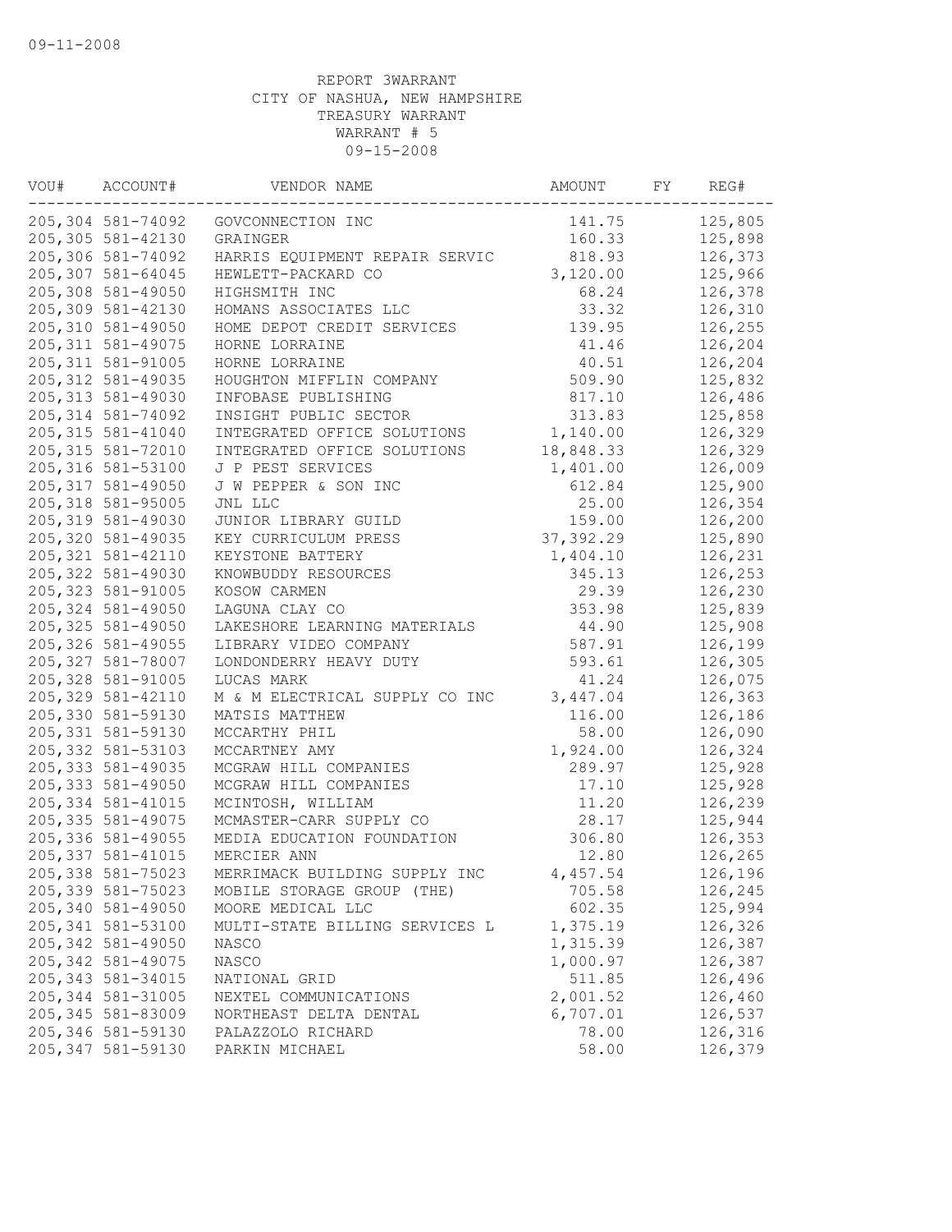09-11-2008

REPORT 3WARRANT
CITY OF NASHUA, NEW HAMPSHIRE
TREASURY WARRANT
WARRANT # 5
09-15-2008

| VOU# | ACCOUNT# | VENDOR NAME | AMOUNT | FY | REG# |
|---|---|---|---|---|---|
| 205,304 | 581-74092 | GOVCONNECTION INC | 141.75 | | 125,805 |
| 205,305 | 581-42130 | GRAINGER | 160.33 | | 125,898 |
| 205,306 | 581-74092 | HARRIS EQUIPMENT REPAIR SERVIC | 818.93 | | 126,373 |
| 205,307 | 581-64045 | HEWLETT-PACKARD CO | 3,120.00 | | 125,966 |
| 205,308 | 581-49050 | HIGHSMITH INC | 68.24 | | 126,378 |
| 205,309 | 581-42130 | HOMANS ASSOCIATES LLC | 33.32 | | 126,310 |
| 205,310 | 581-49050 | HOME DEPOT CREDIT SERVICES | 139.95 | | 126,255 |
| 205,311 | 581-49075 | HORNE LORRAINE | 41.46 | | 126,204 |
| 205,311 | 581-91005 | HORNE LORRAINE | 40.51 | | 126,204 |
| 205,312 | 581-49035 | HOUGHTON MIFFLIN COMPANY | 509.90 | | 125,832 |
| 205,313 | 581-49030 | INFOBASE PUBLISHING | 817.10 | | 126,486 |
| 205,314 | 581-74092 | INSIGHT PUBLIC SECTOR | 313.83 | | 125,858 |
| 205,315 | 581-41040 | INTEGRATED OFFICE SOLUTIONS | 1,140.00 | | 126,329 |
| 205,315 | 581-72010 | INTEGRATED OFFICE SOLUTIONS | 18,848.33 | | 126,329 |
| 205,316 | 581-53100 | J P PEST SERVICES | 1,401.00 | | 126,009 |
| 205,317 | 581-49050 | J W PEPPER & SON INC | 612.84 | | 125,900 |
| 205,318 | 581-95005 | JNL LLC | 25.00 | | 126,354 |
| 205,319 | 581-49030 | JUNIOR LIBRARY GUILD | 159.00 | | 126,200 |
| 205,320 | 581-49035 | KEY CURRICULUM PRESS | 37,392.29 | | 125,890 |
| 205,321 | 581-42110 | KEYSTONE BATTERY | 1,404.10 | | 126,231 |
| 205,322 | 581-49030 | KNOWBUDDY RESOURCES | 345.13 | | 126,253 |
| 205,323 | 581-91005 | KOSOW CARMEN | 29.39 | | 126,230 |
| 205,324 | 581-49050 | LAGUNA CLAY CO | 353.98 | | 125,839 |
| 205,325 | 581-49050 | LAKESHORE LEARNING MATERIALS | 44.90 | | 125,908 |
| 205,326 | 581-49055 | LIBRARY VIDEO COMPANY | 587.91 | | 126,199 |
| 205,327 | 581-78007 | LONDONDERRY HEAVY DUTY | 593.61 | | 126,305 |
| 205,328 | 581-91005 | LUCAS MARK | 41.24 | | 126,075 |
| 205,329 | 581-42110 | M & M ELECTRICAL SUPPLY CO INC | 3,447.04 | | 126,363 |
| 205,330 | 581-59130 | MATSIS MATTHEW | 116.00 | | 126,186 |
| 205,331 | 581-59130 | MCCARTHY PHIL | 58.00 | | 126,090 |
| 205,332 | 581-53103 | MCCARTNEY AMY | 1,924.00 | | 126,324 |
| 205,333 | 581-49035 | MCGRAW HILL COMPANIES | 289.97 | | 125,928 |
| 205,333 | 581-49050 | MCGRAW HILL COMPANIES | 17.10 | | 125,928 |
| 205,334 | 581-41015 | MCINTOSH, WILLIAM | 11.20 | | 126,239 |
| 205,335 | 581-49075 | MCMASTER-CARR SUPPLY CO | 28.17 | | 125,944 |
| 205,336 | 581-49055 | MEDIA EDUCATION FOUNDATION | 306.80 | | 126,353 |
| 205,337 | 581-41015 | MERCIER ANN | 12.80 | | 126,265 |
| 205,338 | 581-75023 | MERRIMACK BUILDING SUPPLY INC | 4,457.54 | | 126,196 |
| 205,339 | 581-75023 | MOBILE STORAGE GROUP (THE) | 705.58 | | 126,245 |
| 205,340 | 581-49050 | MOORE MEDICAL LLC | 602.35 | | 125,994 |
| 205,341 | 581-53100 | MULTI-STATE BILLING SERVICES L | 1,375.19 | | 126,326 |
| 205,342 | 581-49050 | NASCO | 1,315.39 | | 126,387 |
| 205,342 | 581-49075 | NASCO | 1,000.97 | | 126,387 |
| 205,343 | 581-34015 | NATIONAL GRID | 511.85 | | 126,496 |
| 205,344 | 581-31005 | NEXTEL COMMUNICATIONS | 2,001.52 | | 126,460 |
| 205,345 | 581-83009 | NORTHEAST DELTA DENTAL | 6,707.01 | | 126,537 |
| 205,346 | 581-59130 | PALAZZOLO RICHARD | 78.00 | | 126,316 |
| 205,347 | 581-59130 | PARKIN MICHAEL | 58.00 | | 126,379 |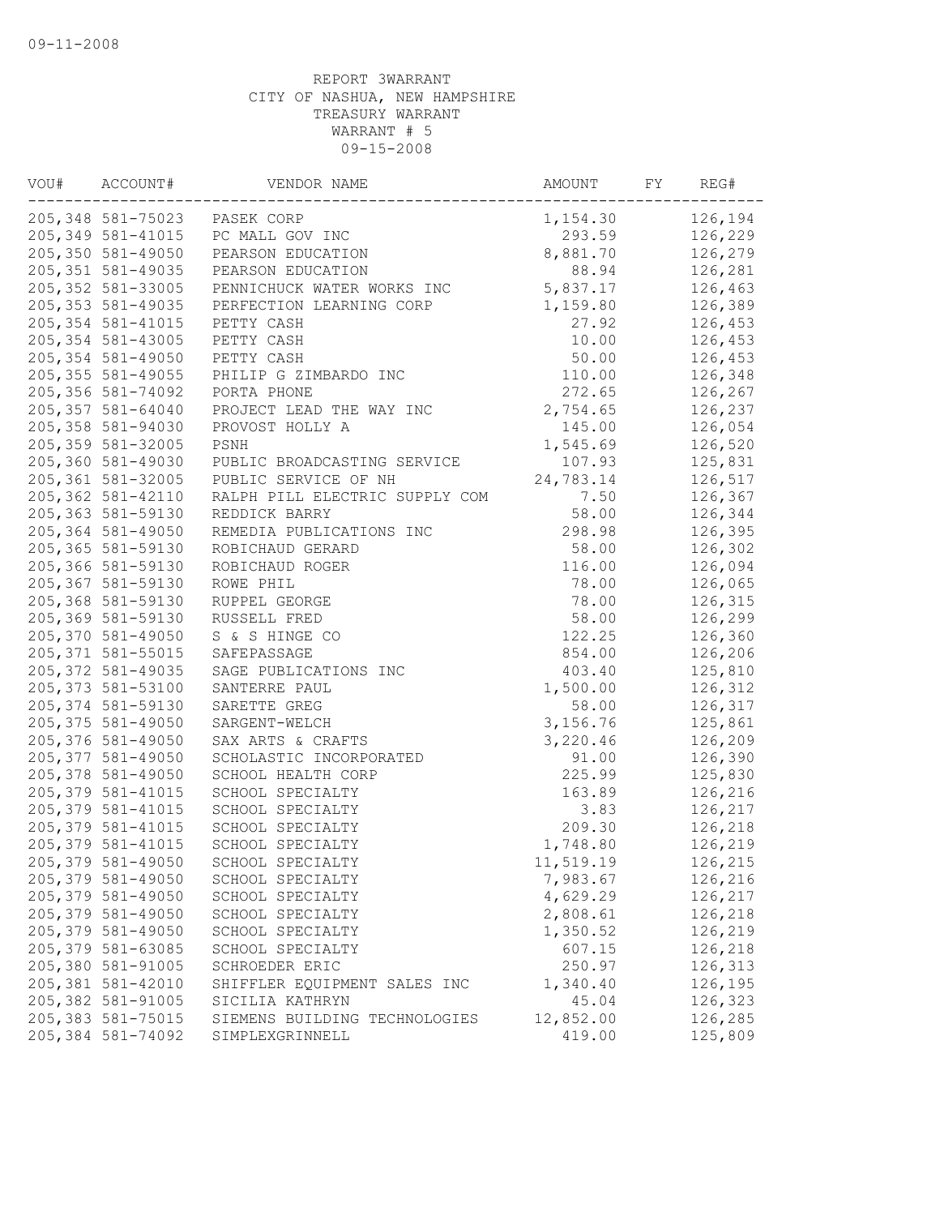09-11-2008

REPORT 3WARRANT
CITY OF NASHUA, NEW HAMPSHIRE
TREASURY WARRANT
WARRANT # 5
09-15-2008

| VOU# | ACCOUNT# | VENDOR NAME | AMOUNT | FY | REG# |
|---|---|---|---|---|---|
| 205,348 | 581-75023 | PASEK CORP | 1,154.30 | | 126,194 |
| 205,349 | 581-41015 | PC MALL GOV INC | 293.59 | | 126,229 |
| 205,350 | 581-49050 | PEARSON EDUCATION | 8,881.70 | | 126,279 |
| 205,351 | 581-49035 | PEARSON EDUCATION | 88.94 | | 126,281 |
| 205,352 | 581-33005 | PENNICHUCK WATER WORKS INC | 5,837.17 | | 126,463 |
| 205,353 | 581-49035 | PERFECTION LEARNING CORP | 1,159.80 | | 126,389 |
| 205,354 | 581-41015 | PETTY CASH | 27.92 | | 126,453 |
| 205,354 | 581-43005 | PETTY CASH | 10.00 | | 126,453 |
| 205,354 | 581-49050 | PETTY CASH | 50.00 | | 126,453 |
| 205,355 | 581-49055 | PHILIP G ZIMBARDO INC | 110.00 | | 126,348 |
| 205,356 | 581-74092 | PORTA PHONE | 272.65 | | 126,267 |
| 205,357 | 581-64040 | PROJECT LEAD THE WAY INC | 2,754.65 | | 126,237 |
| 205,358 | 581-94030 | PROVOST HOLLY A | 145.00 | | 126,054 |
| 205,359 | 581-32005 | PSNH | 1,545.69 | | 126,520 |
| 205,360 | 581-49030 | PUBLIC BROADCASTING SERVICE | 107.93 | | 125,831 |
| 205,361 | 581-32005 | PUBLIC SERVICE OF NH | 24,783.14 | | 126,517 |
| 205,362 | 581-42110 | RALPH PILL ELECTRIC SUPPLY COM | 7.50 | | 126,367 |
| 205,363 | 581-59130 | REDDICK BARRY | 58.00 | | 126,344 |
| 205,364 | 581-49050 | REMEDIA PUBLICATIONS INC | 298.98 | | 126,395 |
| 205,365 | 581-59130 | ROBICHAUD GERARD | 58.00 | | 126,302 |
| 205,366 | 581-59130 | ROBICHAUD ROGER | 116.00 | | 126,094 |
| 205,367 | 581-59130 | ROWE PHIL | 78.00 | | 126,065 |
| 205,368 | 581-59130 | RUPPEL GEORGE | 78.00 | | 126,315 |
| 205,369 | 581-59130 | RUSSELL FRED | 58.00 | | 126,299 |
| 205,370 | 581-49050 | S & S HINGE CO | 122.25 | | 126,360 |
| 205,371 | 581-55015 | SAFEPASSAGE | 854.00 | | 126,206 |
| 205,372 | 581-49035 | SAGE PUBLICATIONS INC | 403.40 | | 125,810 |
| 205,373 | 581-53100 | SANTERRE PAUL | 1,500.00 | | 126,312 |
| 205,374 | 581-59130 | SARETTE GREG | 58.00 | | 126,317 |
| 205,375 | 581-49050 | SARGENT-WELCH | 3,156.76 | | 125,861 |
| 205,376 | 581-49050 | SAX ARTS & CRAFTS | 3,220.46 | | 126,209 |
| 205,377 | 581-49050 | SCHOLASTIC INCORPORATED | 91.00 | | 126,390 |
| 205,378 | 581-49050 | SCHOOL HEALTH CORP | 225.99 | | 125,830 |
| 205,379 | 581-41015 | SCHOOL SPECIALTY | 163.89 | | 126,216 |
| 205,379 | 581-41015 | SCHOOL SPECIALTY | 3.83 | | 126,217 |
| 205,379 | 581-41015 | SCHOOL SPECIALTY | 209.30 | | 126,218 |
| 205,379 | 581-41015 | SCHOOL SPECIALTY | 1,748.80 | | 126,219 |
| 205,379 | 581-49050 | SCHOOL SPECIALTY | 11,519.19 | | 126,215 |
| 205,379 | 581-49050 | SCHOOL SPECIALTY | 7,983.67 | | 126,216 |
| 205,379 | 581-49050 | SCHOOL SPECIALTY | 4,629.29 | | 126,217 |
| 205,379 | 581-49050 | SCHOOL SPECIALTY | 2,808.61 | | 126,218 |
| 205,379 | 581-49050 | SCHOOL SPECIALTY | 1,350.52 | | 126,219 |
| 205,379 | 581-63085 | SCHOOL SPECIALTY | 607.15 | | 126,218 |
| 205,380 | 581-91005 | SCHROEDER ERIC | 250.97 | | 126,313 |
| 205,381 | 581-42010 | SHIFFLER EQUIPMENT SALES INC | 1,340.40 | | 126,195 |
| 205,382 | 581-91005 | SICILIA KATHRYN | 45.04 | | 126,323 |
| 205,383 | 581-75015 | SIEMENS BUILDING TECHNOLOGIES | 12,852.00 | | 126,285 |
| 205,384 | 581-74092 | SIMPLEXGRINNELL | 419.00 | | 125,809 |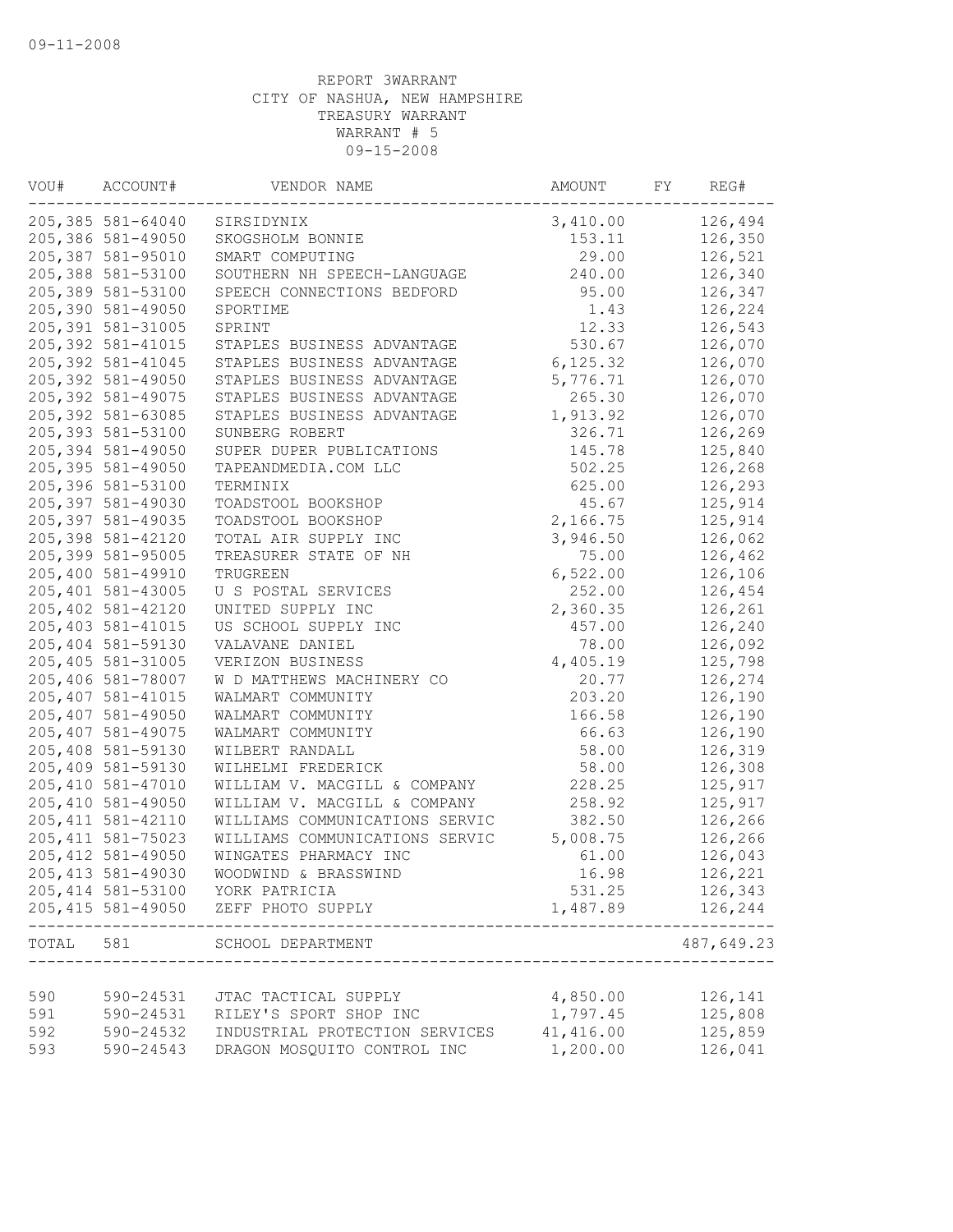09-11-2008

REPORT 3WARRANT
CITY OF NASHUA, NEW HAMPSHIRE
TREASURY WARRANT
WARRANT # 5
09-15-2008

| VOU# | ACCOUNT# | VENDOR NAME | AMOUNT | FY | REG# |
|---|---|---|---|---|---|
| 205,385 | 581-64040 | SIRSIDYNIX | 3,410.00 | | 126,494 |
| 205,386 | 581-49050 | SKOGSHOLM BONNIE | 153.11 | | 126,350 |
| 205,387 | 581-95010 | SMART COMPUTING | 29.00 | | 126,521 |
| 205,388 | 581-53100 | SOUTHERN NH SPEECH-LANGUAGE | 240.00 | | 126,340 |
| 205,389 | 581-53100 | SPEECH CONNECTIONS BEDFORD | 95.00 | | 126,347 |
| 205,390 | 581-49050 | SPORTIME | 1.43 | | 126,224 |
| 205,391 | 581-31005 | SPRINT | 12.33 | | 126,543 |
| 205,392 | 581-41015 | STAPLES BUSINESS ADVANTAGE | 530.67 | | 126,070 |
| 205,392 | 581-41045 | STAPLES BUSINESS ADVANTAGE | 6,125.32 | | 126,070 |
| 205,392 | 581-49050 | STAPLES BUSINESS ADVANTAGE | 5,776.71 | | 126,070 |
| 205,392 | 581-49075 | STAPLES BUSINESS ADVANTAGE | 265.30 | | 126,070 |
| 205,392 | 581-63085 | STAPLES BUSINESS ADVANTAGE | 1,913.92 | | 126,070 |
| 205,393 | 581-53100 | SUNBERG ROBERT | 326.71 | | 126,269 |
| 205,394 | 581-49050 | SUPER DUPER PUBLICATIONS | 145.78 | | 125,840 |
| 205,395 | 581-49050 | TAPEANDMEDIA.COM LLC | 502.25 | | 126,268 |
| 205,396 | 581-53100 | TERMINIX | 625.00 | | 126,293 |
| 205,397 | 581-49030 | TOADSTOOL BOOKSHOP | 45.67 | | 125,914 |
| 205,397 | 581-49035 | TOADSTOOL BOOKSHOP | 2,166.75 | | 125,914 |
| 205,398 | 581-42120 | TOTAL AIR SUPPLY INC | 3,946.50 | | 126,062 |
| 205,399 | 581-95005 | TREASURER STATE OF NH | 75.00 | | 126,462 |
| 205,400 | 581-49910 | TRUGREEN | 6,522.00 | | 126,106 |
| 205,401 | 581-43005 | U S POSTAL SERVICES | 252.00 | | 126,454 |
| 205,402 | 581-42120 | UNITED SUPPLY INC | 2,360.35 | | 126,261 |
| 205,403 | 581-41015 | US SCHOOL SUPPLY INC | 457.00 | | 126,240 |
| 205,404 | 581-59130 | VALAVANE DANIEL | 78.00 | | 126,092 |
| 205,405 | 581-31005 | VERIZON BUSINESS | 4,405.19 | | 125,798 |
| 205,406 | 581-78007 | W D MATTHEWS MACHINERY CO | 20.77 | | 126,274 |
| 205,407 | 581-41015 | WALMART COMMUNITY | 203.20 | | 126,190 |
| 205,407 | 581-49050 | WALMART COMMUNITY | 166.58 | | 126,190 |
| 205,407 | 581-49075 | WALMART COMMUNITY | 66.63 | | 126,190 |
| 205,408 | 581-59130 | WILBERT RANDALL | 58.00 | | 126,319 |
| 205,409 | 581-59130 | WILHELMI FREDERICK | 58.00 | | 126,308 |
| 205,410 | 581-47010 | WILLIAM V. MACGILL & COMPANY | 228.25 | | 125,917 |
| 205,410 | 581-49050 | WILLIAM V. MACGILL & COMPANY | 258.92 | | 125,917 |
| 205,411 | 581-42110 | WILLIAMS COMMUNICATIONS SERVIC | 382.50 | | 126,266 |
| 205,411 | 581-75023 | WILLIAMS COMMUNICATIONS SERVIC | 5,008.75 | | 126,266 |
| 205,412 | 581-49050 | WINGATES PHARMACY INC | 61.00 | | 126,043 |
| 205,413 | 581-49030 | WOODWIND & BRASSWIND | 16.98 | | 126,221 |
| 205,414 | 581-53100 | YORK PATRICIA | 531.25 | | 126,343 |
| 205,415 | 581-49050 | ZEFF PHOTO SUPPLY | 1,487.89 | | 126,244 |
| TOTAL | 581 | SCHOOL DEPARTMENT | | | 487,649.23 |
| 590 | 590-24531 | JTAC TACTICAL SUPPLY | 4,850.00 | | 126,141 |
| 591 | 590-24531 | RILEY'S SPORT SHOP INC | 1,797.45 | | 125,808 |
| 592 | 590-24532 | INDUSTRIAL PROTECTION SERVICES | 41,416.00 | | 125,859 |
| 593 | 590-24543 | DRAGON MOSQUITO CONTROL INC | 1,200.00 | | 126,041 |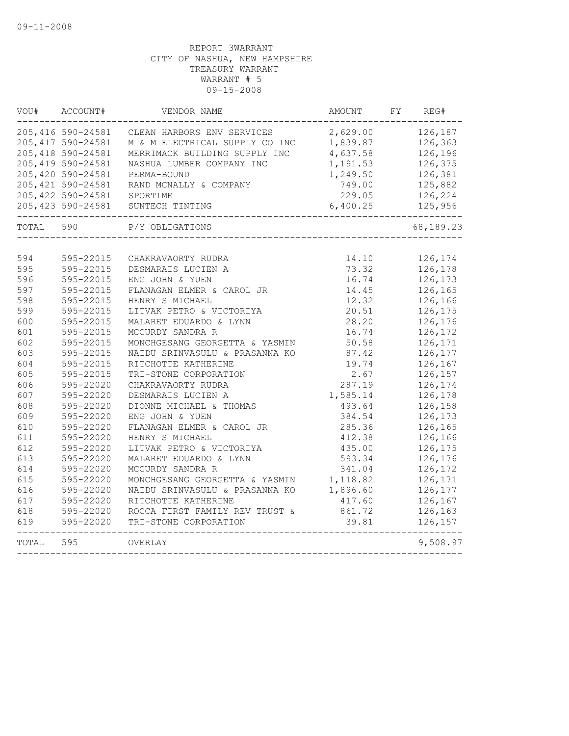09-11-2008

REPORT 3WARRANT
CITY OF NASHUA, NEW HAMPSHIRE
TREASURY WARRANT
WARRANT # 5
09-15-2008

| VOU# | ACCOUNT# | VENDOR NAME | AMOUNT | FY | REG# |
|---|---|---|---|---|---|
| 205,416 | 590-24581 | CLEAN HARBORS ENV SERVICES | 2,629.00 | | 126,187 |
| 205,417 | 590-24581 | M & M ELECTRICAL SUPPLY CO INC | 1,839.87 | | 126,363 |
| 205,418 | 590-24581 | MERRIMACK BUILDING SUPPLY INC | 4,637.58 | | 126,196 |
| 205,419 | 590-24581 | NASHUA LUMBER COMPANY INC | 1,191.53 | | 126,375 |
| 205,420 | 590-24581 | PERMA-BOUND | 1,249.50 | | 126,381 |
| 205,421 | 590-24581 | RAND MCNALLY & COMPANY | 749.00 | | 125,882 |
| 205,422 | 590-24581 | SPORTIME | 229.05 | | 126,224 |
| 205,423 | 590-24581 | SUNTECH TINTING | 6,400.25 | | 125,956 |
| TOTAL | 590 | P/Y OBLIGATIONS | | | 68,189.23 |

| VOU# | ACCOUNT# | VENDOR NAME | AMOUNT | FY | REG# |
|---|---|---|---|---|---|
| 594 | 595-22015 | CHAKRAVAORTY RUDRA | 14.10 | | 126,174 |
| 595 | 595-22015 | DESMARAIS LUCIEN A | 73.32 | | 126,178 |
| 596 | 595-22015 | ENG JOHN & YUEN | 16.74 | | 126,173 |
| 597 | 595-22015 | FLANAGAN ELMER & CAROL JR | 14.45 | | 126,165 |
| 598 | 595-22015 | HENRY S MICHAEL | 12.32 | | 126,166 |
| 599 | 595-22015 | LITVAK PETRO & VICTORIYA | 20.51 | | 126,175 |
| 600 | 595-22015 | MALARET EDUARDO & LYNN | 28.20 | | 126,176 |
| 601 | 595-22015 | MCCURDY SANDRA R | 16.74 | | 126,172 |
| 602 | 595-22015 | MONCHGESANG GEORGETTA & YASMIN | 50.58 | | 126,171 |
| 603 | 595-22015 | NAIDU SRINVASULU & PRASANNA KO | 87.42 | | 126,177 |
| 604 | 595-22015 | RITCHOTTE KATHERINE | 19.74 | | 126,167 |
| 605 | 595-22015 | TRI-STONE CORPORATION | 2.67 | | 126,157 |
| 606 | 595-22020 | CHAKRAVAORTY RUDRA | 287.19 | | 126,174 |
| 607 | 595-22020 | DESMARAIS LUCIEN A | 1,585.14 | | 126,178 |
| 608 | 595-22020 | DIONNE MICHAEL & THOMAS | 493.64 | | 126,158 |
| 609 | 595-22020 | ENG JOHN & YUEN | 384.54 | | 126,173 |
| 610 | 595-22020 | FLANAGAN ELMER & CAROL JR | 285.36 | | 126,165 |
| 611 | 595-22020 | HENRY S MICHAEL | 412.38 | | 126,166 |
| 612 | 595-22020 | LITVAK PETRO & VICTORIYA | 435.00 | | 126,175 |
| 613 | 595-22020 | MALARET EDUARDO & LYNN | 593.34 | | 126,176 |
| 614 | 595-22020 | MCCURDY SANDRA R | 341.04 | | 126,172 |
| 615 | 595-22020 | MONCHGESANG GEORGETTA & YASMIN | 1,118.82 | | 126,171 |
| 616 | 595-22020 | NAIDU SRINVASULU & PRASANNA KO | 1,896.60 | | 126,177 |
| 617 | 595-22020 | RITCHOTTE KATHERINE | 417.60 | | 126,167 |
| 618 | 595-22020 | ROCCA FIRST FAMILY REV TRUST & | 861.72 | | 126,163 |
| 619 | 595-22020 | TRI-STONE CORPORATION | 39.81 | | 126,157 |
| TOTAL | 595 | OVERLAY | | | 9,508.97 |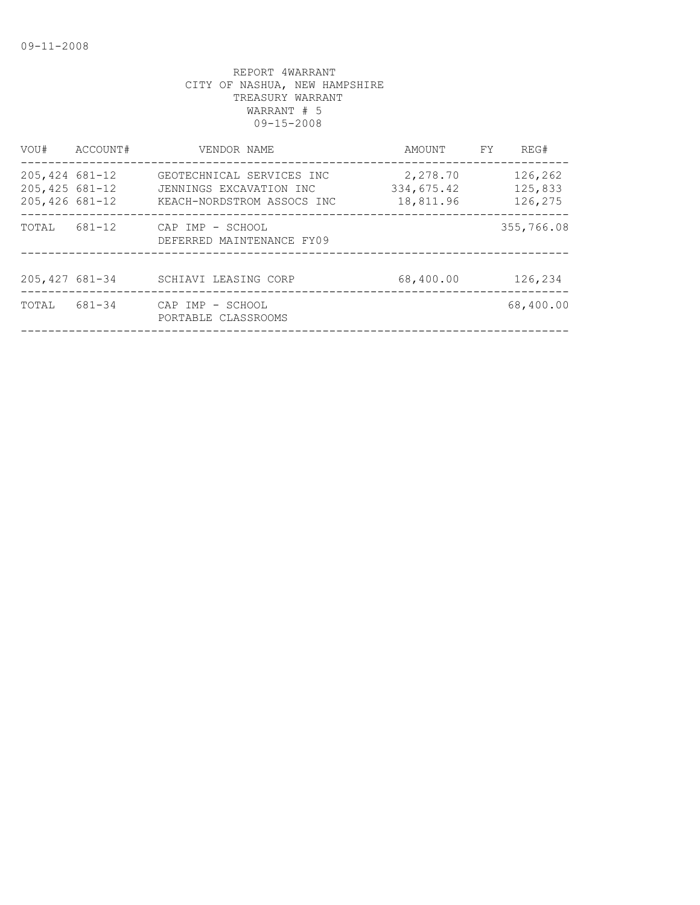REPORT 4WARRANT
CITY OF NASHUA, NEW HAMPSHIRE
TREASURY WARRANT
WARRANT # 5
09-15-2008

| VOU# | ACCOUNT# | VENDOR NAME | AMOUNT | FY | REG# |
|---|---|---|---|---|---|
| 205,424 | 681-12 | GEOTECHNICAL SERVICES INC | 2,278.70 | | 126,262 |
| 205,425 | 681-12 | JENNINGS EXCAVATION INC | 334,675.42 | | 125,833 |
| 205,426 | 681-12 | KEACH-NORDSTROM ASSOCS INC | 18,811.96 | | 126,275 |
| TOTAL | 681-12 | CAP IMP - SCHOOL DEFERRED MAINTENANCE FY09 | | | 355,766.08 |
| 205,427 | 681-34 | SCHIAVI LEASING CORP | 68,400.00 | | 126,234 |
| TOTAL | 681-34 | CAP IMP - SCHOOL PORTABLE CLASSROOMS | | | 68,400.00 |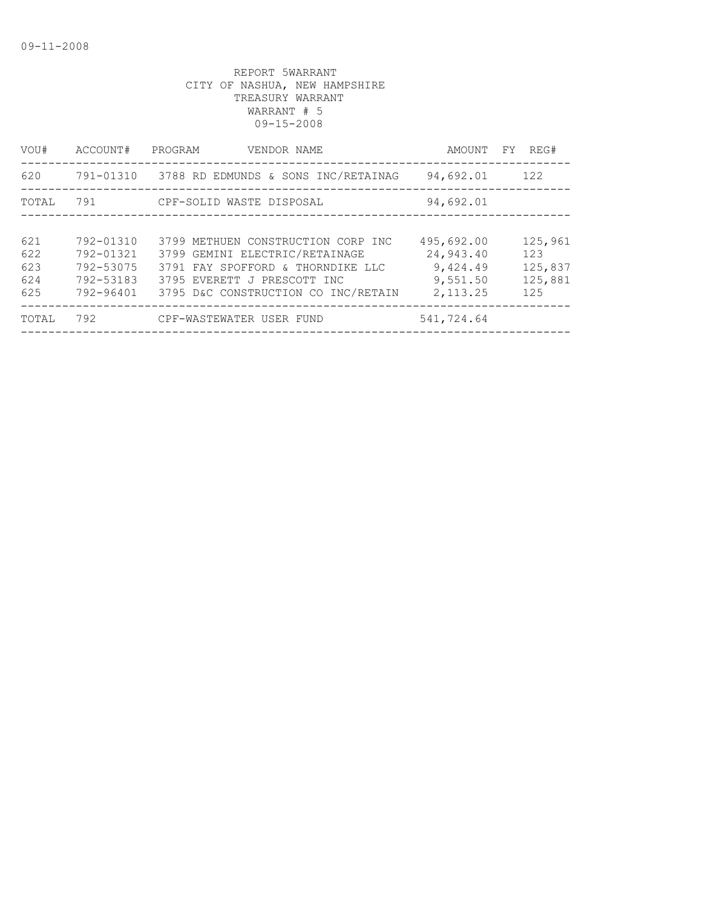09-11-2008

REPORT 5WARRANT
CITY OF NASHUA, NEW HAMPSHIRE
TREASURY WARRANT
WARRANT # 5
09-15-2008

| VOU# | ACCOUNT# | PROGRAM | VENDOR NAME | AMOUNT | FY | REG# |
|---|---|---|---|---|---|---|
| 620 | 791-01310 | 3788 | RD EDMUNDS & SONS INC/RETAINAG | 94,692.01 | | 122 |
| TOTAL | 791 | | CPF-SOLID WASTE DISPOSAL | 94,692.01 | | |
| 621 | 792-01310 | 3799 | METHUEN CONSTRUCTION CORP INC | 495,692.00 | | 125,961 |
| 622 | 792-01321 | 3799 | GEMINI ELECTRIC/RETAINAGE | 24,943.40 | | 123 |
| 623 | 792-53075 | 3791 | FAY SPOFFORD & THORNDIKE LLC | 9,424.49 | | 125,837 |
| 624 | 792-53183 | 3795 | EVERETT J PRESCOTT INC | 9,551.50 | | 125,881 |
| 625 | 792-96401 | 3795 | D&C CONSTRUCTION CO INC/RETAIN | 2,113.25 | | 125 |
| TOTAL | 792 | | CPF-WASTEWATER USER FUND | 541,724.64 | | |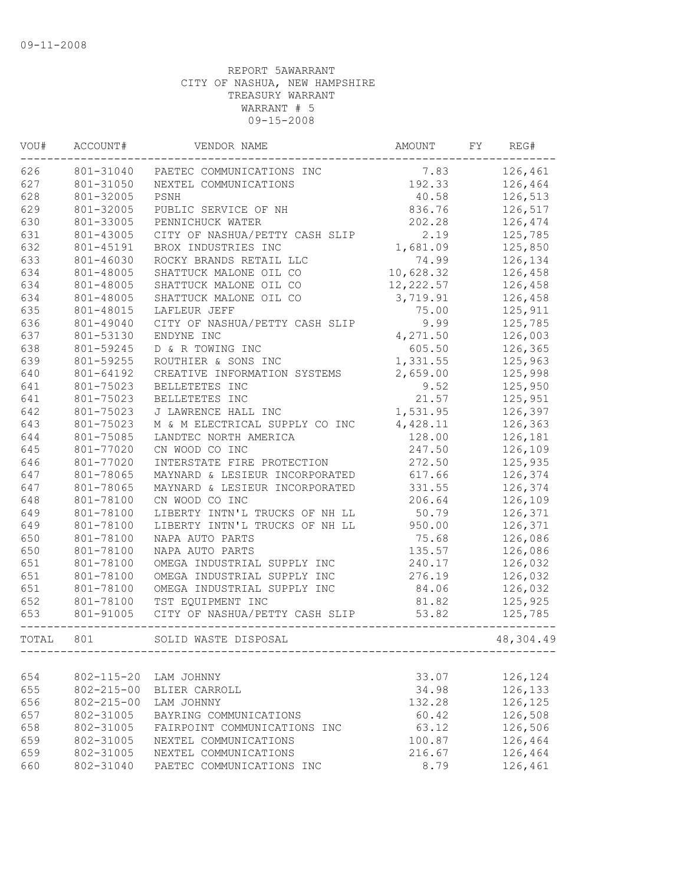09-11-2008

REPORT 5AWARRANT
CITY OF NASHUA, NEW HAMPSHIRE
TREASURY WARRANT
WARRANT # 5
09-15-2008

| VOU# | ACCOUNT# | VENDOR NAME | AMOUNT | FY | REG# |
|---|---|---|---|---|---|
| 626 | 801-31040 | PAETEC COMMUNICATIONS INC | 7.83 | | 126,461 |
| 627 | 801-31050 | NEXTEL COMMUNICATIONS | 192.33 | | 126,464 |
| 628 | 801-32005 | PSNH | 40.58 | | 126,513 |
| 629 | 801-32005 | PUBLIC SERVICE OF NH | 836.76 | | 126,517 |
| 630 | 801-33005 | PENNICHUCK WATER | 202.28 | | 126,474 |
| 631 | 801-43005 | CITY OF NASHUA/PETTY CASH SLIP | 2.19 | | 125,785 |
| 632 | 801-45191 | BROX INDUSTRIES INC | 1,681.09 | | 125,850 |
| 633 | 801-46030 | ROCKY BRANDS RETAIL LLC | 74.99 | | 126,134 |
| 634 | 801-48005 | SHATTUCK MALONE OIL CO | 10,628.32 | | 126,458 |
| 634 | 801-48005 | SHATTUCK MALONE OIL CO | 12,222.57 | | 126,458 |
| 634 | 801-48005 | SHATTUCK MALONE OIL CO | 3,719.91 | | 126,458 |
| 635 | 801-48015 | LAFLEUR JEFF | 75.00 | | 125,911 |
| 636 | 801-49040 | CITY OF NASHUA/PETTY CASH SLIP | 9.99 | | 125,785 |
| 637 | 801-53130 | ENDYNE INC | 4,271.50 | | 126,003 |
| 638 | 801-59245 | D & R TOWING INC | 605.50 | | 126,365 |
| 639 | 801-59255 | ROUTHIER & SONS INC | 1,331.55 | | 125,963 |
| 640 | 801-64192 | CREATIVE INFORMATION SYSTEMS | 2,659.00 | | 125,998 |
| 641 | 801-75023 | BELLETETES INC | 9.52 | | 125,950 |
| 641 | 801-75023 | BELLETETES INC | 21.57 | | 125,951 |
| 642 | 801-75023 | J LAWRENCE HALL INC | 1,531.95 | | 126,397 |
| 643 | 801-75023 | M & M ELECTRICAL SUPPLY CO INC | 4,428.11 | | 126,363 |
| 644 | 801-75085 | LANDTEC NORTH AMERICA | 128.00 | | 126,181 |
| 645 | 801-77020 | CN WOOD CO INC | 247.50 | | 126,109 |
| 646 | 801-77020 | INTERSTATE FIRE PROTECTION | 272.50 | | 125,935 |
| 647 | 801-78065 | MAYNARD & LESIEUR INCORPORATED | 617.66 | | 126,374 |
| 647 | 801-78065 | MAYNARD & LESIEUR INCORPORATED | 331.55 | | 126,374 |
| 648 | 801-78100 | CN WOOD CO INC | 206.64 | | 126,109 |
| 649 | 801-78100 | LIBERTY INTN'L TRUCKS OF NH LL | 50.79 | | 126,371 |
| 649 | 801-78100 | LIBERTY INTN'L TRUCKS OF NH LL | 950.00 | | 126,371 |
| 650 | 801-78100 | NAPA AUTO PARTS | 75.68 | | 126,086 |
| 650 | 801-78100 | NAPA AUTO PARTS | 135.57 | | 126,086 |
| 651 | 801-78100 | OMEGA INDUSTRIAL SUPPLY INC | 240.17 | | 126,032 |
| 651 | 801-78100 | OMEGA INDUSTRIAL SUPPLY INC | 276.19 | | 126,032 |
| 651 | 801-78100 | OMEGA INDUSTRIAL SUPPLY INC | 84.06 | | 126,032 |
| 652 | 801-78100 | TST EQUIPMENT INC | 81.82 | | 125,925 |
| 653 | 801-91005 | CITY OF NASHUA/PETTY CASH SLIP | 53.82 | | 125,785 |
| TOTAL | 801 | SOLID WASTE DISPOSAL | | | 48,304.49 |
| 654 | 802-115-20 | LAM JOHNNY | 33.07 | | 126,124 |
| 655 | 802-215-00 | BLIER CARROLL | 34.98 | | 126,133 |
| 656 | 802-215-00 | LAM JOHNNY | 132.28 | | 126,125 |
| 657 | 802-31005 | BAYRING COMMUNICATIONS | 60.42 | | 126,508 |
| 658 | 802-31005 | FAIRPOINT COMMUNICATIONS INC | 63.12 | | 126,506 |
| 659 | 802-31005 | NEXTEL COMMUNICATIONS | 100.87 | | 126,464 |
| 659 | 802-31005 | NEXTEL COMMUNICATIONS | 216.67 | | 126,464 |
| 660 | 802-31040 | PAETEC COMMUNICATIONS INC | 8.79 | | 126,461 |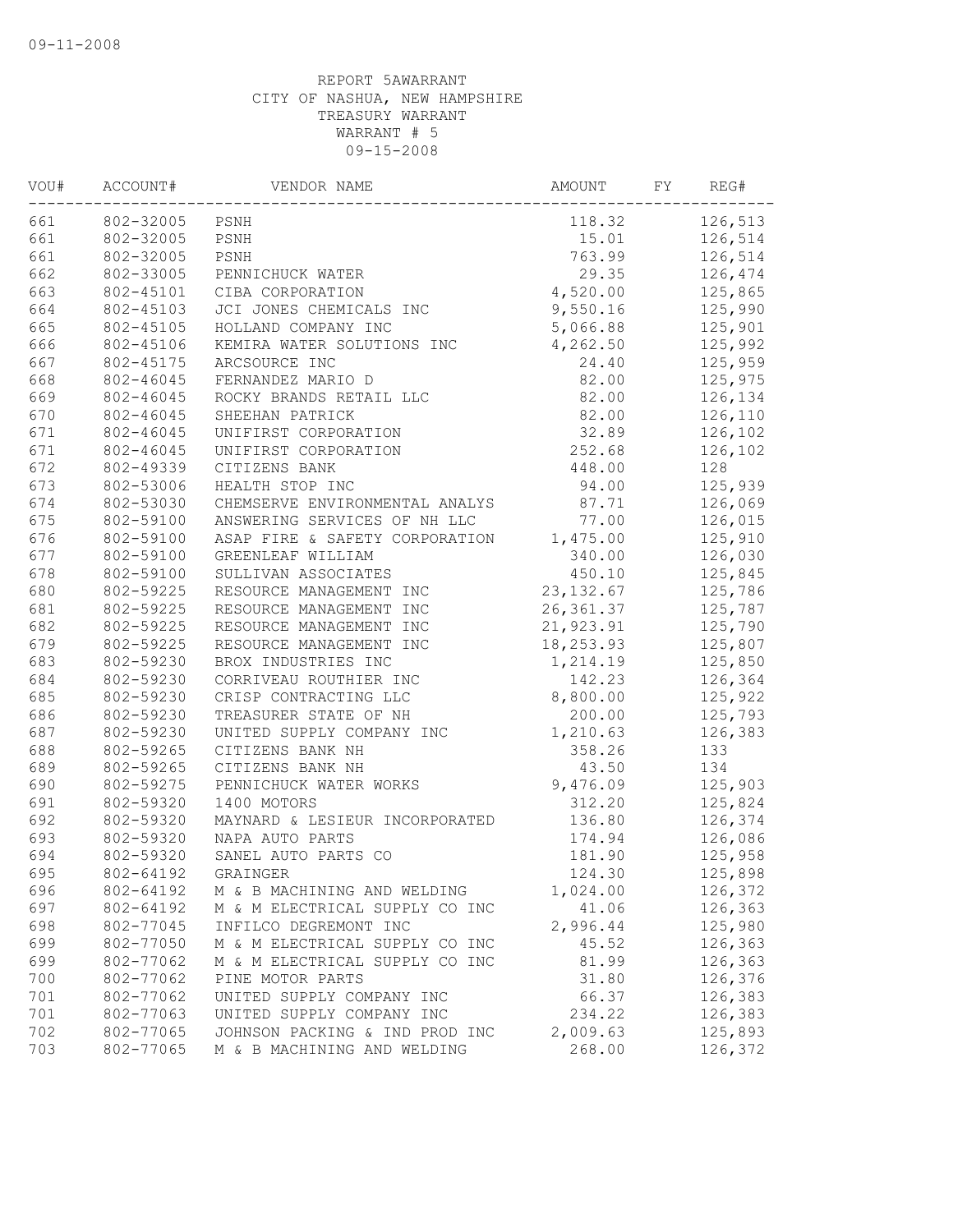09-11-2008

REPORT 5AWARRANT
CITY OF NASHUA, NEW HAMPSHIRE
TREASURY WARRANT
WARRANT # 5
09-15-2008

| VOU# | ACCOUNT# | VENDOR NAME | AMOUNT | FY | REG# |
|---|---|---|---|---|---|
| 661 | 802-32005 | PSNH | 118.32 | | 126,513 |
| 661 | 802-32005 | PSNH | 15.01 | | 126,514 |
| 661 | 802-32005 | PSNH | 763.99 | | 126,514 |
| 662 | 802-33005 | PENNICHUCK WATER | 29.35 | | 126,474 |
| 663 | 802-45101 | CIBA CORPORATION | 4,520.00 | | 125,865 |
| 664 | 802-45103 | JCI JONES CHEMICALS INC | 9,550.16 | | 125,990 |
| 665 | 802-45105 | HOLLAND COMPANY INC | 5,066.88 | | 125,901 |
| 666 | 802-45106 | KEMIRA WATER SOLUTIONS INC | 4,262.50 | | 125,992 |
| 667 | 802-45175 | ARCSOURCE INC | 24.40 | | 125,959 |
| 668 | 802-46045 | FERNANDEZ MARIO D | 82.00 | | 125,975 |
| 669 | 802-46045 | ROCKY BRANDS RETAIL LLC | 82.00 | | 126,134 |
| 670 | 802-46045 | SHEEHAN PATRICK | 82.00 | | 126,110 |
| 671 | 802-46045 | UNIFIRST CORPORATION | 32.89 | | 126,102 |
| 671 | 802-46045 | UNIFIRST CORPORATION | 252.68 | | 126,102 |
| 672 | 802-49339 | CITIZENS BANK | 448.00 | | 128 |
| 673 | 802-53006 | HEALTH STOP INC | 94.00 | | 125,939 |
| 674 | 802-53030 | CHEMSERVE ENVIRONMENTAL ANALYS | 87.71 | | 126,069 |
| 675 | 802-59100 | ANSWERING SERVICES OF NH LLC | 77.00 | | 126,015 |
| 676 | 802-59100 | ASAP FIRE & SAFETY CORPORATION | 1,475.00 | | 125,910 |
| 677 | 802-59100 | GREENLEAF WILLIAM | 340.00 | | 126,030 |
| 678 | 802-59100 | SULLIVAN ASSOCIATES | 450.10 | | 125,845 |
| 680 | 802-59225 | RESOURCE MANAGEMENT INC | 23,132.67 | | 125,786 |
| 681 | 802-59225 | RESOURCE MANAGEMENT INC | 26,361.37 | | 125,787 |
| 682 | 802-59225 | RESOURCE MANAGEMENT INC | 21,923.91 | | 125,790 |
| 679 | 802-59225 | RESOURCE MANAGEMENT INC | 18,253.93 | | 125,807 |
| 683 | 802-59230 | BROX INDUSTRIES INC | 1,214.19 | | 125,850 |
| 684 | 802-59230 | CORRIVEAU ROUTHIER INC | 142.23 | | 126,364 |
| 685 | 802-59230 | CRISP CONTRACTING LLC | 8,800.00 | | 125,922 |
| 686 | 802-59230 | TREASURER STATE OF NH | 200.00 | | 125,793 |
| 687 | 802-59230 | UNITED SUPPLY COMPANY INC | 1,210.63 | | 126,383 |
| 688 | 802-59265 | CITIZENS BANK NH | 358.26 | | 133 |
| 689 | 802-59265 | CITIZENS BANK NH | 43.50 | | 134 |
| 690 | 802-59275 | PENNICHUCK WATER WORKS | 9,476.09 | | 125,903 |
| 691 | 802-59320 | 1400 MOTORS | 312.20 | | 125,824 |
| 692 | 802-59320 | MAYNARD & LESIEUR INCORPORATED | 136.80 | | 126,374 |
| 693 | 802-59320 | NAPA AUTO PARTS | 174.94 | | 126,086 |
| 694 | 802-59320 | SANEL AUTO PARTS CO | 181.90 | | 125,958 |
| 695 | 802-64192 | GRAINGER | 124.30 | | 125,898 |
| 696 | 802-64192 | M & B MACHINING AND WELDING | 1,024.00 | | 126,372 |
| 697 | 802-64192 | M & M ELECTRICAL SUPPLY CO INC | 41.06 | | 126,363 |
| 698 | 802-77045 | INFILCO DEGREMONT INC | 2,996.44 | | 125,980 |
| 699 | 802-77050 | M & M ELECTRICAL SUPPLY CO INC | 45.52 | | 126,363 |
| 699 | 802-77062 | M & M ELECTRICAL SUPPLY CO INC | 81.99 | | 126,363 |
| 700 | 802-77062 | PINE MOTOR PARTS | 31.80 | | 126,376 |
| 701 | 802-77062 | UNITED SUPPLY COMPANY INC | 66.37 | | 126,383 |
| 701 | 802-77063 | UNITED SUPPLY COMPANY INC | 234.22 | | 126,383 |
| 702 | 802-77065 | JOHNSON PACKING & IND PROD INC | 2,009.63 | | 125,893 |
| 703 | 802-77065 | M & B MACHINING AND WELDING | 268.00 | | 126,372 |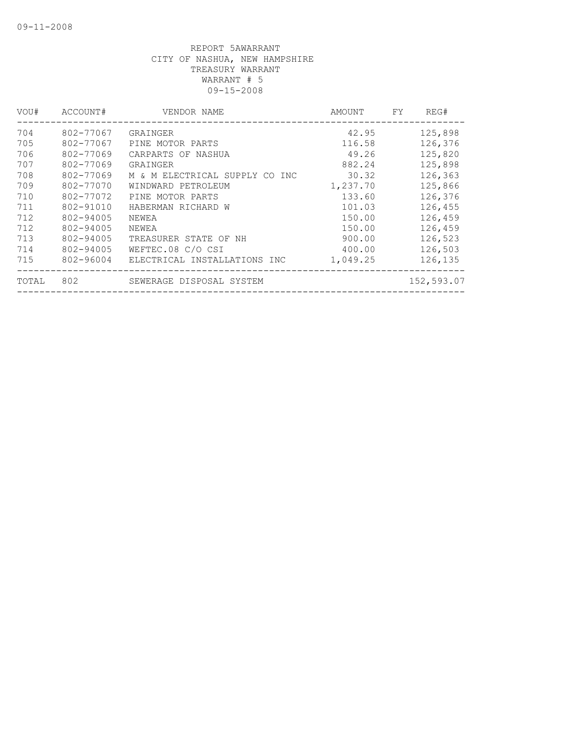09-11-2008

REPORT 5AWARRANT
CITY OF NASHUA, NEW HAMPSHIRE
TREASURY WARRANT
WARRANT # 5
09-15-2008

| VOU# | ACCOUNT# | VENDOR NAME | AMOUNT | FY | REG# |
|---|---|---|---|---|---|
| 704 | 802-77067 | GRAINGER | 42.95 | | 125,898 |
| 705 | 802-77067 | PINE MOTOR PARTS | 116.58 | | 126,376 |
| 706 | 802-77069 | CARPARTS OF NASHUA | 49.26 | | 125,820 |
| 707 | 802-77069 | GRAINGER | 882.24 | | 125,898 |
| 708 | 802-77069 | M & M ELECTRICAL SUPPLY CO INC | 30.32 | | 126,363 |
| 709 | 802-77070 | WINDWARD PETROLEUM | 1,237.70 | | 125,866 |
| 710 | 802-77072 | PINE MOTOR PARTS | 133.60 | | 126,376 |
| 711 | 802-91010 | HABERMAN RICHARD W | 101.03 | | 126,455 |
| 712 | 802-94005 | NEWEA | 150.00 | | 126,459 |
| 712 | 802-94005 | NEWEA | 150.00 | | 126,459 |
| 713 | 802-94005 | TREASURER STATE OF NH | 900.00 | | 126,523 |
| 714 | 802-94005 | WEFTEC.08 C/O CSI | 400.00 | | 126,503 |
| 715 | 802-96004 | ELECTRICAL INSTALLATIONS INC | 1,049.25 | | 126,135 |
| TOTAL | 802 | SEWERAGE DISPOSAL SYSTEM | | | 152,593.07 |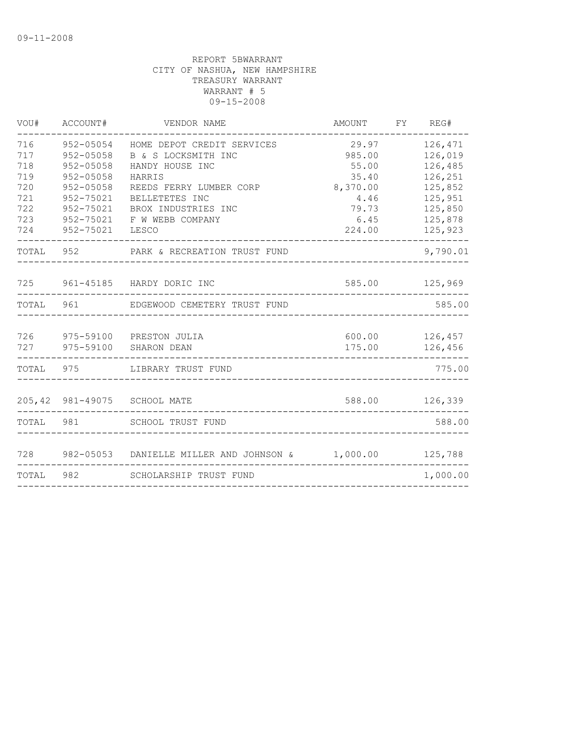09-11-2008

REPORT 5BWARRANT
CITY OF NASHUA, NEW HAMPSHIRE
TREASURY WARRANT
WARRANT # 5
09-15-2008

| VOU# | ACCOUNT# | VENDOR NAME | AMOUNT | FY | REG# |
|---|---|---|---|---|---|
| 716 | 952-05054 | HOME DEPOT CREDIT SERVICES | 29.97 | | 126,471 |
| 717 | 952-05058 | B & S LOCKSMITH INC | 985.00 | | 126,019 |
| 718 | 952-05058 | HANDY HOUSE INC | 55.00 | | 126,485 |
| 719 | 952-05058 | HARRIS | 35.40 | | 126,251 |
| 720 | 952-05058 | REEDS FERRY LUMBER CORP | 8,370.00 | | 125,852 |
| 721 | 952-75021 | BELLETETES INC | 4.46 | | 125,951 |
| 722 | 952-75021 | BROX INDUSTRIES INC | 79.73 | | 125,850 |
| 723 | 952-75021 | F W WEBB COMPANY | 6.45 | | 125,878 |
| 724 | 952-75021 | LESCO | 224.00 | | 125,923 |
| TOTAL | 952 | PARK & RECREATION TRUST FUND | | | 9,790.01 |
| 725 | 961-45185 | HARDY DORIC INC | 585.00 | | 125,969 |
| TOTAL | 961 | EDGEWOOD CEMETERY TRUST FUND | | | 585.00 |
| 726 | 975-59100 | PRESTON JULIA | 600.00 | | 126,457 |
| 727 | 975-59100 | SHARON DEAN | 175.00 | | 126,456 |
| TOTAL | 975 | LIBRARY TRUST FUND | | | 775.00 |
| 205,42 | 981-49075 | SCHOOL MATE | 588.00 | | 126,339 |
| TOTAL | 981 | SCHOOL TRUST FUND | | | 588.00 |
| 728 | 982-05053 | DANIELLE MILLER AND JOHNSON & | 1,000.00 | | 125,788 |
| TOTAL | 982 | SCHOLARSHIP TRUST FUND | | | 1,000.00 |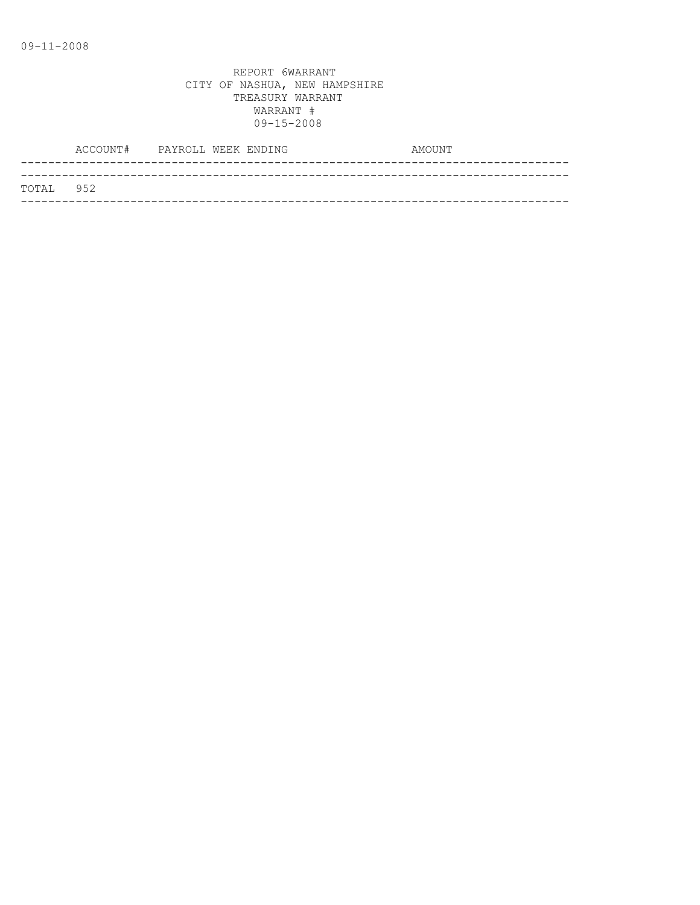09-11-2008

REPORT 6WARRANT
CITY OF NASHUA, NEW HAMPSHIRE
TREASURY WARRANT
WARRANT #
09-15-2008

| ACCOUNT# | PAYROLL WEEK ENDING | AMOUNT |
|---|---|---|
| TOTAL 952 | | |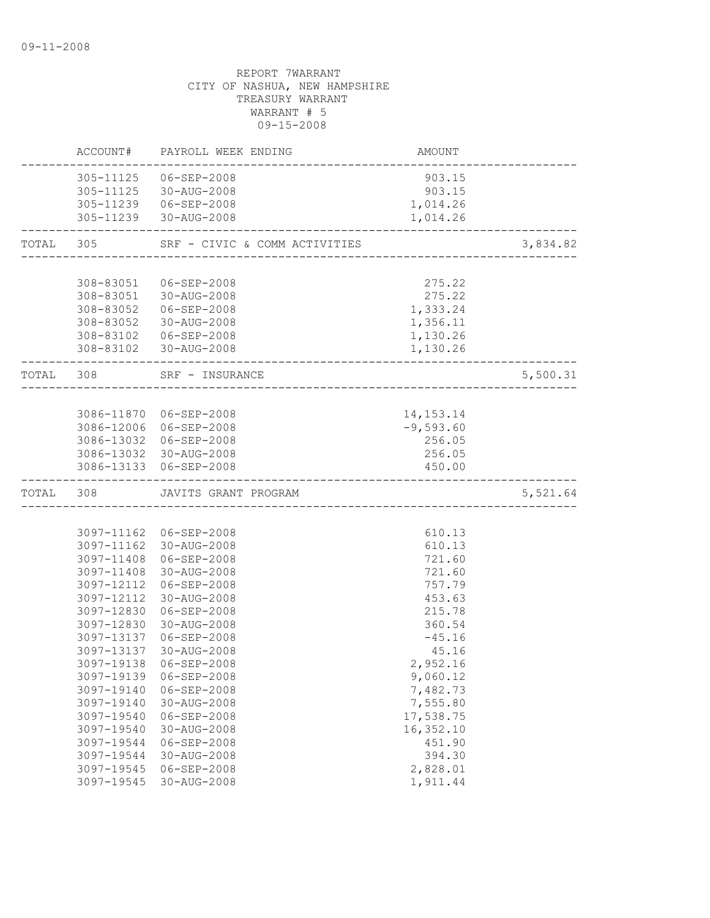09-11-2008

REPORT 7WARRANT
CITY OF NASHUA, NEW HAMPSHIRE
TREASURY WARRANT
WARRANT # 5
09-15-2008

| | ACCOUNT# | PAYROLL WEEK ENDING | AMOUNT | |
|---|---|---|---|---|
| | 305-11125 | 06-SEP-2008 | 903.15 | |
| | 305-11125 | 30-AUG-2008 | 903.15 | |
| | 305-11239 | 06-SEP-2008 | 1,014.26 | |
| | 305-11239 | 30-AUG-2008 | 1,014.26 | |
| TOTAL | 305 | SRF - CIVIC & COMM ACTIVITIES | | 3,834.82 |
| | 308-83051 | 06-SEP-2008 | 275.22 | |
| | 308-83051 | 30-AUG-2008 | 275.22 | |
| | 308-83052 | 06-SEP-2008 | 1,333.24 | |
| | 308-83052 | 30-AUG-2008 | 1,356.11 | |
| | 308-83102 | 06-SEP-2008 | 1,130.26 | |
| | 308-83102 | 30-AUG-2008 | 1,130.26 | |
| TOTAL | 308 | SRF - INSURANCE | | 5,500.31 |
| | 3086-11870 | 06-SEP-2008 | 14,153.14 | |
| | 3086-12006 | 06-SEP-2008 | -9,593.60 | |
| | 3086-13032 | 06-SEP-2008 | 256.05 | |
| | 3086-13032 | 30-AUG-2008 | 256.05 | |
| | 3086-13133 | 06-SEP-2008 | 450.00 | |
| TOTAL | 308 | JAVITS GRANT PROGRAM | | 5,521.64 |
| | 3097-11162 | 06-SEP-2008 | 610.13 | |
| | 3097-11162 | 30-AUG-2008 | 610.13 | |
| | 3097-11408 | 06-SEP-2008 | 721.60 | |
| | 3097-11408 | 30-AUG-2008 | 721.60 | |
| | 3097-12112 | 06-SEP-2008 | 757.79 | |
| | 3097-12112 | 30-AUG-2008 | 453.63 | |
| | 3097-12830 | 06-SEP-2008 | 215.78 | |
| | 3097-12830 | 30-AUG-2008 | 360.54 | |
| | 3097-13137 | 06-SEP-2008 | -45.16 | |
| | 3097-13137 | 30-AUG-2008 | 45.16 | |
| | 3097-19138 | 06-SEP-2008 | 2,952.16 | |
| | 3097-19139 | 06-SEP-2008 | 9,060.12 | |
| | 3097-19140 | 06-SEP-2008 | 7,482.73 | |
| | 3097-19140 | 30-AUG-2008 | 7,555.80 | |
| | 3097-19540 | 06-SEP-2008 | 17,538.75 | |
| | 3097-19540 | 30-AUG-2008 | 16,352.10 | |
| | 3097-19544 | 06-SEP-2008 | 451.90 | |
| | 3097-19544 | 30-AUG-2008 | 394.30 | |
| | 3097-19545 | 06-SEP-2008 | 2,828.01 | |
| | 3097-19545 | 30-AUG-2008 | 1,911.44 | |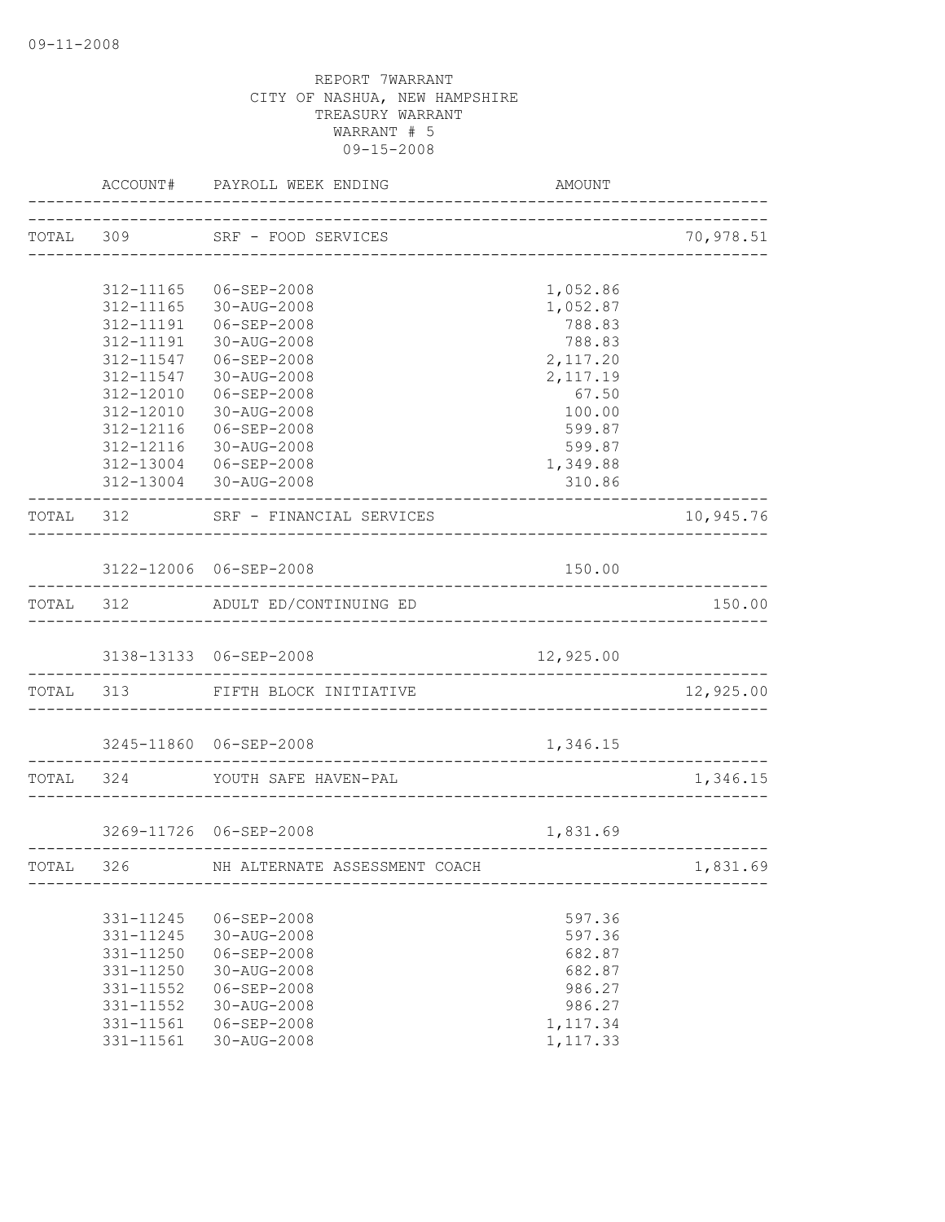09-11-2008

REPORT 7WARRANT
CITY OF NASHUA, NEW HAMPSHIRE
TREASURY WARRANT
WARRANT # 5
09-15-2008

| | ACCOUNT# | PAYROLL WEEK ENDING | AMOUNT | |
|---|---|---|---|---|
| TOTAL | 309 | SRF - FOOD SERVICES | | 70,978.51 |
| | 312-11165 | 06-SEP-2008 | 1,052.86 | |
| | 312-11165 | 30-AUG-2008 | 1,052.87 | |
| | 312-11191 | 06-SEP-2008 | 788.83 | |
| | 312-11191 | 30-AUG-2008 | 788.83 | |
| | 312-11547 | 06-SEP-2008 | 2,117.20 | |
| | 312-11547 | 30-AUG-2008 | 2,117.19 | |
| | 312-12010 | 06-SEP-2008 | 67.50 | |
| | 312-12010 | 30-AUG-2008 | 100.00 | |
| | 312-12116 | 06-SEP-2008 | 599.87 | |
| | 312-12116 | 30-AUG-2008 | 599.87 | |
| | 312-13004 | 06-SEP-2008 | 1,349.88 | |
| | 312-13004 | 30-AUG-2008 | 310.86 | |
| TOTAL | 312 | SRF - FINANCIAL SERVICES | | 10,945.76 |
| | 3122-12006 | 06-SEP-2008 | 150.00 | |
| TOTAL | 312 | ADULT ED/CONTINUING ED | | 150.00 |
| | 3138-13133 | 06-SEP-2008 | 12,925.00 | |
| TOTAL | 313 | FIFTH BLOCK INITIATIVE | | 12,925.00 |
| | 3245-11860 | 06-SEP-2008 | 1,346.15 | |
| TOTAL | 324 | YOUTH SAFE HAVEN-PAL | | 1,346.15 |
| | 3269-11726 | 06-SEP-2008 | 1,831.69 | |
| TOTAL | 326 | NH ALTERNATE ASSESSMENT COACH | | 1,831.69 |
| | 331-11245 | 06-SEP-2008 | 597.36 | |
| | 331-11245 | 30-AUG-2008 | 597.36 | |
| | 331-11250 | 06-SEP-2008 | 682.87 | |
| | 331-11250 | 30-AUG-2008 | 682.87 | |
| | 331-11552 | 06-SEP-2008 | 986.27 | |
| | 331-11552 | 30-AUG-2008 | 986.27 | |
| | 331-11561 | 06-SEP-2008 | 1,117.34 | |
| | 331-11561 | 30-AUG-2008 | 1,117.33 | |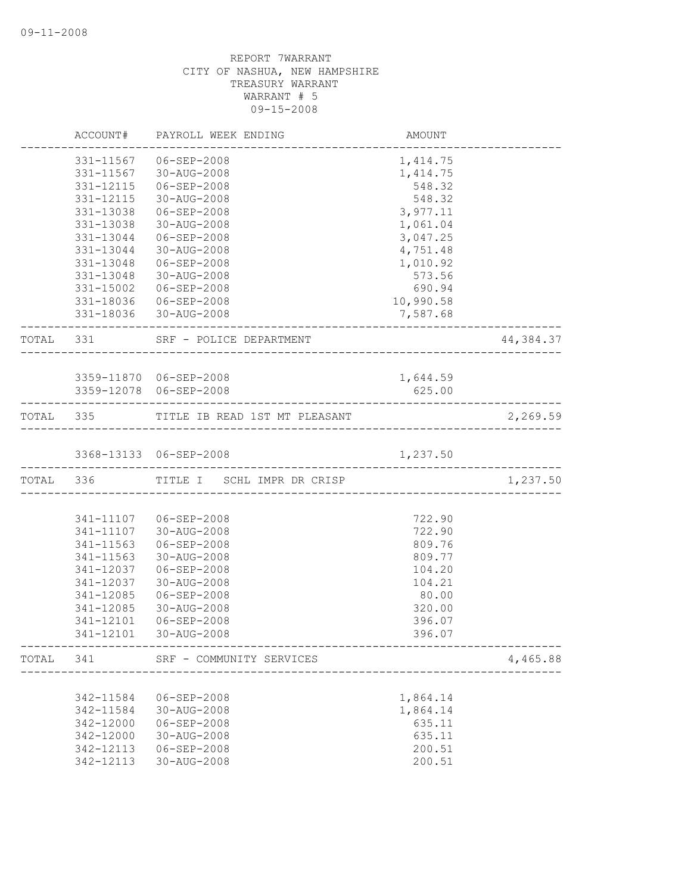REPORT 7WARRANT
CITY OF NASHUA, NEW HAMPSHIRE
TREASURY WARRANT
WARRANT # 5
09-15-2008

| | ACCOUNT# | PAYROLL WEEK ENDING | AMOUNT | |
|---|---|---|---|---|
| | 331-11567 | 06-SEP-2008 | 1,414.75 | |
| | 331-11567 | 30-AUG-2008 | 1,414.75 | |
| | 331-12115 | 06-SEP-2008 | 548.32 | |
| | 331-12115 | 30-AUG-2008 | 548.32 | |
| | 331-13038 | 06-SEP-2008 | 3,977.11 | |
| | 331-13038 | 30-AUG-2008 | 1,061.04 | |
| | 331-13044 | 06-SEP-2008 | 3,047.25 | |
| | 331-13044 | 30-AUG-2008 | 4,751.48 | |
| | 331-13048 | 06-SEP-2008 | 1,010.92 | |
| | 331-13048 | 30-AUG-2008 | 573.56 | |
| | 331-15002 | 06-SEP-2008 | 690.94 | |
| | 331-18036 | 06-SEP-2008 | 10,990.58 | |
| | 331-18036 | 30-AUG-2008 | 7,587.68 | |
| TOTAL | 331 | SRF - POLICE DEPARTMENT | | 44,384.37 |
| | 3359-11870 | 06-SEP-2008 | 1,644.59 | |
| | 3359-12078 | 06-SEP-2008 | 625.00 | |
| TOTAL | 335 | TITLE IB READ 1ST MT PLEASANT | | 2,269.59 |
| | 3368-13133 | 06-SEP-2008 | 1,237.50 | |
| TOTAL | 336 | TITLE I SCHL IMPR DR CRISP | | 1,237.50 |
| | 341-11107 | 06-SEP-2008 | 722.90 | |
| | 341-11107 | 30-AUG-2008 | 722.90 | |
| | 341-11563 | 06-SEP-2008 | 809.76 | |
| | 341-11563 | 30-AUG-2008 | 809.77 | |
| | 341-12037 | 06-SEP-2008 | 104.20 | |
| | 341-12037 | 30-AUG-2008 | 104.21 | |
| | 341-12085 | 06-SEP-2008 | 80.00 | |
| | 341-12085 | 30-AUG-2008 | 320.00 | |
| | 341-12101 | 06-SEP-2008 | 396.07 | |
| | 341-12101 | 30-AUG-2008 | 396.07 | |
| TOTAL | 341 | SRF - COMMUNITY SERVICES | | 4,465.88 |
| | 342-11584 | 06-SEP-2008 | 1,864.14 | |
| | 342-11584 | 30-AUG-2008 | 1,864.14 | |
| | 342-12000 | 06-SEP-2008 | 635.11 | |
| | 342-12000 | 30-AUG-2008 | 635.11 | |
| | 342-12113 | 06-SEP-2008 | 200.51 | |
| | 342-12113 | 30-AUG-2008 | 200.51 | |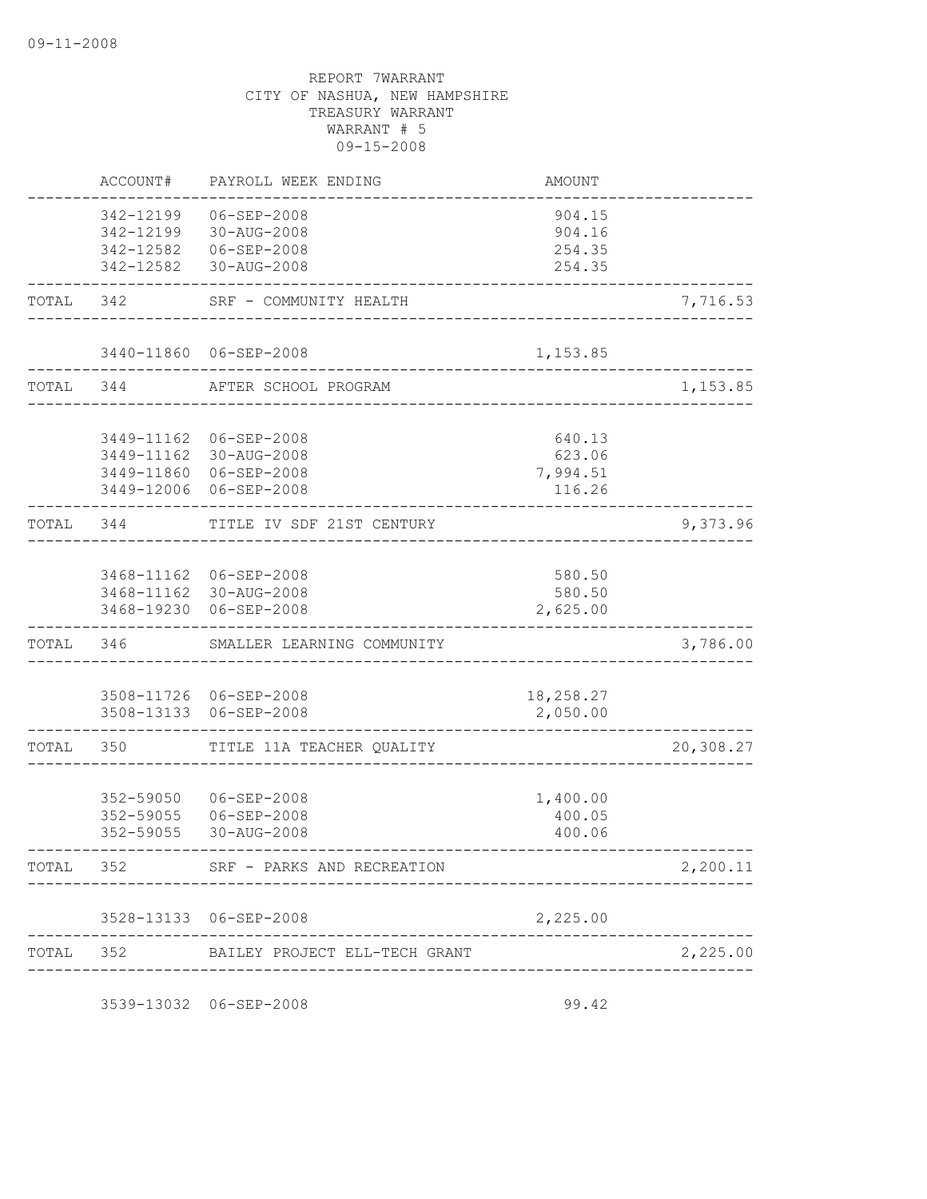09-11-2008

REPORT 7WARRANT
CITY OF NASHUA, NEW HAMPSHIRE
TREASURY WARRANT
WARRANT # 5
09-15-2008

| | ACCOUNT# | PAYROLL WEEK ENDING | AMOUNT | |
|---|---|---|---|---|
| | 342-12199 | 06-SEP-2008 | 904.15 | |
| | 342-12199 | 30-AUG-2008 | 904.16 | |
| | 342-12582 | 06-SEP-2008 | 254.35 | |
| | 342-12582 | 30-AUG-2008 | 254.35 | |
| TOTAL | 342 | SRF - COMMUNITY HEALTH | | 7,716.53 |
| | 3440-11860 | 06-SEP-2008 | 1,153.85 | |
| TOTAL | 344 | AFTER SCHOOL PROGRAM | | 1,153.85 |
| | 3449-11162 | 06-SEP-2008 | 640.13 | |
| | 3449-11162 | 30-AUG-2008 | 623.06 | |
| | 3449-11860 | 06-SEP-2008 | 7,994.51 | |
| | 3449-12006 | 06-SEP-2008 | 116.26 | |
| TOTAL | 344 | TITLE IV SDF 21ST CENTURY | | 9,373.96 |
| | 3468-11162 | 06-SEP-2008 | 580.50 | |
| | 3468-11162 | 30-AUG-2008 | 580.50 | |
| | 3468-19230 | 06-SEP-2008 | 2,625.00 | |
| TOTAL | 346 | SMALLER LEARNING COMMUNITY | | 3,786.00 |
| | 3508-11726 | 06-SEP-2008 | 18,258.27 | |
| | 3508-13133 | 06-SEP-2008 | 2,050.00 | |
| TOTAL | 350 | TITLE 11A TEACHER QUALITY | | 20,308.27 |
| | 352-59050 | 06-SEP-2008 | 1,400.00 | |
| | 352-59055 | 06-SEP-2008 | 400.05 | |
| | 352-59055 | 30-AUG-2008 | 400.06 | |
| TOTAL | 352 | SRF - PARKS AND RECREATION | | 2,200.11 |
| | 3528-13133 | 06-SEP-2008 | 2,225.00 | |
| TOTAL | 352 | BAILEY PROJECT ELL-TECH GRANT | | 2,225.00 |
| | 3539-13032 | 06-SEP-2008 | 99.42 | |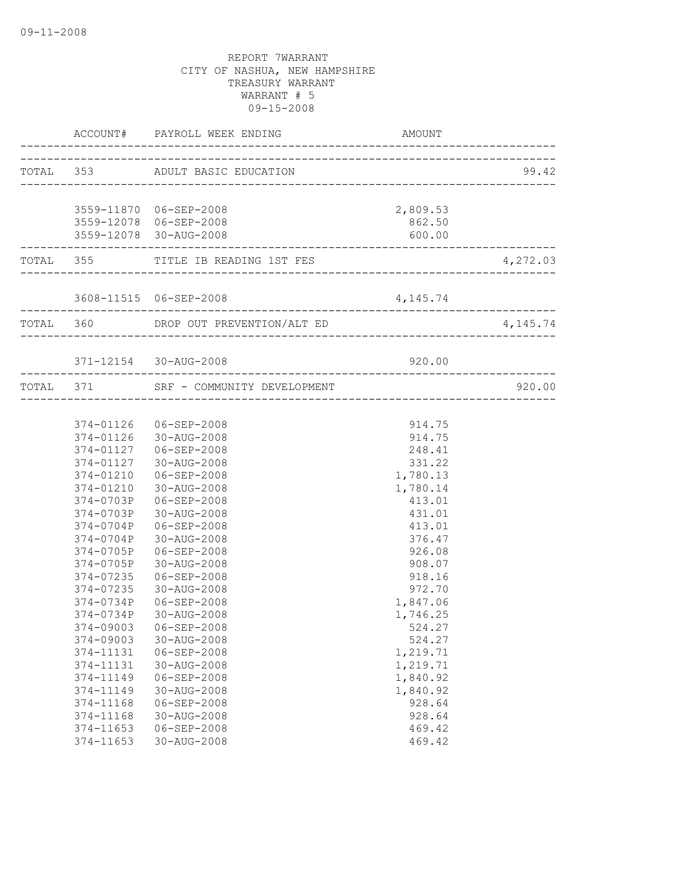09-11-2008

REPORT 7WARRANT
CITY OF NASHUA, NEW HAMPSHIRE
TREASURY WARRANT
WARRANT # 5
09-15-2008

| | ACCOUNT# | PAYROLL WEEK ENDING | AMOUNT | |
|---|---|---|---|---|
| TOTAL | 353 | ADULT BASIC EDUCATION | | 99.42 |
| | 3559-11870 | 06-SEP-2008 | 2,809.53 | |
| | 3559-12078 | 06-SEP-2008 | 862.50 | |
| | 3559-12078 | 30-AUG-2008 | 600.00 | |
| TOTAL | 355 | TITLE IB READING 1ST FES | | 4,272.03 |
| | 3608-11515 | 06-SEP-2008 | 4,145.74 | |
| TOTAL | 360 | DROP OUT PREVENTION/ALT ED | | 4,145.74 |
| | 371-12154 | 30-AUG-2008 | 920.00 | |
| TOTAL | 371 | SRF - COMMUNITY DEVELOPMENT | | 920.00 |
| | 374-01126 | 06-SEP-2008 | 914.75 | |
| | 374-01126 | 30-AUG-2008 | 914.75 | |
| | 374-01127 | 06-SEP-2008 | 248.41 | |
| | 374-01127 | 30-AUG-2008 | 331.22 | |
| | 374-01210 | 06-SEP-2008 | 1,780.13 | |
| | 374-01210 | 30-AUG-2008 | 1,780.14 | |
| | 374-0703P | 06-SEP-2008 | 413.01 | |
| | 374-0703P | 30-AUG-2008 | 431.01 | |
| | 374-0704P | 06-SEP-2008 | 413.01 | |
| | 374-0704P | 30-AUG-2008 | 376.47 | |
| | 374-0705P | 06-SEP-2008 | 926.08 | |
| | 374-0705P | 30-AUG-2008 | 908.07 | |
| | 374-07235 | 06-SEP-2008 | 918.16 | |
| | 374-07235 | 30-AUG-2008 | 972.70 | |
| | 374-0734P | 06-SEP-2008 | 1,847.06 | |
| | 374-0734P | 30-AUG-2008 | 1,746.25 | |
| | 374-09003 | 06-SEP-2008 | 524.27 | |
| | 374-09003 | 30-AUG-2008 | 524.27 | |
| | 374-11131 | 06-SEP-2008 | 1,219.71 | |
| | 374-11131 | 30-AUG-2008 | 1,219.71 | |
| | 374-11149 | 06-SEP-2008 | 1,840.92 | |
| | 374-11149 | 30-AUG-2008 | 1,840.92 | |
| | 374-11168 | 06-SEP-2008 | 928.64 | |
| | 374-11168 | 30-AUG-2008 | 928.64 | |
| | 374-11653 | 06-SEP-2008 | 469.42 | |
| | 374-11653 | 30-AUG-2008 | 469.42 | |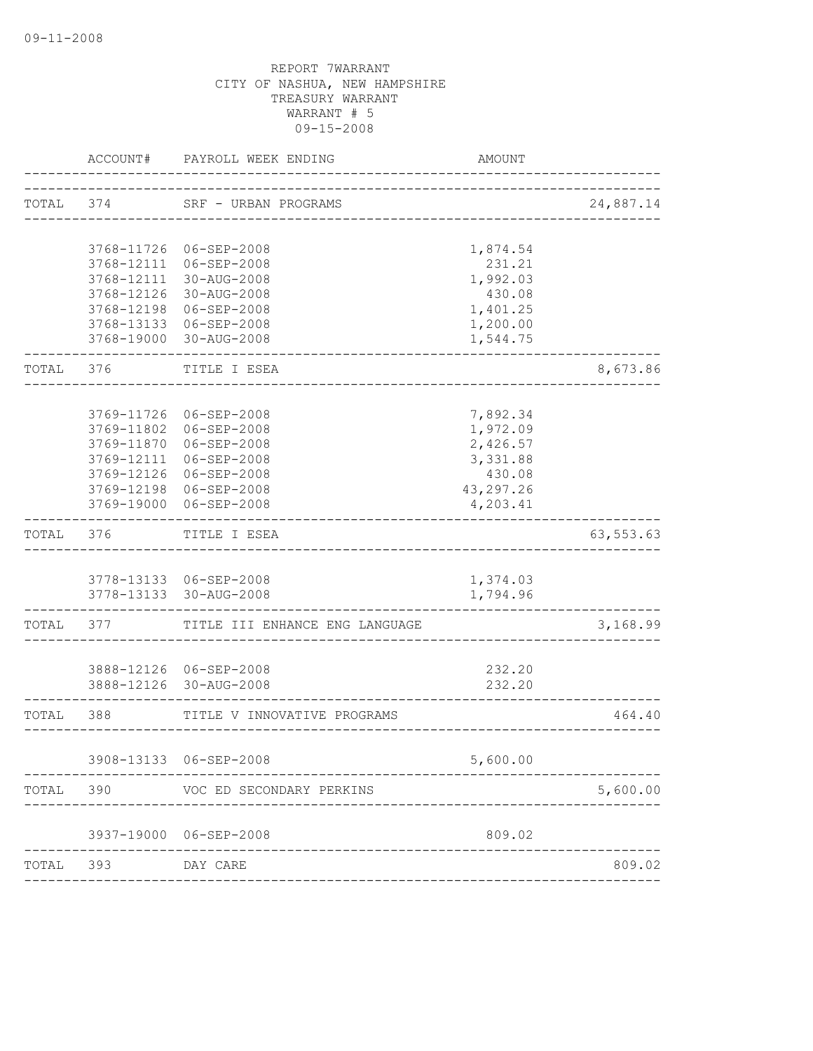09-11-2008

REPORT 7WARRANT
CITY OF NASHUA, NEW HAMPSHIRE
TREASURY WARRANT
WARRANT # 5
09-15-2008

| | ACCOUNT# | PAYROLL WEEK ENDING | AMOUNT | |
|---|---|---|---|---|
| TOTAL | 374 | SRF - URBAN PROGRAMS | | 24,887.14 |
| | 3768-11726 | 06-SEP-2008 | 1,874.54 | |
| | 3768-12111 | 06-SEP-2008 | 231.21 | |
| | 3768-12111 | 30-AUG-2008 | 1,992.03 | |
| | 3768-12126 | 30-AUG-2008 | 430.08 | |
| | 3768-12198 | 06-SEP-2008 | 1,401.25 | |
| | 3768-13133 | 06-SEP-2008 | 1,200.00 | |
| | 3768-19000 | 30-AUG-2008 | 1,544.75 | |
| TOTAL | 376 | TITLE I ESEA | | 8,673.86 |
| | 3769-11726 | 06-SEP-2008 | 7,892.34 | |
| | 3769-11802 | 06-SEP-2008 | 1,972.09 | |
| | 3769-11870 | 06-SEP-2008 | 2,426.57 | |
| | 3769-12111 | 06-SEP-2008 | 3,331.88 | |
| | 3769-12126 | 06-SEP-2008 | 430.08 | |
| | 3769-12198 | 06-SEP-2008 | 43,297.26 | |
| | 3769-19000 | 06-SEP-2008 | 4,203.41 | |
| TOTAL | 376 | TITLE I ESEA | | 63,553.63 |
| | 3778-13133 | 06-SEP-2008 | 1,374.03 | |
| | 3778-13133 | 30-AUG-2008 | 1,794.96 | |
| TOTAL | 377 | TITLE III ENHANCE ENG LANGUAGE | | 3,168.99 |
| | 3888-12126 | 06-SEP-2008 | 232.20 | |
| | 3888-12126 | 30-AUG-2008 | 232.20 | |
| TOTAL | 388 | TITLE V INNOVATIVE PROGRAMS | | 464.40 |
| | 3908-13133 | 06-SEP-2008 | 5,600.00 | |
| TOTAL | 390 | VOC ED SECONDARY PERKINS | | 5,600.00 |
| | 3937-19000 | 06-SEP-2008 | 809.02 | |
| TOTAL | 393 | DAY CARE | | 809.02 |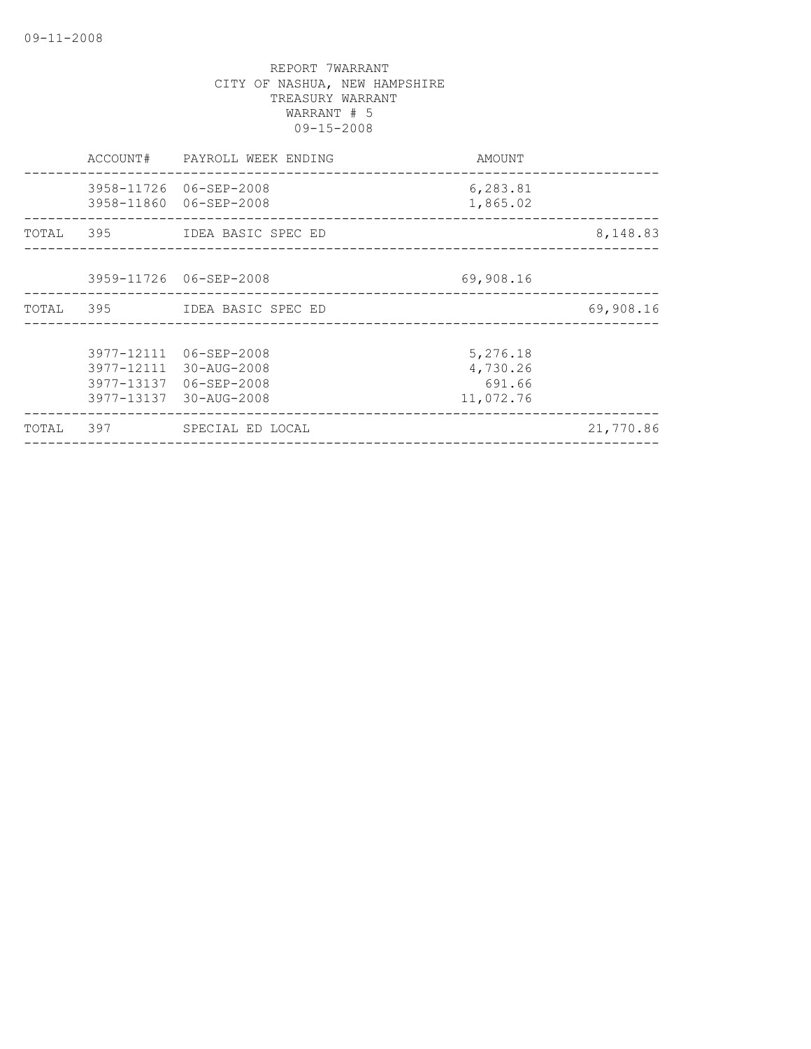REPORT 7WARRANT
CITY OF NASHUA, NEW HAMPSHIRE
TREASURY WARRANT
WARRANT # 5
09-15-2008

| | ACCOUNT# | PAYROLL WEEK ENDING | AMOUNT | |
|---|---|---|---|---|
| | 3958-11726 | 06-SEP-2008 | 6,283.81 | |
| | 3958-11860 | 06-SEP-2008 | 1,865.02 | |
| TOTAL | 395 | IDEA BASIC SPEC ED | | 8,148.83 |
| | 3959-11726 | 06-SEP-2008 | 69,908.16 | |
| TOTAL | 395 | IDEA BASIC SPEC ED | | 69,908.16 |
| | 3977-12111 | 06-SEP-2008 | 5,276.18 | |
| | 3977-12111 | 30-AUG-2008 | 4,730.26 | |
| | 3977-13137 | 06-SEP-2008 | 691.66 | |
| | 3977-13137 | 30-AUG-2008 | 11,072.76 | |
| TOTAL | 397 | SPECIAL ED LOCAL | | 21,770.86 |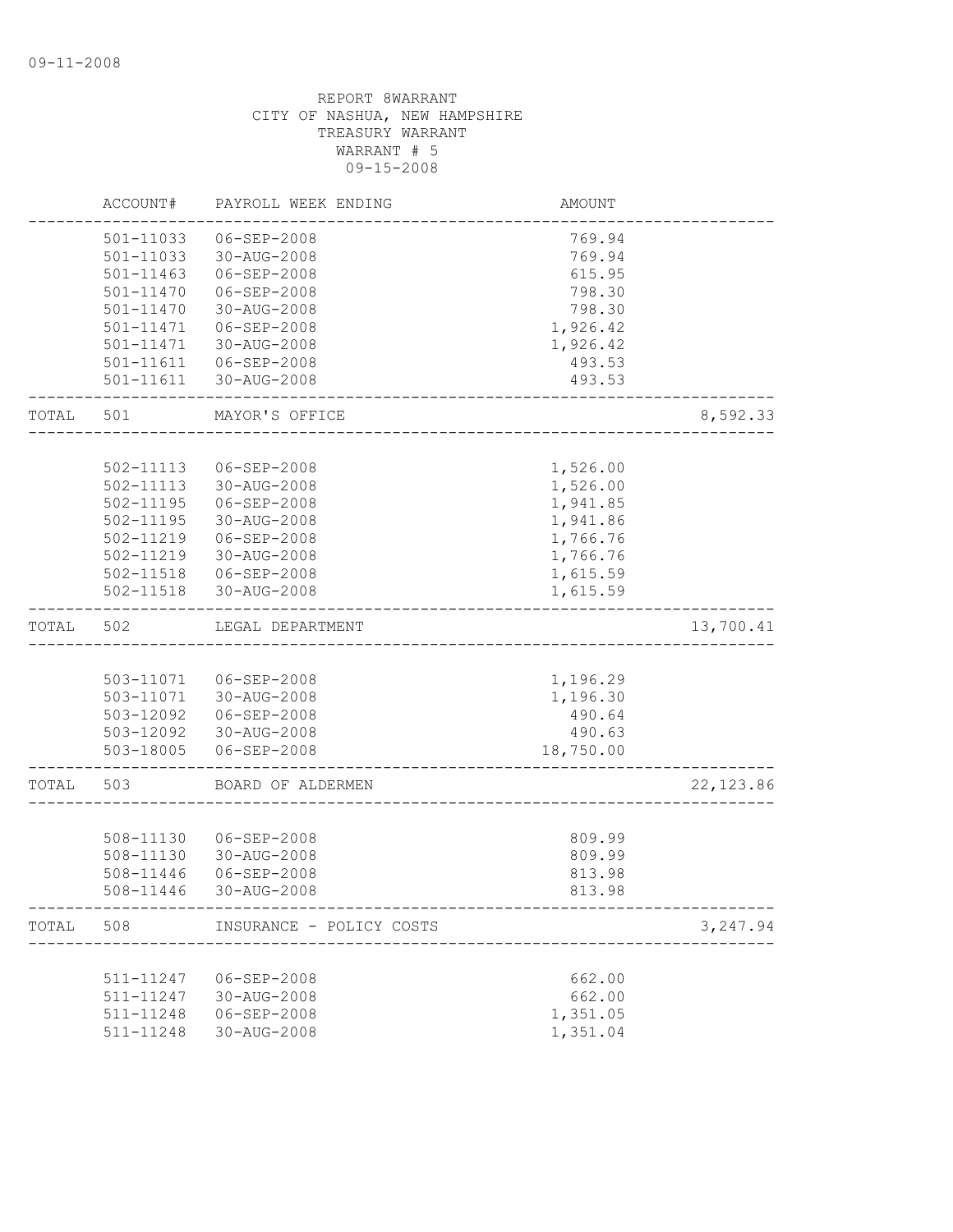09-11-2008

REPORT 8WARRANT
CITY OF NASHUA, NEW HAMPSHIRE
TREASURY WARRANT
WARRANT # 5
09-15-2008

| | ACCOUNT# | PAYROLL WEEK ENDING | AMOUNT | |
|---|---|---|---|---|
| | 501-11033 | 06-SEP-2008 | 769.94 | |
| | 501-11033 | 30-AUG-2008 | 769.94 | |
| | 501-11463 | 06-SEP-2008 | 615.95 | |
| | 501-11470 | 06-SEP-2008 | 798.30 | |
| | 501-11470 | 30-AUG-2008 | 798.30 | |
| | 501-11471 | 06-SEP-2008 | 1,926.42 | |
| | 501-11471 | 30-AUG-2008 | 1,926.42 | |
| | 501-11611 | 06-SEP-2008 | 493.53 | |
| | 501-11611 | 30-AUG-2008 | 493.53 | |
| TOTAL | 501 | MAYOR'S OFFICE | | 8,592.33 |
| | 502-11113 | 06-SEP-2008 | 1,526.00 | |
| | 502-11113 | 30-AUG-2008 | 1,526.00 | |
| | 502-11195 | 06-SEP-2008 | 1,941.85 | |
| | 502-11195 | 30-AUG-2008 | 1,941.86 | |
| | 502-11219 | 06-SEP-2008 | 1,766.76 | |
| | 502-11219 | 30-AUG-2008 | 1,766.76 | |
| | 502-11518 | 06-SEP-2008 | 1,615.59 | |
| | 502-11518 | 30-AUG-2008 | 1,615.59 | |
| TOTAL | 502 | LEGAL DEPARTMENT | | 13,700.41 |
| | 503-11071 | 06-SEP-2008 | 1,196.29 | |
| | 503-11071 | 30-AUG-2008 | 1,196.30 | |
| | 503-12092 | 06-SEP-2008 | 490.64 | |
| | 503-12092 | 30-AUG-2008 | 490.63 | |
| | 503-18005 | 06-SEP-2008 | 18,750.00 | |
| TOTAL | 503 | BOARD OF ALDERMEN | | 22,123.86 |
| | 508-11130 | 06-SEP-2008 | 809.99 | |
| | 508-11130 | 30-AUG-2008 | 809.99 | |
| | 508-11446 | 06-SEP-2008 | 813.98 | |
| | 508-11446 | 30-AUG-2008 | 813.98 | |
| TOTAL | 508 | INSURANCE - POLICY COSTS | | 3,247.94 |
| | 511-11247 | 06-SEP-2008 | 662.00 | |
| | 511-11247 | 30-AUG-2008 | 662.00 | |
| | 511-11248 | 06-SEP-2008 | 1,351.05 | |
| | 511-11248 | 30-AUG-2008 | 1,351.04 | |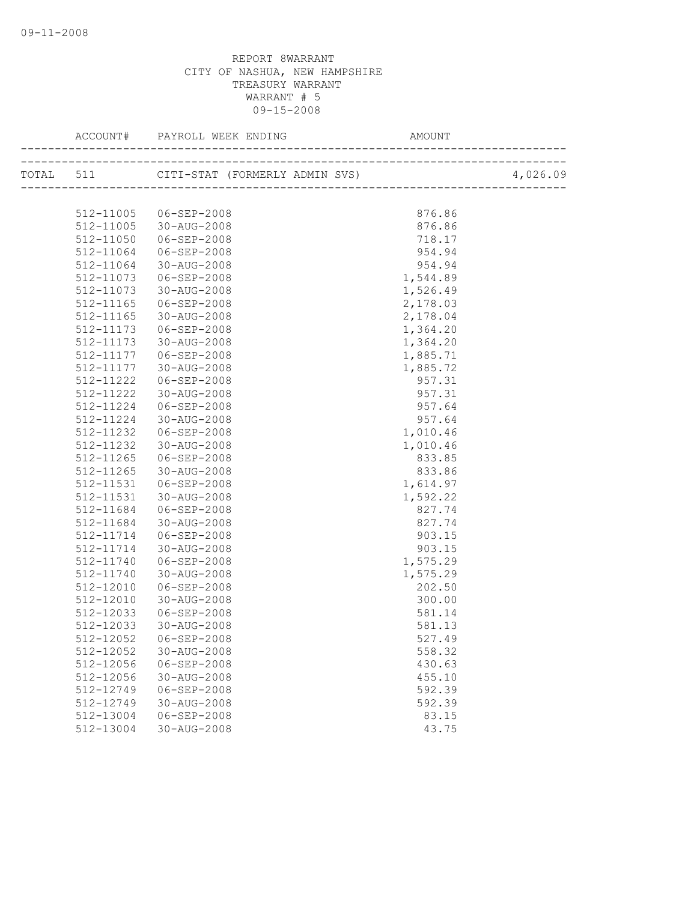09-11-2008

REPORT 8WARRANT
CITY OF NASHUA, NEW HAMPSHIRE
TREASURY WARRANT
WARRANT # 5
09-15-2008

| ACCOUNT# | PAYROLL WEEK ENDING | AMOUNT | |
|---|---|---|---|
| TOTAL 511 | CITI-STAT (FORMERLY ADMIN SVS) | | 4,026.09 |
| 512-11005 | 06-SEP-2008 | 876.86 | |
| 512-11005 | 30-AUG-2008 | 876.86 | |
| 512-11050 | 06-SEP-2008 | 718.17 | |
| 512-11064 | 06-SEP-2008 | 954.94 | |
| 512-11064 | 30-AUG-2008 | 954.94 | |
| 512-11073 | 06-SEP-2008 | 1,544.89 | |
| 512-11073 | 30-AUG-2008 | 1,526.49 | |
| 512-11165 | 06-SEP-2008 | 2,178.03 | |
| 512-11165 | 30-AUG-2008 | 2,178.04 | |
| 512-11173 | 06-SEP-2008 | 1,364.20 | |
| 512-11173 | 30-AUG-2008 | 1,364.20 | |
| 512-11177 | 06-SEP-2008 | 1,885.71 | |
| 512-11177 | 30-AUG-2008 | 1,885.72 | |
| 512-11222 | 06-SEP-2008 | 957.31 | |
| 512-11222 | 30-AUG-2008 | 957.31 | |
| 512-11224 | 06-SEP-2008 | 957.64 | |
| 512-11224 | 30-AUG-2008 | 957.64 | |
| 512-11232 | 06-SEP-2008 | 1,010.46 | |
| 512-11232 | 30-AUG-2008 | 1,010.46 | |
| 512-11265 | 06-SEP-2008 | 833.85 | |
| 512-11265 | 30-AUG-2008 | 833.86 | |
| 512-11531 | 06-SEP-2008 | 1,614.97 | |
| 512-11531 | 30-AUG-2008 | 1,592.22 | |
| 512-11684 | 06-SEP-2008 | 827.74 | |
| 512-11684 | 30-AUG-2008 | 827.74 | |
| 512-11714 | 06-SEP-2008 | 903.15 | |
| 512-11714 | 30-AUG-2008 | 903.15 | |
| 512-11740 | 06-SEP-2008 | 1,575.29 | |
| 512-11740 | 30-AUG-2008 | 1,575.29 | |
| 512-12010 | 06-SEP-2008 | 202.50 | |
| 512-12010 | 30-AUG-2008 | 300.00 | |
| 512-12033 | 06-SEP-2008 | 581.14 | |
| 512-12033 | 30-AUG-2008 | 581.13 | |
| 512-12052 | 06-SEP-2008 | 527.49 | |
| 512-12052 | 30-AUG-2008 | 558.32 | |
| 512-12056 | 06-SEP-2008 | 430.63 | |
| 512-12056 | 30-AUG-2008 | 455.10 | |
| 512-12749 | 06-SEP-2008 | 592.39 | |
| 512-12749 | 30-AUG-2008 | 592.39 | |
| 512-13004 | 06-SEP-2008 | 83.15 | |
| 512-13004 | 30-AUG-2008 | 43.75 | |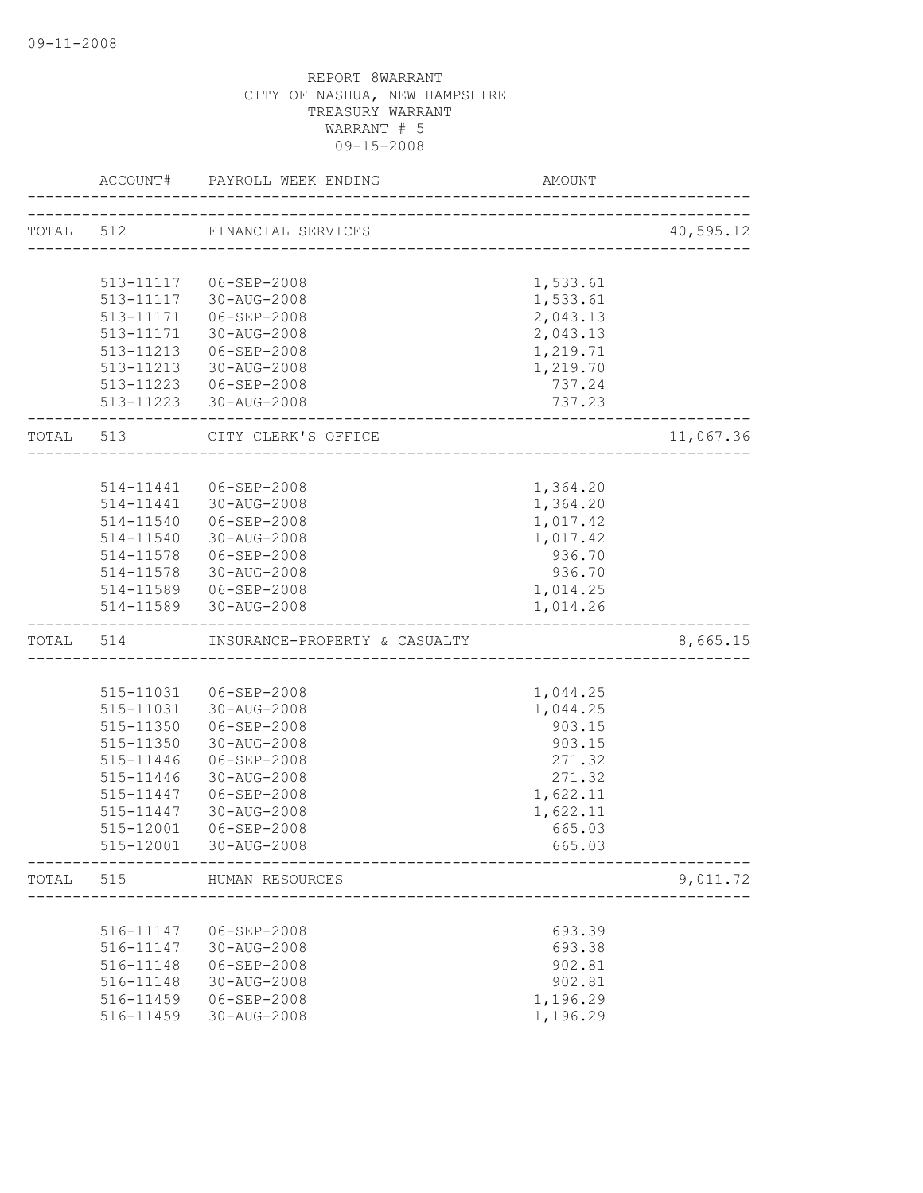09-11-2008

REPORT 8WARRANT
CITY OF NASHUA, NEW HAMPSHIRE
TREASURY WARRANT
WARRANT # 5
09-15-2008

| | ACCOUNT# | PAYROLL WEEK ENDING | AMOUNT | |
|---|---|---|---|---|
| TOTAL | 512 | FINANCIAL SERVICES | | 40,595.12 |
| | 513-11117 | 06-SEP-2008 | 1,533.61 | |
| | 513-11117 | 30-AUG-2008 | 1,533.61 | |
| | 513-11171 | 06-SEP-2008 | 2,043.13 | |
| | 513-11171 | 30-AUG-2008 | 2,043.13 | |
| | 513-11213 | 06-SEP-2008 | 1,219.71 | |
| | 513-11213 | 30-AUG-2008 | 1,219.70 | |
| | 513-11223 | 06-SEP-2008 | 737.24 | |
| | 513-11223 | 30-AUG-2008 | 737.23 | |
| TOTAL | 513 | CITY CLERK'S OFFICE | | 11,067.36 |
| | 514-11441 | 06-SEP-2008 | 1,364.20 | |
| | 514-11441 | 30-AUG-2008 | 1,364.20 | |
| | 514-11540 | 06-SEP-2008 | 1,017.42 | |
| | 514-11540 | 30-AUG-2008 | 1,017.42 | |
| | 514-11578 | 06-SEP-2008 | 936.70 | |
| | 514-11578 | 30-AUG-2008 | 936.70 | |
| | 514-11589 | 06-SEP-2008 | 1,014.25 | |
| | 514-11589 | 30-AUG-2008 | 1,014.26 | |
| TOTAL | 514 | INSURANCE-PROPERTY & CASUALTY | | 8,665.15 |
| | 515-11031 | 06-SEP-2008 | 1,044.25 | |
| | 515-11031 | 30-AUG-2008 | 1,044.25 | |
| | 515-11350 | 06-SEP-2008 | 903.15 | |
| | 515-11350 | 30-AUG-2008 | 903.15 | |
| | 515-11446 | 06-SEP-2008 | 271.32 | |
| | 515-11446 | 30-AUG-2008 | 271.32 | |
| | 515-11447 | 06-SEP-2008 | 1,622.11 | |
| | 515-11447 | 30-AUG-2008 | 1,622.11 | |
| | 515-12001 | 06-SEP-2008 | 665.03 | |
| | 515-12001 | 30-AUG-2008 | 665.03 | |
| TOTAL | 515 | HUMAN RESOURCES | | 9,011.72 |
| | 516-11147 | 06-SEP-2008 | 693.39 | |
| | 516-11147 | 30-AUG-2008 | 693.38 | |
| | 516-11148 | 06-SEP-2008 | 902.81 | |
| | 516-11148 | 30-AUG-2008 | 902.81 | |
| | 516-11459 | 06-SEP-2008 | 1,196.29 | |
| | 516-11459 | 30-AUG-2008 | 1,196.29 | |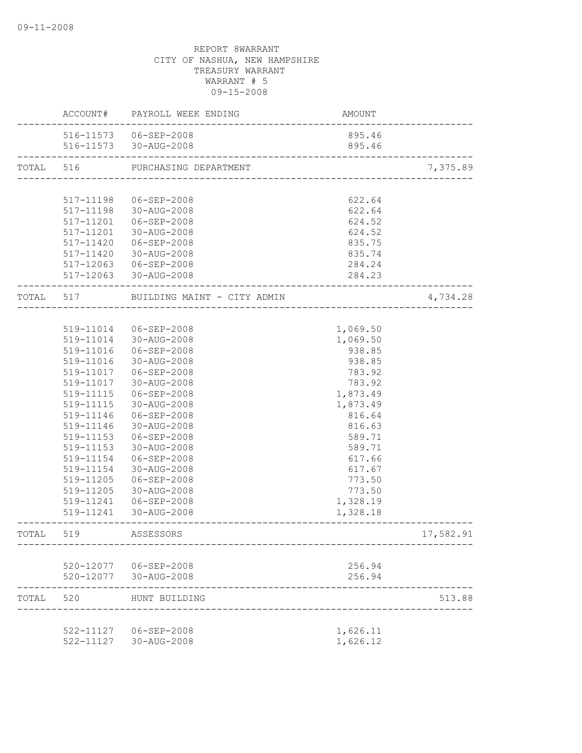09-11-2008

REPORT 8WARRANT
CITY OF NASHUA, NEW HAMPSHIRE
TREASURY WARRANT
WARRANT # 5
09-15-2008

| | ACCOUNT# | PAYROLL WEEK ENDING | AMOUNT | |
|---|---|---|---|---|
| | 516-11573 | 06-SEP-2008 | 895.46 | |
| | 516-11573 | 30-AUG-2008 | 895.46 | |
| TOTAL | 516 | PURCHASING DEPARTMENT | | 7,375.89 |
| | 517-11198 | 06-SEP-2008 | 622.64 | |
| | 517-11198 | 30-AUG-2008 | 622.64 | |
| | 517-11201 | 06-SEP-2008 | 624.52 | |
| | 517-11201 | 30-AUG-2008 | 624.52 | |
| | 517-11420 | 06-SEP-2008 | 835.75 | |
| | 517-11420 | 30-AUG-2008 | 835.74 | |
| | 517-12063 | 06-SEP-2008 | 284.24 | |
| | 517-12063 | 30-AUG-2008 | 284.23 | |
| TOTAL | 517 | BUILDING MAINT - CITY ADMIN | | 4,734.28 |
| | 519-11014 | 06-SEP-2008 | 1,069.50 | |
| | 519-11014 | 30-AUG-2008 | 1,069.50 | |
| | 519-11016 | 06-SEP-2008 | 938.85 | |
| | 519-11016 | 30-AUG-2008 | 938.85 | |
| | 519-11017 | 06-SEP-2008 | 783.92 | |
| | 519-11017 | 30-AUG-2008 | 783.92 | |
| | 519-11115 | 06-SEP-2008 | 1,873.49 | |
| | 519-11115 | 30-AUG-2008 | 1,873.49 | |
| | 519-11146 | 06-SEP-2008 | 816.64 | |
| | 519-11146 | 30-AUG-2008 | 816.63 | |
| | 519-11153 | 06-SEP-2008 | 589.71 | |
| | 519-11153 | 30-AUG-2008 | 589.71 | |
| | 519-11154 | 06-SEP-2008 | 617.66 | |
| | 519-11154 | 30-AUG-2008 | 617.67 | |
| | 519-11205 | 06-SEP-2008 | 773.50 | |
| | 519-11205 | 30-AUG-2008 | 773.50 | |
| | 519-11241 | 06-SEP-2008 | 1,328.19 | |
| | 519-11241 | 30-AUG-2008 | 1,328.18 | |
| TOTAL | 519 | ASSESSORS | | 17,582.91 |
| | 520-12077 | 06-SEP-2008 | 256.94 | |
| | 520-12077 | 30-AUG-2008 | 256.94 | |
| TOTAL | 520 | HUNT BUILDING | | 513.88 |
| | 522-11127 | 06-SEP-2008 | 1,626.11 | |
| | 522-11127 | 30-AUG-2008 | 1,626.12 | |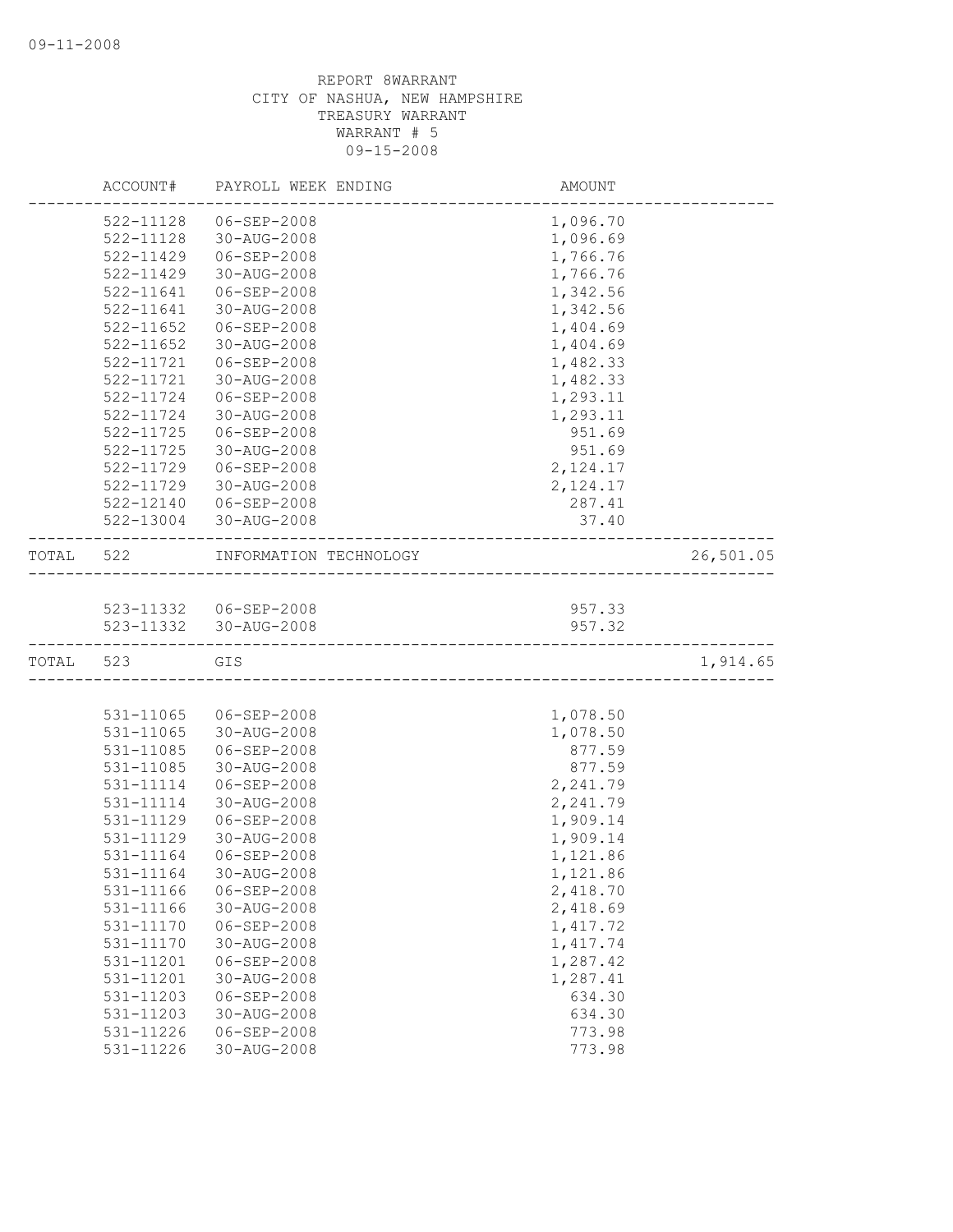REPORT 8WARRANT
CITY OF NASHUA, NEW HAMPSHIRE
TREASURY WARRANT
WARRANT # 5
09-15-2008

| | ACCOUNT# | PAYROLL WEEK ENDING | AMOUNT | |
|---|---|---|---|---|
| | 522-11128 | 06-SEP-2008 | 1,096.70 | |
| | 522-11128 | 30-AUG-2008 | 1,096.69 | |
| | 522-11429 | 06-SEP-2008 | 1,766.76 | |
| | 522-11429 | 30-AUG-2008 | 1,766.76 | |
| | 522-11641 | 06-SEP-2008 | 1,342.56 | |
| | 522-11641 | 30-AUG-2008 | 1,342.56 | |
| | 522-11652 | 06-SEP-2008 | 1,404.69 | |
| | 522-11652 | 30-AUG-2008 | 1,404.69 | |
| | 522-11721 | 06-SEP-2008 | 1,482.33 | |
| | 522-11721 | 30-AUG-2008 | 1,482.33 | |
| | 522-11724 | 06-SEP-2008 | 1,293.11 | |
| | 522-11724 | 30-AUG-2008 | 1,293.11 | |
| | 522-11725 | 06-SEP-2008 | 951.69 | |
| | 522-11725 | 30-AUG-2008 | 951.69 | |
| | 522-11729 | 06-SEP-2008 | 2,124.17 | |
| | 522-11729 | 30-AUG-2008 | 2,124.17 | |
| | 522-12140 | 06-SEP-2008 | 287.41 | |
| | 522-13004 | 30-AUG-2008 | 37.40 | |
| TOTAL | 522 | INFORMATION TECHNOLOGY | | 26,501.05 |
| | 523-11332 | 06-SEP-2008 | 957.33 | |
| | 523-11332 | 30-AUG-2008 | 957.32 | |
| TOTAL | 523 | GIS | | 1,914.65 |
| | 531-11065 | 06-SEP-2008 | 1,078.50 | |
| | 531-11065 | 30-AUG-2008 | 1,078.50 | |
| | 531-11085 | 06-SEP-2008 | 877.59 | |
| | 531-11085 | 30-AUG-2008 | 877.59 | |
| | 531-11114 | 06-SEP-2008 | 2,241.79 | |
| | 531-11114 | 30-AUG-2008 | 2,241.79 | |
| | 531-11129 | 06-SEP-2008 | 1,909.14 | |
| | 531-11129 | 30-AUG-2008 | 1,909.14 | |
| | 531-11164 | 06-SEP-2008 | 1,121.86 | |
| | 531-11164 | 30-AUG-2008 | 1,121.86 | |
| | 531-11166 | 06-SEP-2008 | 2,418.70 | |
| | 531-11166 | 30-AUG-2008 | 2,418.69 | |
| | 531-11170 | 06-SEP-2008 | 1,417.72 | |
| | 531-11170 | 30-AUG-2008 | 1,417.74 | |
| | 531-11201 | 06-SEP-2008 | 1,287.42 | |
| | 531-11201 | 30-AUG-2008 | 1,287.41 | |
| | 531-11203 | 06-SEP-2008 | 634.30 | |
| | 531-11203 | 30-AUG-2008 | 634.30 | |
| | 531-11226 | 06-SEP-2008 | 773.98 | |
| | 531-11226 | 30-AUG-2008 | 773.98 | |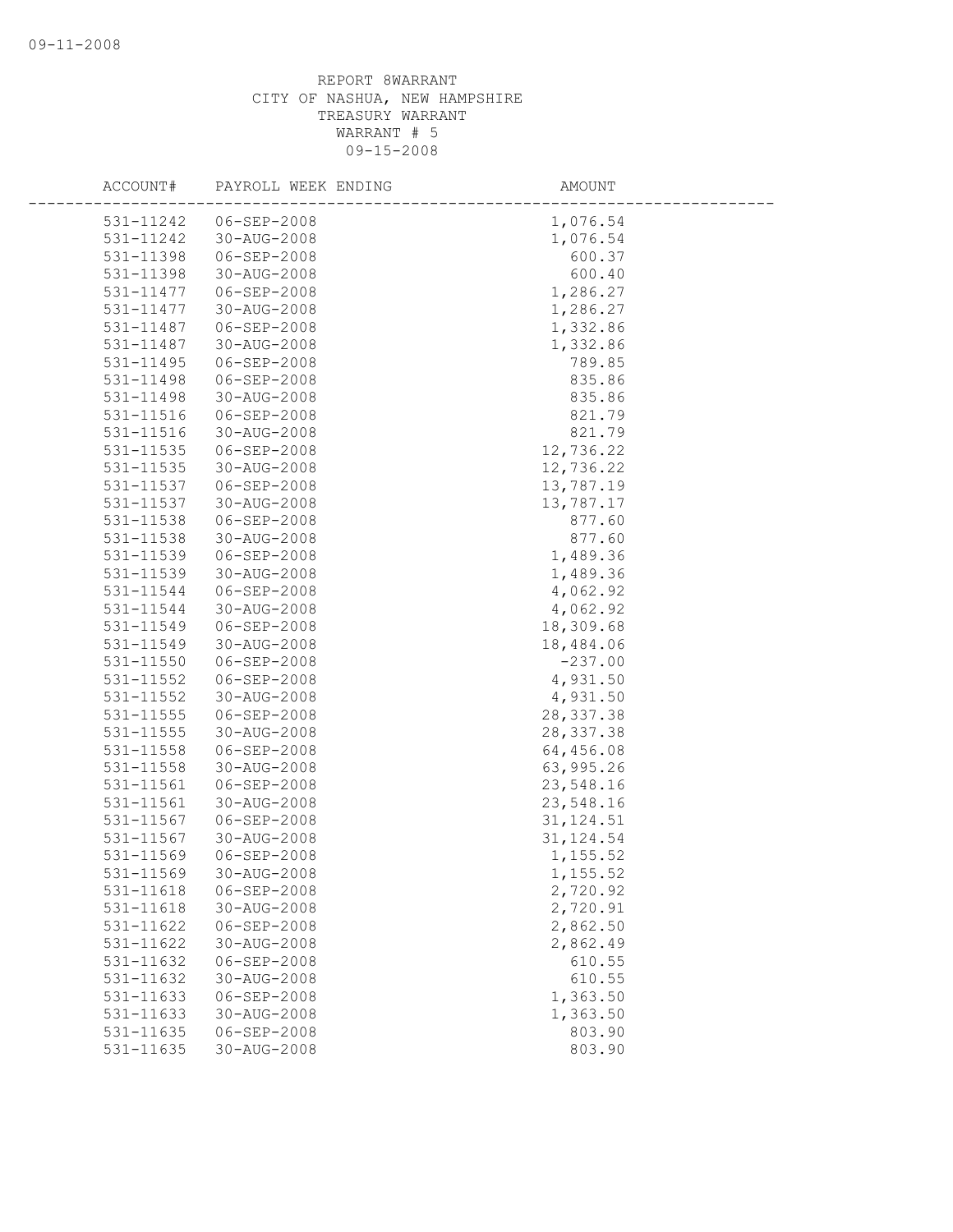REPORT 8WARRANT
CITY OF NASHUA, NEW HAMPSHIRE
TREASURY WARRANT
WARRANT # 5
09-15-2008

| ACCOUNT# | PAYROLL WEEK ENDING | AMOUNT |
|---|---|---|
| 531-11242 | 06-SEP-2008 | 1,076.54 |
| 531-11242 | 30-AUG-2008 | 1,076.54 |
| 531-11398 | 06-SEP-2008 | 600.37 |
| 531-11398 | 30-AUG-2008 | 600.40 |
| 531-11477 | 06-SEP-2008 | 1,286.27 |
| 531-11477 | 30-AUG-2008 | 1,286.27 |
| 531-11487 | 06-SEP-2008 | 1,332.86 |
| 531-11487 | 30-AUG-2008 | 1,332.86 |
| 531-11495 | 06-SEP-2008 | 789.85 |
| 531-11498 | 06-SEP-2008 | 835.86 |
| 531-11498 | 30-AUG-2008 | 835.86 |
| 531-11516 | 06-SEP-2008 | 821.79 |
| 531-11516 | 30-AUG-2008 | 821.79 |
| 531-11535 | 06-SEP-2008 | 12,736.22 |
| 531-11535 | 30-AUG-2008 | 12,736.22 |
| 531-11537 | 06-SEP-2008 | 13,787.19 |
| 531-11537 | 30-AUG-2008 | 13,787.17 |
| 531-11538 | 06-SEP-2008 | 877.60 |
| 531-11538 | 30-AUG-2008 | 877.60 |
| 531-11539 | 06-SEP-2008 | 1,489.36 |
| 531-11539 | 30-AUG-2008 | 1,489.36 |
| 531-11544 | 06-SEP-2008 | 4,062.92 |
| 531-11544 | 30-AUG-2008 | 4,062.92 |
| 531-11549 | 06-SEP-2008 | 18,309.68 |
| 531-11549 | 30-AUG-2008 | 18,484.06 |
| 531-11550 | 06-SEP-2008 | -237.00 |
| 531-11552 | 06-SEP-2008 | 4,931.50 |
| 531-11552 | 30-AUG-2008 | 4,931.50 |
| 531-11555 | 06-SEP-2008 | 28,337.38 |
| 531-11555 | 30-AUG-2008 | 28,337.38 |
| 531-11558 | 06-SEP-2008 | 64,456.08 |
| 531-11558 | 30-AUG-2008 | 63,995.26 |
| 531-11561 | 06-SEP-2008 | 23,548.16 |
| 531-11561 | 30-AUG-2008 | 23,548.16 |
| 531-11567 | 06-SEP-2008 | 31,124.51 |
| 531-11567 | 30-AUG-2008 | 31,124.54 |
| 531-11569 | 06-SEP-2008 | 1,155.52 |
| 531-11569 | 30-AUG-2008 | 1,155.52 |
| 531-11618 | 06-SEP-2008 | 2,720.92 |
| 531-11618 | 30-AUG-2008 | 2,720.91 |
| 531-11622 | 06-SEP-2008 | 2,862.50 |
| 531-11622 | 30-AUG-2008 | 2,862.49 |
| 531-11632 | 06-SEP-2008 | 610.55 |
| 531-11632 | 30-AUG-2008 | 610.55 |
| 531-11633 | 06-SEP-2008 | 1,363.50 |
| 531-11633 | 30-AUG-2008 | 1,363.50 |
| 531-11635 | 06-SEP-2008 | 803.90 |
| 531-11635 | 30-AUG-2008 | 803.90 |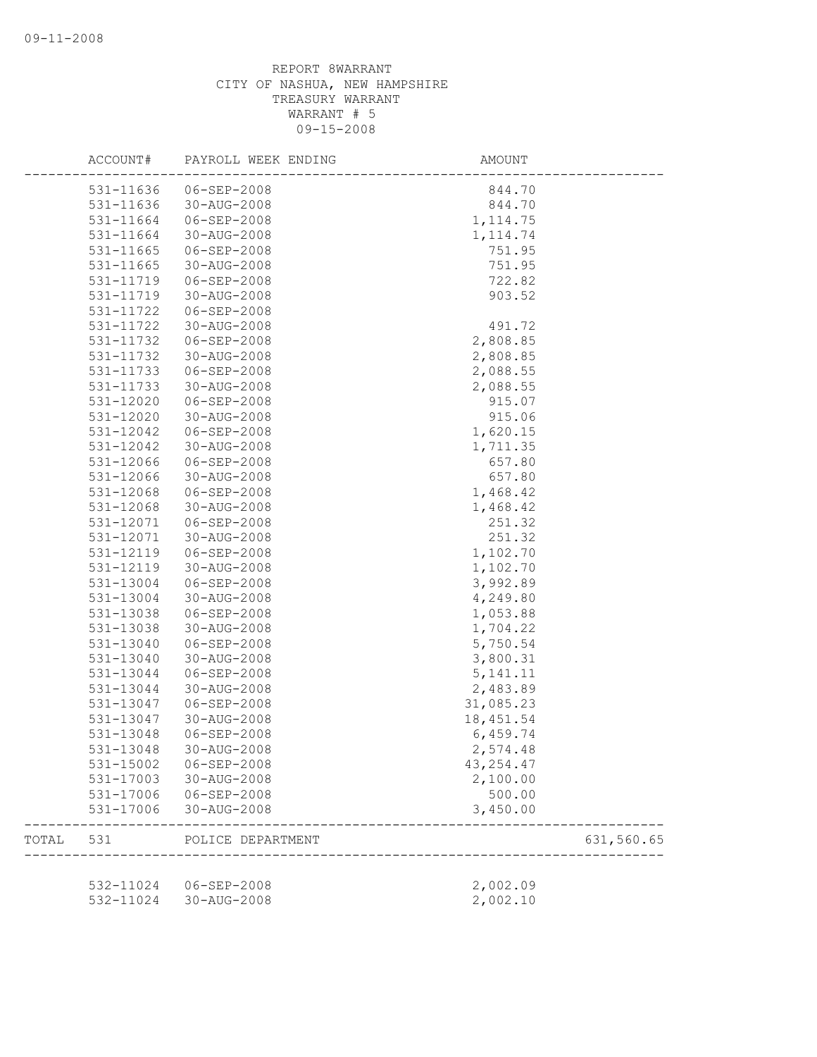REPORT 8WARRANT
CITY OF NASHUA, NEW HAMPSHIRE
TREASURY WARRANT
WARRANT # 5
09-15-2008

| ACCOUNT# | PAYROLL WEEK ENDING | AMOUNT | |
|---|---|---|---|
| 531-11636 | 06-SEP-2008 | 844.70 | |
| 531-11636 | 30-AUG-2008 | 844.70 | |
| 531-11664 | 06-SEP-2008 | 1,114.75 | |
| 531-11664 | 30-AUG-2008 | 1,114.74 | |
| 531-11665 | 06-SEP-2008 | 751.95 | |
| 531-11665 | 30-AUG-2008 | 751.95 | |
| 531-11719 | 06-SEP-2008 | 722.82 | |
| 531-11719 | 30-AUG-2008 | 903.52 | |
| 531-11722 | 06-SEP-2008 | | |
| 531-11722 | 30-AUG-2008 | 491.72 | |
| 531-11732 | 06-SEP-2008 | 2,808.85 | |
| 531-11732 | 30-AUG-2008 | 2,808.85 | |
| 531-11733 | 06-SEP-2008 | 2,088.55 | |
| 531-11733 | 30-AUG-2008 | 2,088.55 | |
| 531-12020 | 06-SEP-2008 | 915.07 | |
| 531-12020 | 30-AUG-2008 | 915.06 | |
| 531-12042 | 06-SEP-2008 | 1,620.15 | |
| 531-12042 | 30-AUG-2008 | 1,711.35 | |
| 531-12066 | 06-SEP-2008 | 657.80 | |
| 531-12066 | 30-AUG-2008 | 657.80 | |
| 531-12068 | 06-SEP-2008 | 1,468.42 | |
| 531-12068 | 30-AUG-2008 | 1,468.42 | |
| 531-12071 | 06-SEP-2008 | 251.32 | |
| 531-12071 | 30-AUG-2008 | 251.32 | |
| 531-12119 | 06-SEP-2008 | 1,102.70 | |
| 531-12119 | 30-AUG-2008 | 1,102.70 | |
| 531-13004 | 06-SEP-2008 | 3,992.89 | |
| 531-13004 | 30-AUG-2008 | 4,249.80 | |
| 531-13038 | 06-SEP-2008 | 1,053.88 | |
| 531-13038 | 30-AUG-2008 | 1,704.22 | |
| 531-13040 | 06-SEP-2008 | 5,750.54 | |
| 531-13040 | 30-AUG-2008 | 3,800.31 | |
| 531-13044 | 06-SEP-2008 | 5,141.11 | |
| 531-13044 | 30-AUG-2008 | 2,483.89 | |
| 531-13047 | 06-SEP-2008 | 31,085.23 | |
| 531-13047 | 30-AUG-2008 | 18,451.54 | |
| 531-13048 | 06-SEP-2008 | 6,459.74 | |
| 531-13048 | 30-AUG-2008 | 2,574.48 | |
| 531-15002 | 06-SEP-2008 | 43,254.47 | |
| 531-17003 | 30-AUG-2008 | 2,100.00 | |
| 531-17006 | 06-SEP-2008 | 500.00 | |
| 531-17006 | 30-AUG-2008 | 3,450.00 | |
| TOTAL 531 | POLICE DEPARTMENT | | 631,560.65 |
| 532-11024 | 06-SEP-2008 | 2,002.09 | |
| 532-11024 | 30-AUG-2008 | 2,002.10 | |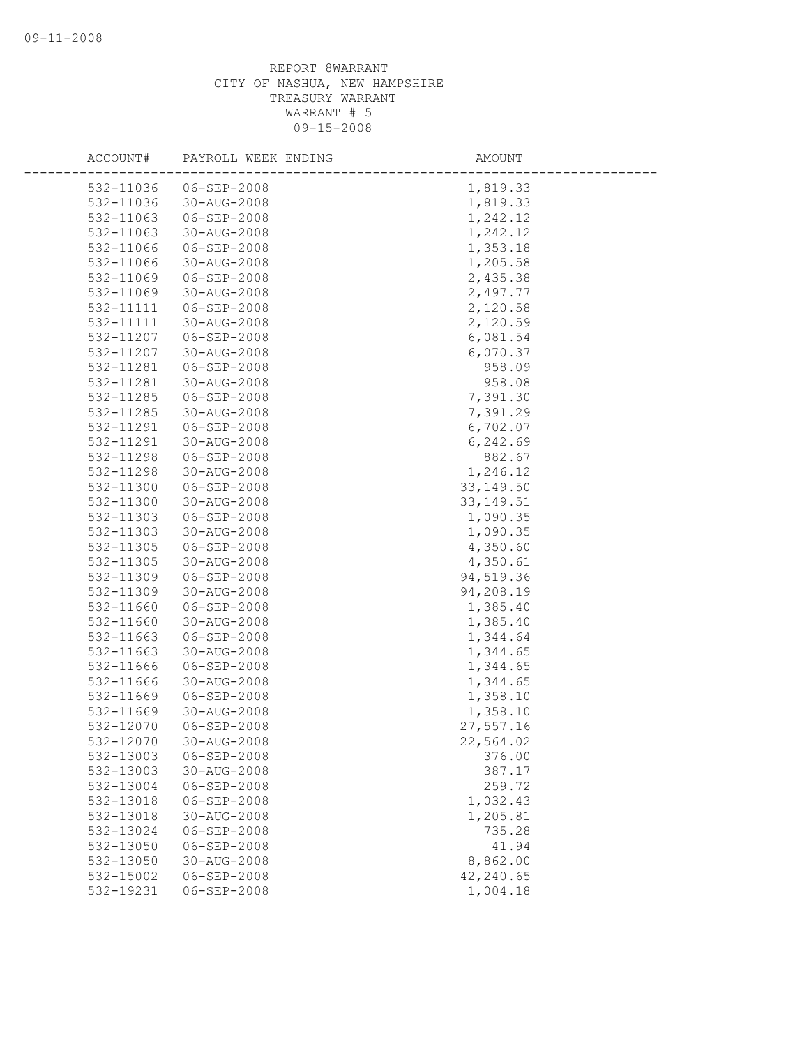REPORT 8WARRANT
CITY OF NASHUA, NEW HAMPSHIRE
TREASURY WARRANT
WARRANT # 5
09-15-2008

| ACCOUNT# | PAYROLL WEEK ENDING | AMOUNT |
|---|---|---|
| 532-11036 | 06-SEP-2008 | 1,819.33 |
| 532-11036 | 30-AUG-2008 | 1,819.33 |
| 532-11063 | 06-SEP-2008 | 1,242.12 |
| 532-11063 | 30-AUG-2008 | 1,242.12 |
| 532-11066 | 06-SEP-2008 | 1,353.18 |
| 532-11066 | 30-AUG-2008 | 1,205.58 |
| 532-11069 | 06-SEP-2008 | 2,435.38 |
| 532-11069 | 30-AUG-2008 | 2,497.77 |
| 532-11111 | 06-SEP-2008 | 2,120.58 |
| 532-11111 | 30-AUG-2008 | 2,120.59 |
| 532-11207 | 06-SEP-2008 | 6,081.54 |
| 532-11207 | 30-AUG-2008 | 6,070.37 |
| 532-11281 | 06-SEP-2008 | 958.09 |
| 532-11281 | 30-AUG-2008 | 958.08 |
| 532-11285 | 06-SEP-2008 | 7,391.30 |
| 532-11285 | 30-AUG-2008 | 7,391.29 |
| 532-11291 | 06-SEP-2008 | 6,702.07 |
| 532-11291 | 30-AUG-2008 | 6,242.69 |
| 532-11298 | 06-SEP-2008 | 882.67 |
| 532-11298 | 30-AUG-2008 | 1,246.12 |
| 532-11300 | 06-SEP-2008 | 33,149.50 |
| 532-11300 | 30-AUG-2008 | 33,149.51 |
| 532-11303 | 06-SEP-2008 | 1,090.35 |
| 532-11303 | 30-AUG-2008 | 1,090.35 |
| 532-11305 | 06-SEP-2008 | 4,350.60 |
| 532-11305 | 30-AUG-2008 | 4,350.61 |
| 532-11309 | 06-SEP-2008 | 94,519.36 |
| 532-11309 | 30-AUG-2008 | 94,208.19 |
| 532-11660 | 06-SEP-2008 | 1,385.40 |
| 532-11660 | 30-AUG-2008 | 1,385.40 |
| 532-11663 | 06-SEP-2008 | 1,344.64 |
| 532-11663 | 30-AUG-2008 | 1,344.65 |
| 532-11666 | 06-SEP-2008 | 1,344.65 |
| 532-11666 | 30-AUG-2008 | 1,344.65 |
| 532-11669 | 06-SEP-2008 | 1,358.10 |
| 532-11669 | 30-AUG-2008 | 1,358.10 |
| 532-12070 | 06-SEP-2008 | 27,557.16 |
| 532-12070 | 30-AUG-2008 | 22,564.02 |
| 532-13003 | 06-SEP-2008 | 376.00 |
| 532-13003 | 30-AUG-2008 | 387.17 |
| 532-13004 | 06-SEP-2008 | 259.72 |
| 532-13018 | 06-SEP-2008 | 1,032.43 |
| 532-13018 | 30-AUG-2008 | 1,205.81 |
| 532-13024 | 06-SEP-2008 | 735.28 |
| 532-13050 | 06-SEP-2008 | 41.94 |
| 532-13050 | 30-AUG-2008 | 8,862.00 |
| 532-15002 | 06-SEP-2008 | 42,240.65 |
| 532-19231 | 06-SEP-2008 | 1,004.18 |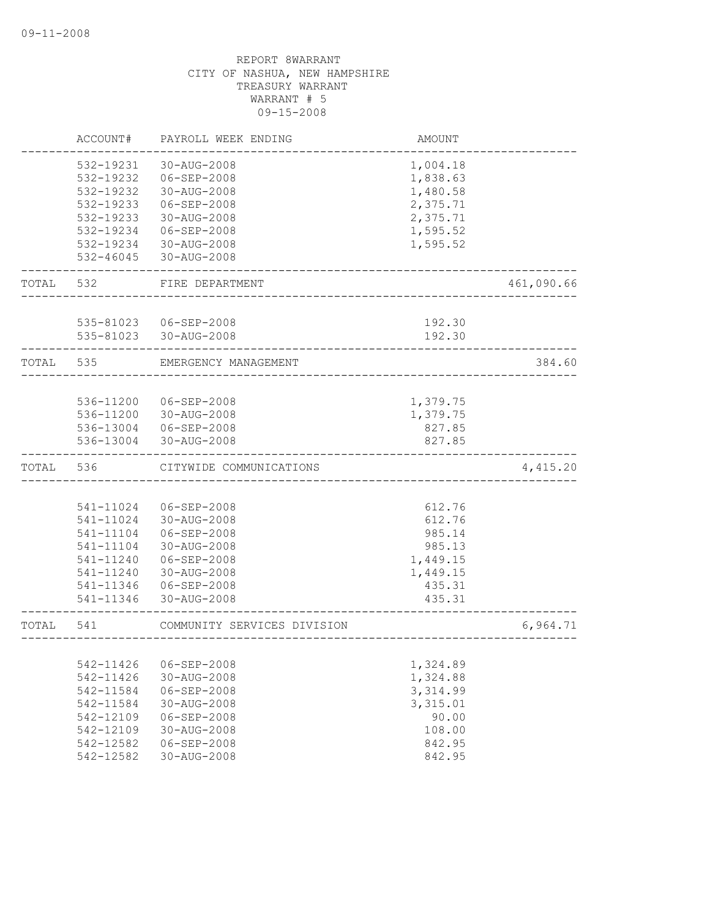REPORT 8WARRANT
CITY OF NASHUA, NEW HAMPSHIRE
TREASURY WARRANT
WARRANT # 5
09-15-2008

| | ACCOUNT# | PAYROLL WEEK ENDING | AMOUNT | |
|---|---|---|---|---|
| | 532-19231 | 30-AUG-2008 | 1,004.18 | |
| | 532-19232 | 06-SEP-2008 | 1,838.63 | |
| | 532-19232 | 30-AUG-2008 | 1,480.58 | |
| | 532-19233 | 06-SEP-2008 | 2,375.71 | |
| | 532-19233 | 30-AUG-2008 | 2,375.71 | |
| | 532-19234 | 06-SEP-2008 | 1,595.52 | |
| | 532-19234 | 30-AUG-2008 | 1,595.52 | |
| | 532-46045 | 30-AUG-2008 | | |
| TOTAL | 532 | FIRE DEPARTMENT | | 461,090.66 |
| | 535-81023 | 06-SEP-2008 | 192.30 | |
| | 535-81023 | 30-AUG-2008 | 192.30 | |
| TOTAL | 535 | EMERGENCY MANAGEMENT | | 384.60 |
| | 536-11200 | 06-SEP-2008 | 1,379.75 | |
| | 536-11200 | 30-AUG-2008 | 1,379.75 | |
| | 536-13004 | 06-SEP-2008 | 827.85 | |
| | 536-13004 | 30-AUG-2008 | 827.85 | |
| TOTAL | 536 | CITYWIDE COMMUNICATIONS | | 4,415.20 |
| | 541-11024 | 06-SEP-2008 | 612.76 | |
| | 541-11024 | 30-AUG-2008 | 612.76 | |
| | 541-11104 | 06-SEP-2008 | 985.14 | |
| | 541-11104 | 30-AUG-2008 | 985.13 | |
| | 541-11240 | 06-SEP-2008 | 1,449.15 | |
| | 541-11240 | 30-AUG-2008 | 1,449.15 | |
| | 541-11346 | 06-SEP-2008 | 435.31 | |
| | 541-11346 | 30-AUG-2008 | 435.31 | |
| TOTAL | 541 | COMMUNITY SERVICES DIVISION | | 6,964.71 |
| | 542-11426 | 06-SEP-2008 | 1,324.89 | |
| | 542-11426 | 30-AUG-2008 | 1,324.88 | |
| | 542-11584 | 06-SEP-2008 | 3,314.99 | |
| | 542-11584 | 30-AUG-2008 | 3,315.01 | |
| | 542-12109 | 06-SEP-2008 | 90.00 | |
| | 542-12109 | 30-AUG-2008 | 108.00 | |
| | 542-12582 | 06-SEP-2008 | 842.95 | |
| | 542-12582 | 30-AUG-2008 | 842.95 | |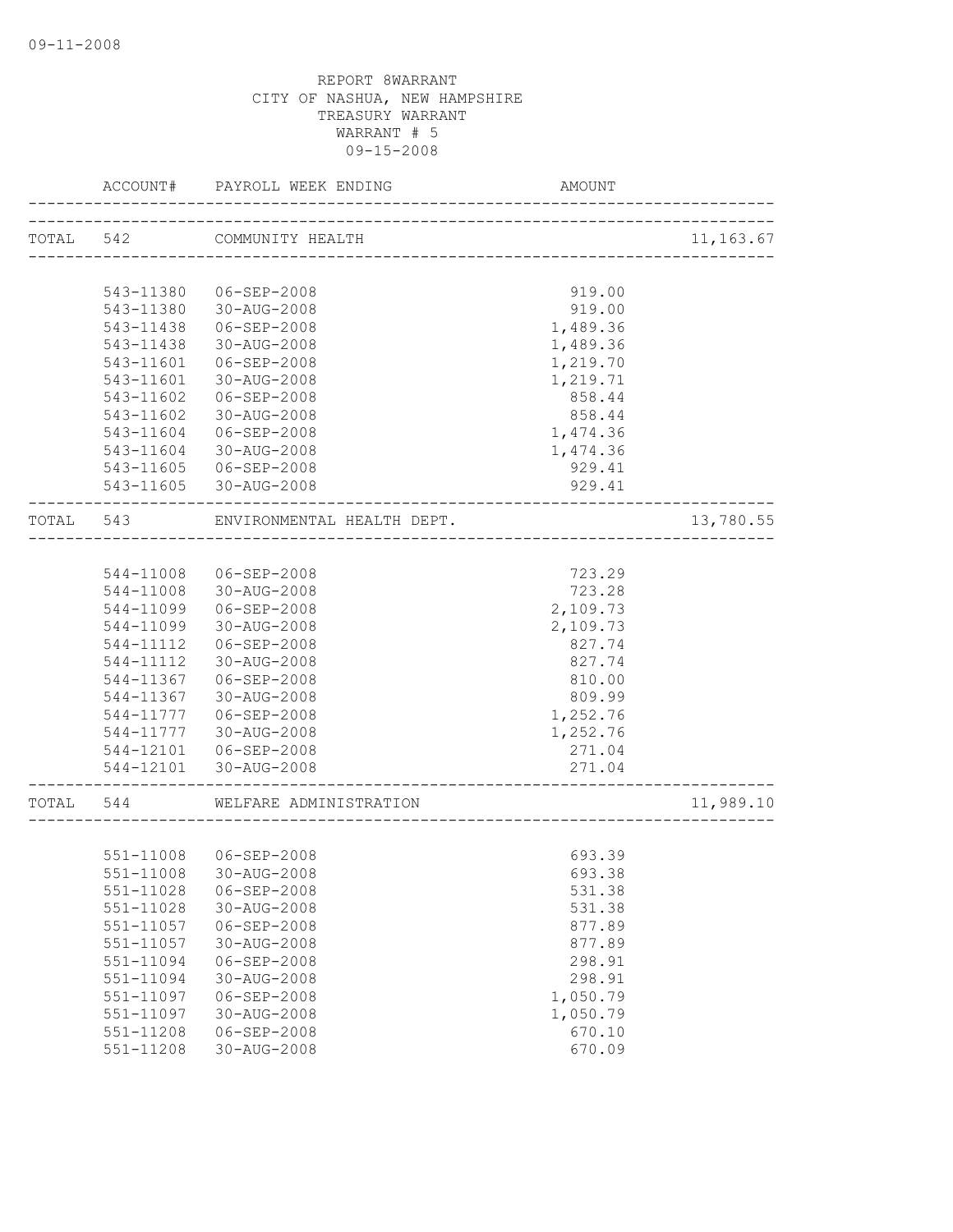09-11-2008

REPORT 8WARRANT
CITY OF NASHUA, NEW HAMPSHIRE
TREASURY WARRANT
WARRANT # 5
09-15-2008

| | ACCOUNT# | PAYROLL WEEK ENDING | AMOUNT | |
|---|---|---|---|---|
| TOTAL | 542 | COMMUNITY HEALTH | | 11,163.67 |
| | 543-11380 | 06-SEP-2008 | 919.00 | |
| | 543-11380 | 30-AUG-2008 | 919.00 | |
| | 543-11438 | 06-SEP-2008 | 1,489.36 | |
| | 543-11438 | 30-AUG-2008 | 1,489.36 | |
| | 543-11601 | 06-SEP-2008 | 1,219.70 | |
| | 543-11601 | 30-AUG-2008 | 1,219.71 | |
| | 543-11602 | 06-SEP-2008 | 858.44 | |
| | 543-11602 | 30-AUG-2008 | 858.44 | |
| | 543-11604 | 06-SEP-2008 | 1,474.36 | |
| | 543-11604 | 30-AUG-2008 | 1,474.36 | |
| | 543-11605 | 06-SEP-2008 | 929.41 | |
| | 543-11605 | 30-AUG-2008 | 929.41 | |
| TOTAL | 543 | ENVIRONMENTAL HEALTH DEPT. | | 13,780.55 |
| | 544-11008 | 06-SEP-2008 | 723.29 | |
| | 544-11008 | 30-AUG-2008 | 723.28 | |
| | 544-11099 | 06-SEP-2008 | 2,109.73 | |
| | 544-11099 | 30-AUG-2008 | 2,109.73 | |
| | 544-11112 | 06-SEP-2008 | 827.74 | |
| | 544-11112 | 30-AUG-2008 | 827.74 | |
| | 544-11367 | 06-SEP-2008 | 810.00 | |
| | 544-11367 | 30-AUG-2008 | 809.99 | |
| | 544-11777 | 06-SEP-2008 | 1,252.76 | |
| | 544-11777 | 30-AUG-2008 | 1,252.76 | |
| | 544-12101 | 06-SEP-2008 | 271.04 | |
| | 544-12101 | 30-AUG-2008 | 271.04 | |
| TOTAL | 544 | WELFARE ADMINISTRATION | | 11,989.10 |
| | 551-11008 | 06-SEP-2008 | 693.39 | |
| | 551-11008 | 30-AUG-2008 | 693.38 | |
| | 551-11028 | 06-SEP-2008 | 531.38 | |
| | 551-11028 | 30-AUG-2008 | 531.38 | |
| | 551-11057 | 06-SEP-2008 | 877.89 | |
| | 551-11057 | 30-AUG-2008 | 877.89 | |
| | 551-11094 | 06-SEP-2008 | 298.91 | |
| | 551-11094 | 30-AUG-2008 | 298.91 | |
| | 551-11097 | 06-SEP-2008 | 1,050.79 | |
| | 551-11097 | 30-AUG-2008 | 1,050.79 | |
| | 551-11208 | 06-SEP-2008 | 670.10 | |
| | 551-11208 | 30-AUG-2008 | 670.09 | |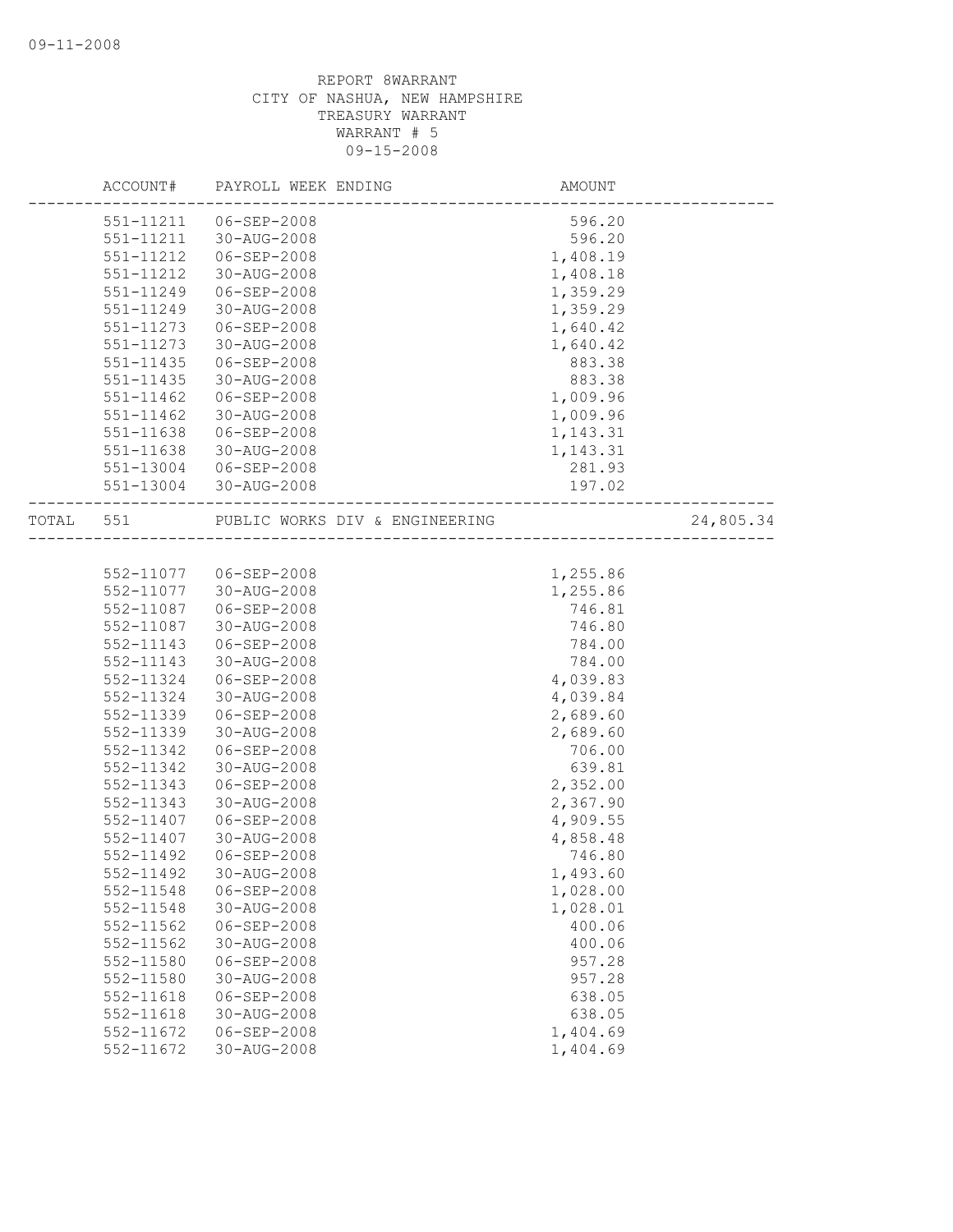REPORT 8WARRANT
CITY OF NASHUA, NEW HAMPSHIRE
TREASURY WARRANT
WARRANT # 5
09-15-2008

| ACCOUNT# | PAYROLL WEEK ENDING | AMOUNT | |
|---|---|---|---|
| 551-11211 | 06-SEP-2008 | 596.20 | |
| 551-11211 | 30-AUG-2008 | 596.20 | |
| 551-11212 | 06-SEP-2008 | 1,408.19 | |
| 551-11212 | 30-AUG-2008 | 1,408.18 | |
| 551-11249 | 06-SEP-2008 | 1,359.29 | |
| 551-11249 | 30-AUG-2008 | 1,359.29 | |
| 551-11273 | 06-SEP-2008 | 1,640.42 | |
| 551-11273 | 30-AUG-2008 | 1,640.42 | |
| 551-11435 | 06-SEP-2008 | 883.38 | |
| 551-11435 | 30-AUG-2008 | 883.38 | |
| 551-11462 | 06-SEP-2008 | 1,009.96 | |
| 551-11462 | 30-AUG-2008 | 1,009.96 | |
| 551-11638 | 06-SEP-2008 | 1,143.31 | |
| 551-11638 | 30-AUG-2008 | 1,143.31 | |
| 551-13004 | 06-SEP-2008 | 281.93 | |
| 551-13004 | 30-AUG-2008 | 197.02 | |
| TOTAL 551 | PUBLIC WORKS DIV & ENGINEERING | | 24,805.34 |
| 552-11077 | 06-SEP-2008 | 1,255.86 | |
| 552-11077 | 30-AUG-2008 | 1,255.86 | |
| 552-11087 | 06-SEP-2008 | 746.81 | |
| 552-11087 | 30-AUG-2008 | 746.80 | |
| 552-11143 | 06-SEP-2008 | 784.00 | |
| 552-11143 | 30-AUG-2008 | 784.00 | |
| 552-11324 | 06-SEP-2008 | 4,039.83 | |
| 552-11324 | 30-AUG-2008 | 4,039.84 | |
| 552-11339 | 06-SEP-2008 | 2,689.60 | |
| 552-11339 | 30-AUG-2008 | 2,689.60 | |
| 552-11342 | 06-SEP-2008 | 706.00 | |
| 552-11342 | 30-AUG-2008 | 639.81 | |
| 552-11343 | 06-SEP-2008 | 2,352.00 | |
| 552-11343 | 30-AUG-2008 | 2,367.90 | |
| 552-11407 | 06-SEP-2008 | 4,909.55 | |
| 552-11407 | 30-AUG-2008 | 4,858.48 | |
| 552-11492 | 06-SEP-2008 | 746.80 | |
| 552-11492 | 30-AUG-2008 | 1,493.60 | |
| 552-11548 | 06-SEP-2008 | 1,028.00 | |
| 552-11548 | 30-AUG-2008 | 1,028.01 | |
| 552-11562 | 06-SEP-2008 | 400.06 | |
| 552-11562 | 30-AUG-2008 | 400.06 | |
| 552-11580 | 06-SEP-2008 | 957.28 | |
| 552-11580 | 30-AUG-2008 | 957.28 | |
| 552-11618 | 06-SEP-2008 | 638.05 | |
| 552-11618 | 30-AUG-2008 | 638.05 | |
| 552-11672 | 06-SEP-2008 | 1,404.69 | |
| 552-11672 | 30-AUG-2008 | 1,404.69 | |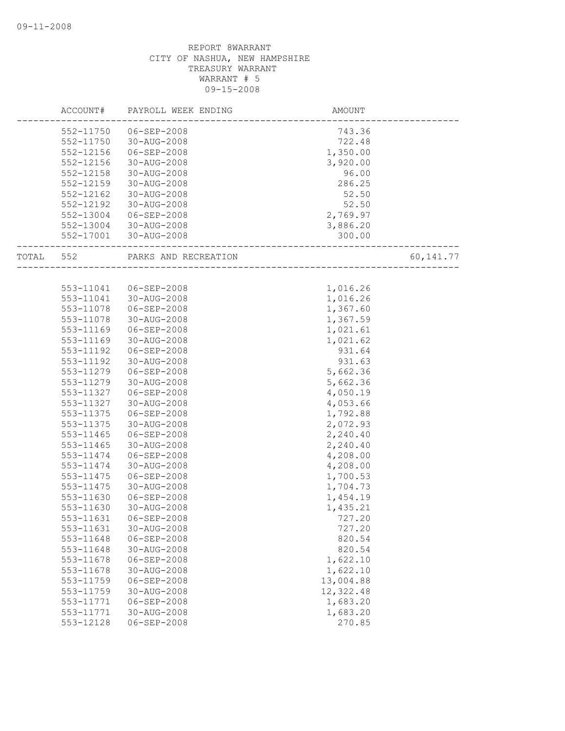REPORT 8WARRANT
CITY OF NASHUA, NEW HAMPSHIRE
TREASURY WARRANT
WARRANT # 5
09-15-2008

| | ACCOUNT# | PAYROLL WEEK ENDING | AMOUNT | |
|---|---|---|---|---|
| | 552-11750 | 06-SEP-2008 | 743.36 | |
| | 552-11750 | 30-AUG-2008 | 722.48 | |
| | 552-12156 | 06-SEP-2008 | 1,350.00 | |
| | 552-12156 | 30-AUG-2008 | 3,920.00 | |
| | 552-12158 | 30-AUG-2008 | 96.00 | |
| | 552-12159 | 30-AUG-2008 | 286.25 | |
| | 552-12162 | 30-AUG-2008 | 52.50 | |
| | 552-12192 | 30-AUG-2008 | 52.50 | |
| | 552-13004 | 06-SEP-2008 | 2,769.97 | |
| | 552-13004 | 30-AUG-2008 | 3,886.20 | |
| | 552-17001 | 30-AUG-2008 | 300.00 | |
| TOTAL | 552 | PARKS AND RECREATION | | 60,141.77 |
| | 553-11041 | 06-SEP-2008 | 1,016.26 | |
| | 553-11041 | 30-AUG-2008 | 1,016.26 | |
| | 553-11078 | 06-SEP-2008 | 1,367.60 | |
| | 553-11078 | 30-AUG-2008 | 1,367.59 | |
| | 553-11169 | 06-SEP-2008 | 1,021.61 | |
| | 553-11169 | 30-AUG-2008 | 1,021.62 | |
| | 553-11192 | 06-SEP-2008 | 931.64 | |
| | 553-11192 | 30-AUG-2008 | 931.63 | |
| | 553-11279 | 06-SEP-2008 | 5,662.36 | |
| | 553-11279 | 30-AUG-2008 | 5,662.36 | |
| | 553-11327 | 06-SEP-2008 | 4,050.19 | |
| | 553-11327 | 30-AUG-2008 | 4,053.66 | |
| | 553-11375 | 06-SEP-2008 | 1,792.88 | |
| | 553-11375 | 30-AUG-2008 | 2,072.93 | |
| | 553-11465 | 06-SEP-2008 | 2,240.40 | |
| | 553-11465 | 30-AUG-2008 | 2,240.40 | |
| | 553-11474 | 06-SEP-2008 | 4,208.00 | |
| | 553-11474 | 30-AUG-2008 | 4,208.00 | |
| | 553-11475 | 06-SEP-2008 | 1,700.53 | |
| | 553-11475 | 30-AUG-2008 | 1,704.73 | |
| | 553-11630 | 06-SEP-2008 | 1,454.19 | |
| | 553-11630 | 30-AUG-2008 | 1,435.21 | |
| | 553-11631 | 06-SEP-2008 | 727.20 | |
| | 553-11631 | 30-AUG-2008 | 727.20 | |
| | 553-11648 | 06-SEP-2008 | 820.54 | |
| | 553-11648 | 30-AUG-2008 | 820.54 | |
| | 553-11678 | 06-SEP-2008 | 1,622.10 | |
| | 553-11678 | 30-AUG-2008 | 1,622.10 | |
| | 553-11759 | 06-SEP-2008 | 13,004.88 | |
| | 553-11759 | 30-AUG-2008 | 12,322.48 | |
| | 553-11771 | 06-SEP-2008 | 1,683.20 | |
| | 553-11771 | 30-AUG-2008 | 1,683.20 | |
| | 553-12128 | 06-SEP-2008 | 270.85 | |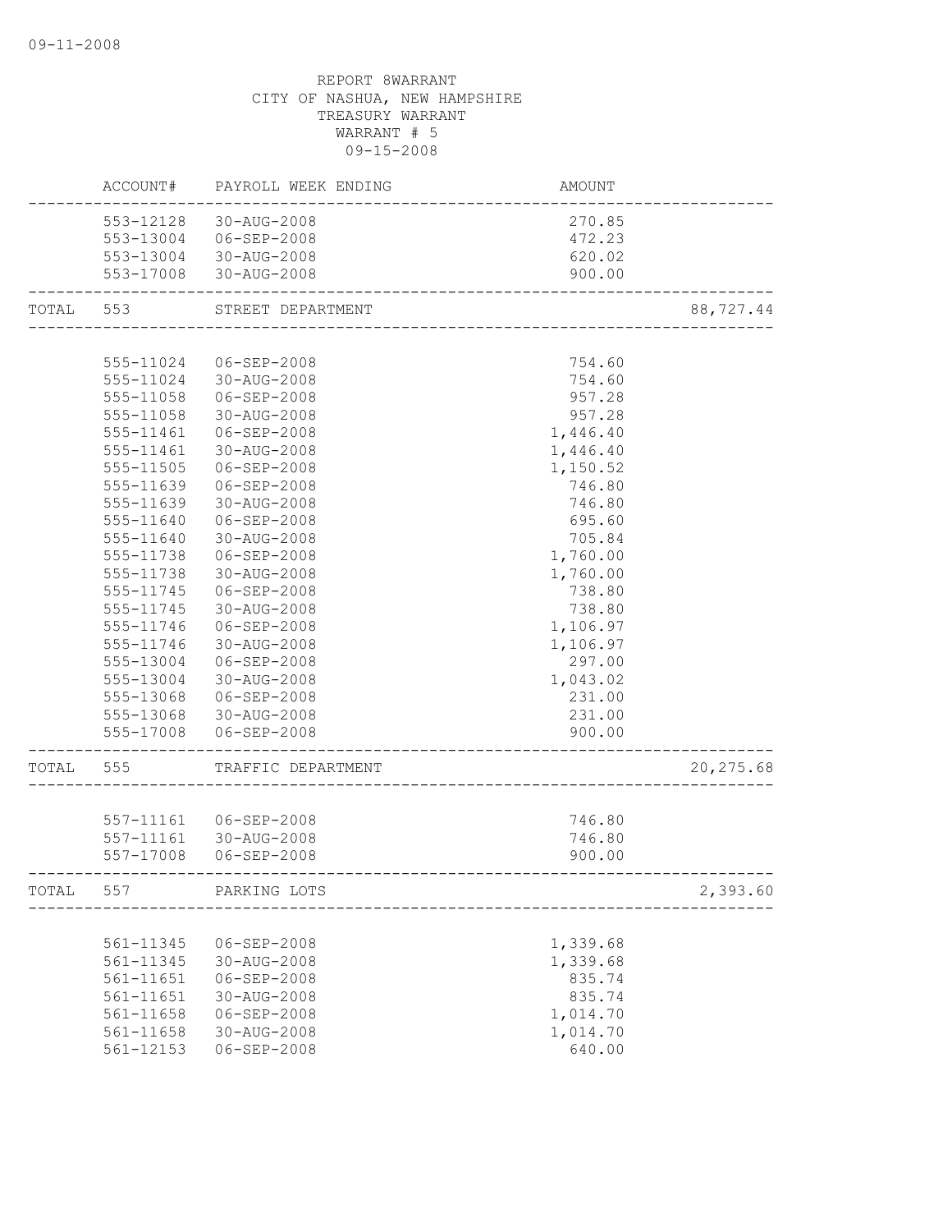REPORT 8WARRANT
CITY OF NASHUA, NEW HAMPSHIRE
TREASURY WARRANT
WARRANT # 5
09-15-2008

| | ACCOUNT# | PAYROLL WEEK ENDING | AMOUNT | |
|---|---|---|---|---|
| | 553-12128 | 30-AUG-2008 | 270.85 | |
| | 553-13004 | 06-SEP-2008 | 472.23 | |
| | 553-13004 | 30-AUG-2008 | 620.02 | |
| | 553-17008 | 30-AUG-2008 | 900.00 | |
| TOTAL | 553 | STREET DEPARTMENT | | 88,727.44 |
| | 555-11024 | 06-SEP-2008 | 754.60 | |
| | 555-11024 | 30-AUG-2008 | 754.60 | |
| | 555-11058 | 06-SEP-2008 | 957.28 | |
| | 555-11058 | 30-AUG-2008 | 957.28 | |
| | 555-11461 | 06-SEP-2008 | 1,446.40 | |
| | 555-11461 | 30-AUG-2008 | 1,446.40 | |
| | 555-11505 | 06-SEP-2008 | 1,150.52 | |
| | 555-11639 | 06-SEP-2008 | 746.80 | |
| | 555-11639 | 30-AUG-2008 | 746.80 | |
| | 555-11640 | 06-SEP-2008 | 695.60 | |
| | 555-11640 | 30-AUG-2008 | 705.84 | |
| | 555-11738 | 06-SEP-2008 | 1,760.00 | |
| | 555-11738 | 30-AUG-2008 | 1,760.00 | |
| | 555-11745 | 06-SEP-2008 | 738.80 | |
| | 555-11745 | 30-AUG-2008 | 738.80 | |
| | 555-11746 | 06-SEP-2008 | 1,106.97 | |
| | 555-11746 | 30-AUG-2008 | 1,106.97 | |
| | 555-13004 | 06-SEP-2008 | 297.00 | |
| | 555-13004 | 30-AUG-2008 | 1,043.02 | |
| | 555-13068 | 06-SEP-2008 | 231.00 | |
| | 555-13068 | 30-AUG-2008 | 231.00 | |
| | 555-17008 | 06-SEP-2008 | 900.00 | |
| TOTAL | 555 | TRAFFIC DEPARTMENT | | 20,275.68 |
| | 557-11161 | 06-SEP-2008 | 746.80 | |
| | 557-11161 | 30-AUG-2008 | 746.80 | |
| | 557-17008 | 06-SEP-2008 | 900.00 | |
| TOTAL | 557 | PARKING LOTS | | 2,393.60 |
| | 561-11345 | 06-SEP-2008 | 1,339.68 | |
| | 561-11345 | 30-AUG-2008 | 1,339.68 | |
| | 561-11651 | 06-SEP-2008 | 835.74 | |
| | 561-11651 | 30-AUG-2008 | 835.74 | |
| | 561-11658 | 06-SEP-2008 | 1,014.70 | |
| | 561-11658 | 30-AUG-2008 | 1,014.70 | |
| | 561-12153 | 06-SEP-2008 | 640.00 | |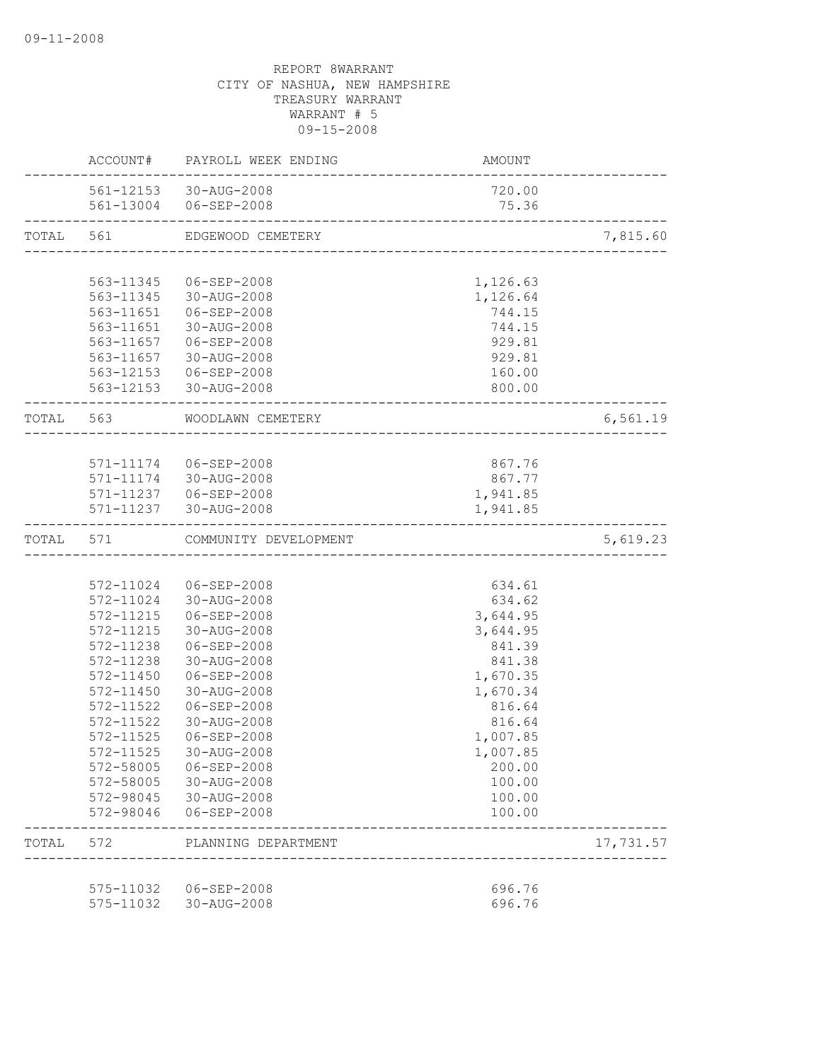09-11-2008

REPORT 8WARRANT
CITY OF NASHUA, NEW HAMPSHIRE
TREASURY WARRANT
WARRANT # 5
09-15-2008

| | ACCOUNT# | PAYROLL WEEK ENDING | AMOUNT | |
|---|---|---|---|---|
| | 561-12153 | 30-AUG-2008 | 720.00 | |
| | 561-13004 | 06-SEP-2008 | 75.36 | |
| TOTAL | 561 | EDGEWOOD CEMETERY | | 7,815.60 |
| | 563-11345 | 06-SEP-2008 | 1,126.63 | |
| | 563-11345 | 30-AUG-2008 | 1,126.64 | |
| | 563-11651 | 06-SEP-2008 | 744.15 | |
| | 563-11651 | 30-AUG-2008 | 744.15 | |
| | 563-11657 | 06-SEP-2008 | 929.81 | |
| | 563-11657 | 30-AUG-2008 | 929.81 | |
| | 563-12153 | 06-SEP-2008 | 160.00 | |
| | 563-12153 | 30-AUG-2008 | 800.00 | |
| TOTAL | 563 | WOODLAWN CEMETERY | | 6,561.19 |
| | 571-11174 | 06-SEP-2008 | 867.76 | |
| | 571-11174 | 30-AUG-2008 | 867.77 | |
| | 571-11237 | 06-SEP-2008 | 1,941.85 | |
| | 571-11237 | 30-AUG-2008 | 1,941.85 | |
| TOTAL | 571 | COMMUNITY DEVELOPMENT | | 5,619.23 |
| | 572-11024 | 06-SEP-2008 | 634.61 | |
| | 572-11024 | 30-AUG-2008 | 634.62 | |
| | 572-11215 | 06-SEP-2008 | 3,644.95 | |
| | 572-11215 | 30-AUG-2008 | 3,644.95 | |
| | 572-11238 | 06-SEP-2008 | 841.39 | |
| | 572-11238 | 30-AUG-2008 | 841.38 | |
| | 572-11450 | 06-SEP-2008 | 1,670.35 | |
| | 572-11450 | 30-AUG-2008 | 1,670.34 | |
| | 572-11522 | 06-SEP-2008 | 816.64 | |
| | 572-11522 | 30-AUG-2008 | 816.64 | |
| | 572-11525 | 06-SEP-2008 | 1,007.85 | |
| | 572-11525 | 30-AUG-2008 | 1,007.85 | |
| | 572-58005 | 06-SEP-2008 | 200.00 | |
| | 572-58005 | 30-AUG-2008 | 100.00 | |
| | 572-98045 | 30-AUG-2008 | 100.00 | |
| | 572-98046 | 06-SEP-2008 | 100.00 | |
| TOTAL | 572 | PLANNING DEPARTMENT | | 17,731.57 |
| | 575-11032 | 06-SEP-2008 | 696.76 | |
| | 575-11032 | 30-AUG-2008 | 696.76 | |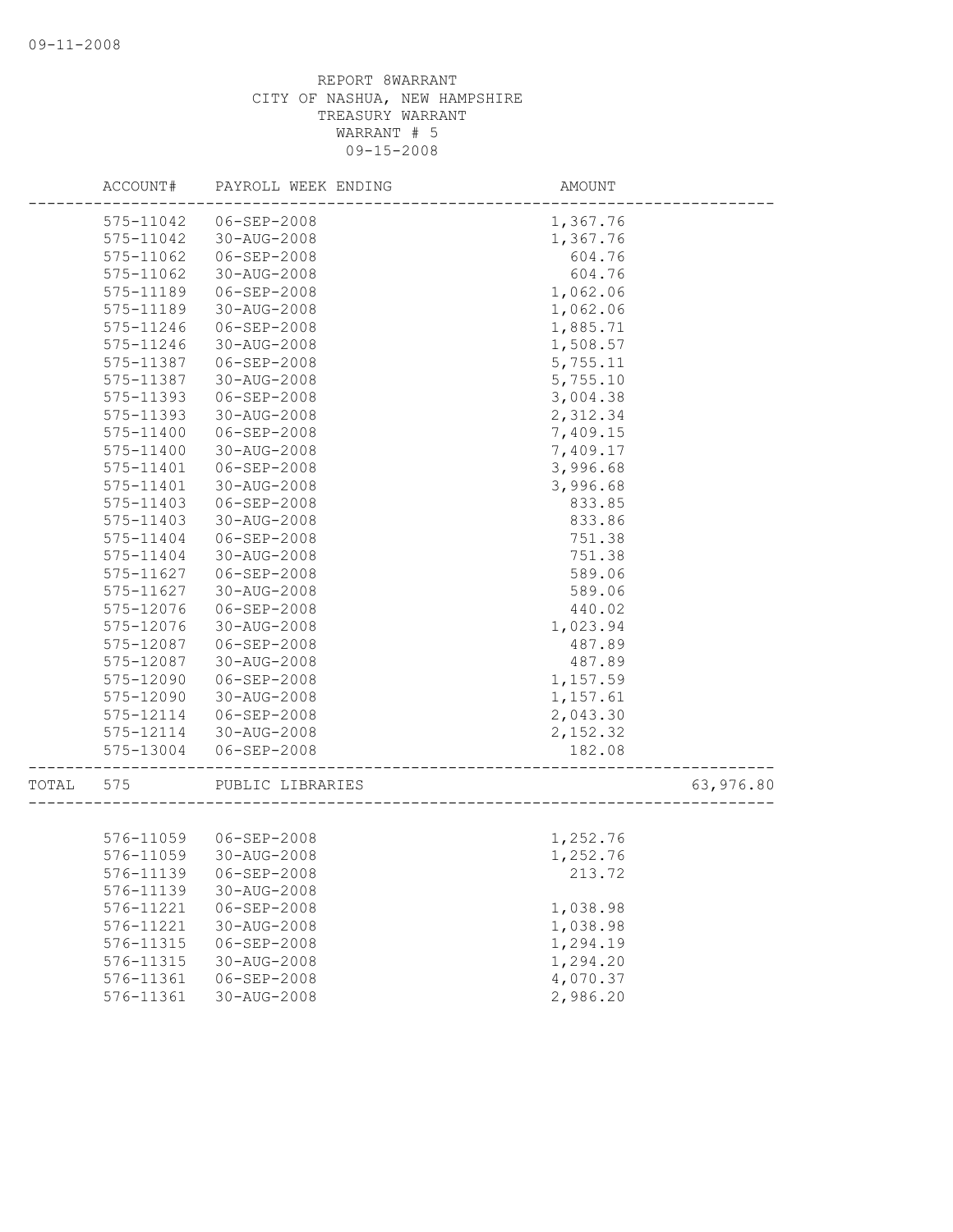REPORT 8WARRANT
CITY OF NASHUA, NEW HAMPSHIRE
TREASURY WARRANT
WARRANT # 5
09-15-2008

| | ACCOUNT# | PAYROLL WEEK ENDING | AMOUNT | |
|---|---|---|---|---|
| | 575-11042 | 06-SEP-2008 | 1,367.76 | |
| | 575-11042 | 30-AUG-2008 | 1,367.76 | |
| | 575-11062 | 06-SEP-2008 | 604.76 | |
| | 575-11062 | 30-AUG-2008 | 604.76 | |
| | 575-11189 | 06-SEP-2008 | 1,062.06 | |
| | 575-11189 | 30-AUG-2008 | 1,062.06 | |
| | 575-11246 | 06-SEP-2008 | 1,885.71 | |
| | 575-11246 | 30-AUG-2008 | 1,508.57 | |
| | 575-11387 | 06-SEP-2008 | 5,755.11 | |
| | 575-11387 | 30-AUG-2008 | 5,755.10 | |
| | 575-11393 | 06-SEP-2008 | 3,004.38 | |
| | 575-11393 | 30-AUG-2008 | 2,312.34 | |
| | 575-11400 | 06-SEP-2008 | 7,409.15 | |
| | 575-11400 | 30-AUG-2008 | 7,409.17 | |
| | 575-11401 | 06-SEP-2008 | 3,996.68 | |
| | 575-11401 | 30-AUG-2008 | 3,996.68 | |
| | 575-11403 | 06-SEP-2008 | 833.85 | |
| | 575-11403 | 30-AUG-2008 | 833.86 | |
| | 575-11404 | 06-SEP-2008 | 751.38 | |
| | 575-11404 | 30-AUG-2008 | 751.38 | |
| | 575-11627 | 06-SEP-2008 | 589.06 | |
| | 575-11627 | 30-AUG-2008 | 589.06 | |
| | 575-12076 | 06-SEP-2008 | 440.02 | |
| | 575-12076 | 30-AUG-2008 | 1,023.94 | |
| | 575-12087 | 06-SEP-2008 | 487.89 | |
| | 575-12087 | 30-AUG-2008 | 487.89 | |
| | 575-12090 | 06-SEP-2008 | 1,157.59 | |
| | 575-12090 | 30-AUG-2008 | 1,157.61 | |
| | 575-12114 | 06-SEP-2008 | 2,043.30 | |
| | 575-12114 | 30-AUG-2008 | 2,152.32 | |
| | 575-13004 | 06-SEP-2008 | 182.08 | |
| TOTAL | 575 | PUBLIC LIBRARIES | | 63,976.80 |
| | 576-11059 | 06-SEP-2008 | 1,252.76 | |
| | 576-11059 | 30-AUG-2008 | 1,252.76 | |
| | 576-11139 | 06-SEP-2008 | 213.72 | |
| | 576-11139 | 30-AUG-2008 | | |
| | 576-11221 | 06-SEP-2008 | 1,038.98 | |
| | 576-11221 | 30-AUG-2008 | 1,038.98 | |
| | 576-11315 | 06-SEP-2008 | 1,294.19 | |
| | 576-11315 | 30-AUG-2008 | 1,294.20 | |
| | 576-11361 | 06-SEP-2008 | 4,070.37 | |
| | 576-11361 | 30-AUG-2008 | 2,986.20 | |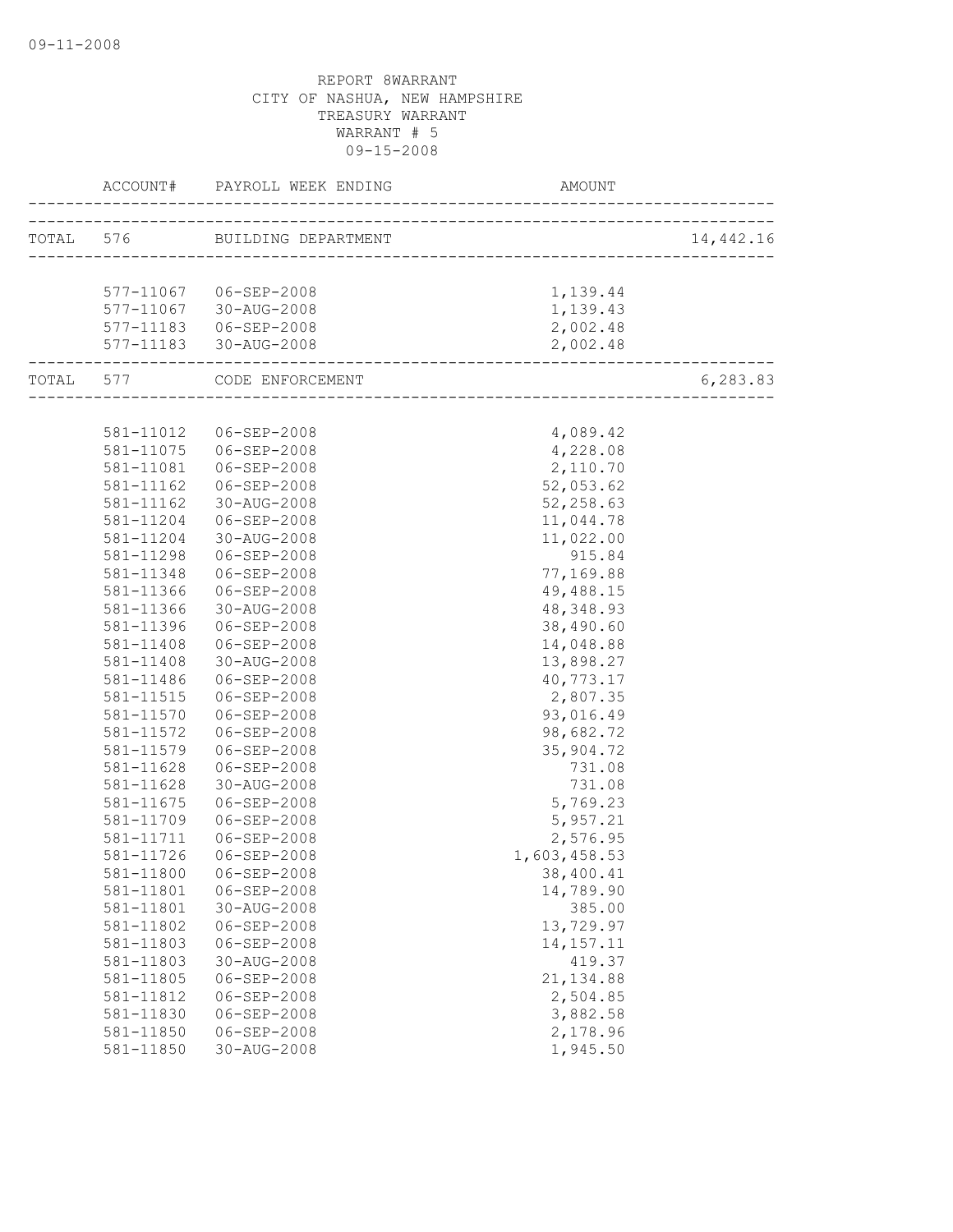09-11-2008

REPORT 8WARRANT
CITY OF NASHUA, NEW HAMPSHIRE
TREASURY WARRANT
WARRANT # 5
09-15-2008

| | ACCOUNT# | PAYROLL WEEK ENDING | AMOUNT | |
|---|---|---|---|---|
| TOTAL | 576 | BUILDING DEPARTMENT | | 14,442.16 |
| | 577-11067 | 06-SEP-2008 | 1,139.44 | |
| | 577-11067 | 30-AUG-2008 | 1,139.43 | |
| | 577-11183 | 06-SEP-2008 | 2,002.48 | |
| | 577-11183 | 30-AUG-2008 | 2,002.48 | |
| TOTAL | 577 | CODE ENFORCEMENT | | 6,283.83 |
| | 581-11012 | 06-SEP-2008 | 4,089.42 | |
| | 581-11075 | 06-SEP-2008 | 4,228.08 | |
| | 581-11081 | 06-SEP-2008 | 2,110.70 | |
| | 581-11162 | 06-SEP-2008 | 52,053.62 | |
| | 581-11162 | 30-AUG-2008 | 52,258.63 | |
| | 581-11204 | 06-SEP-2008 | 11,044.78 | |
| | 581-11204 | 30-AUG-2008 | 11,022.00 | |
| | 581-11298 | 06-SEP-2008 | 915.84 | |
| | 581-11348 | 06-SEP-2008 | 77,169.88 | |
| | 581-11366 | 06-SEP-2008 | 49,488.15 | |
| | 581-11366 | 30-AUG-2008 | 48,348.93 | |
| | 581-11396 | 06-SEP-2008 | 38,490.60 | |
| | 581-11408 | 06-SEP-2008 | 14,048.88 | |
| | 581-11408 | 30-AUG-2008 | 13,898.27 | |
| | 581-11486 | 06-SEP-2008 | 40,773.17 | |
| | 581-11515 | 06-SEP-2008 | 2,807.35 | |
| | 581-11570 | 06-SEP-2008 | 93,016.49 | |
| | 581-11572 | 06-SEP-2008 | 98,682.72 | |
| | 581-11579 | 06-SEP-2008 | 35,904.72 | |
| | 581-11628 | 06-SEP-2008 | 731.08 | |
| | 581-11628 | 30-AUG-2008 | 731.08 | |
| | 581-11675 | 06-SEP-2008 | 5,769.23 | |
| | 581-11709 | 06-SEP-2008 | 5,957.21 | |
| | 581-11711 | 06-SEP-2008 | 2,576.95 | |
| | 581-11726 | 06-SEP-2008 | 1,603,458.53 | |
| | 581-11800 | 06-SEP-2008 | 38,400.41 | |
| | 581-11801 | 06-SEP-2008 | 14,789.90 | |
| | 581-11801 | 30-AUG-2008 | 385.00 | |
| | 581-11802 | 06-SEP-2008 | 13,729.97 | |
| | 581-11803 | 06-SEP-2008 | 14,157.11 | |
| | 581-11803 | 30-AUG-2008 | 419.37 | |
| | 581-11805 | 06-SEP-2008 | 21,134.88 | |
| | 581-11812 | 06-SEP-2008 | 2,504.85 | |
| | 581-11830 | 06-SEP-2008 | 3,882.58 | |
| | 581-11850 | 06-SEP-2008 | 2,178.96 | |
| | 581-11850 | 30-AUG-2008 | 1,945.50 | |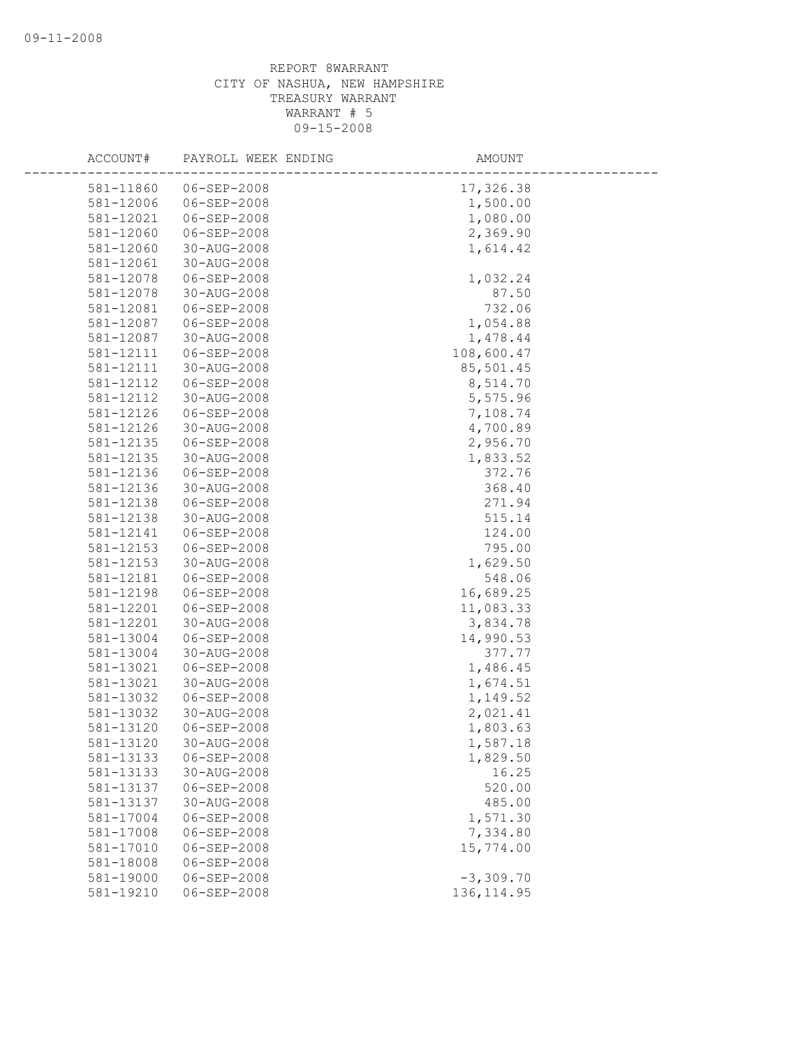REPORT 8WARRANT
CITY OF NASHUA, NEW HAMPSHIRE
TREASURY WARRANT
WARRANT # 5
09-15-2008

| ACCOUNT# | PAYROLL WEEK ENDING | AMOUNT |
|---|---|---|
| 581-11860 | 06-SEP-2008 | 17,326.38 |
| 581-12006 | 06-SEP-2008 | 1,500.00 |
| 581-12021 | 06-SEP-2008 | 1,080.00 |
| 581-12060 | 06-SEP-2008 | 2,369.90 |
| 581-12060 | 30-AUG-2008 | 1,614.42 |
| 581-12061 | 30-AUG-2008 | |
| 581-12078 | 06-SEP-2008 | 1,032.24 |
| 581-12078 | 30-AUG-2008 | 87.50 |
| 581-12081 | 06-SEP-2008 | 732.06 |
| 581-12087 | 06-SEP-2008 | 1,054.88 |
| 581-12087 | 30-AUG-2008 | 1,478.44 |
| 581-12111 | 06-SEP-2008 | 108,600.47 |
| 581-12111 | 30-AUG-2008 | 85,501.45 |
| 581-12112 | 06-SEP-2008 | 8,514.70 |
| 581-12112 | 30-AUG-2008 | 5,575.96 |
| 581-12126 | 06-SEP-2008 | 7,108.74 |
| 581-12126 | 30-AUG-2008 | 4,700.89 |
| 581-12135 | 06-SEP-2008 | 2,956.70 |
| 581-12135 | 30-AUG-2008 | 1,833.52 |
| 581-12136 | 06-SEP-2008 | 372.76 |
| 581-12136 | 30-AUG-2008 | 368.40 |
| 581-12138 | 06-SEP-2008 | 271.94 |
| 581-12138 | 30-AUG-2008 | 515.14 |
| 581-12141 | 06-SEP-2008 | 124.00 |
| 581-12153 | 06-SEP-2008 | 795.00 |
| 581-12153 | 30-AUG-2008 | 1,629.50 |
| 581-12181 | 06-SEP-2008 | 548.06 |
| 581-12198 | 06-SEP-2008 | 16,689.25 |
| 581-12201 | 06-SEP-2008 | 11,083.33 |
| 581-12201 | 30-AUG-2008 | 3,834.78 |
| 581-13004 | 06-SEP-2008 | 14,990.53 |
| 581-13004 | 30-AUG-2008 | 377.77 |
| 581-13021 | 06-SEP-2008 | 1,486.45 |
| 581-13021 | 30-AUG-2008 | 1,674.51 |
| 581-13032 | 06-SEP-2008 | 1,149.52 |
| 581-13032 | 30-AUG-2008 | 2,021.41 |
| 581-13120 | 06-SEP-2008 | 1,803.63 |
| 581-13120 | 30-AUG-2008 | 1,587.18 |
| 581-13133 | 06-SEP-2008 | 1,829.50 |
| 581-13133 | 30-AUG-2008 | 16.25 |
| 581-13137 | 06-SEP-2008 | 520.00 |
| 581-13137 | 30-AUG-2008 | 485.00 |
| 581-17004 | 06-SEP-2008 | 1,571.30 |
| 581-17008 | 06-SEP-2008 | 7,334.80 |
| 581-17010 | 06-SEP-2008 | 15,774.00 |
| 581-18008 | 06-SEP-2008 | |
| 581-19000 | 06-SEP-2008 | -3,309.70 |
| 581-19210 | 06-SEP-2008 | 136,114.95 |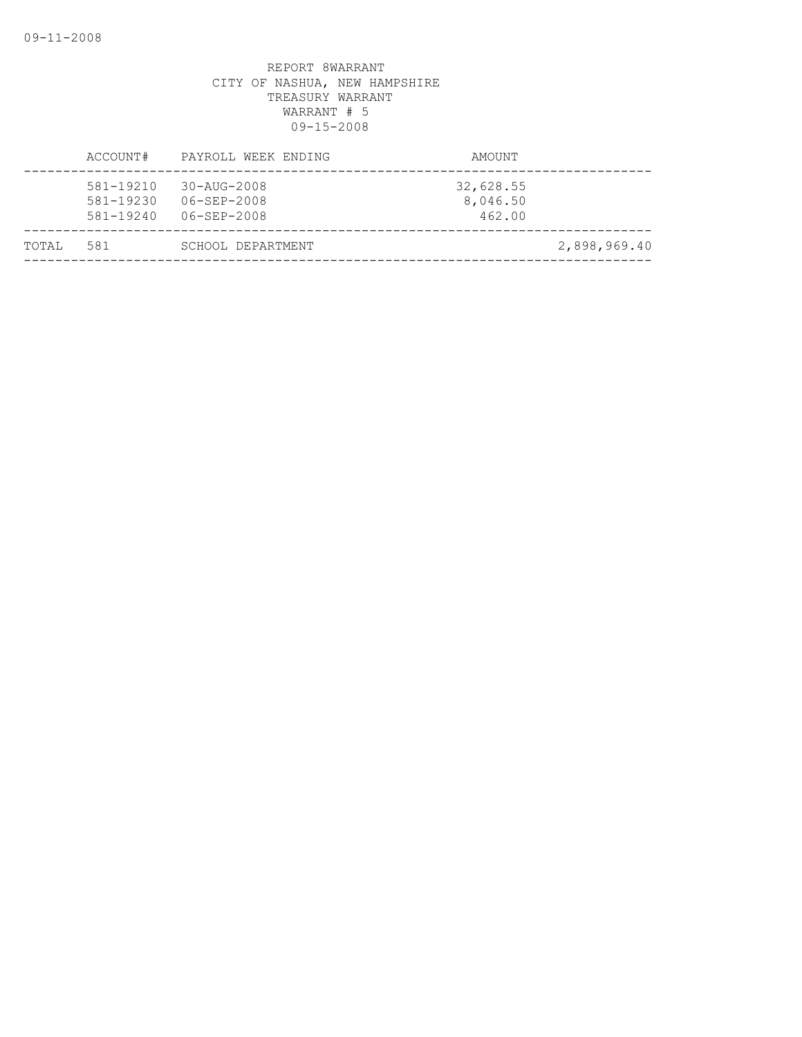REPORT 8WARRANT
CITY OF NASHUA, NEW HAMPSHIRE
TREASURY WARRANT
WARRANT # 5
09-15-2008

| | ACCOUNT# | PAYROLL WEEK ENDING | AMOUNT | |
|---|---|---|---|---|
| | 581-19210 | 30-AUG-2008 | 32,628.55 | |
| | 581-19230 | 06-SEP-2008 | 8,046.50 | |
| | 581-19240 | 06-SEP-2008 | 462.00 | |
| TOTAL | 581 | SCHOOL DEPARTMENT | | 2,898,969.40 |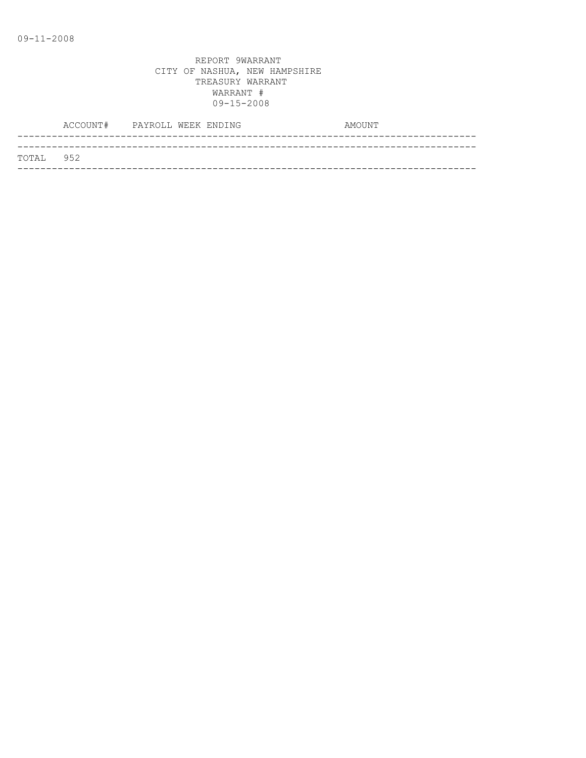09-11-2008

REPORT 9WARRANT
CITY OF NASHUA, NEW HAMPSHIRE
TREASURY WARRANT
WARRANT #
09-15-2008

| ACCOUNT# | PAYROLL WEEK ENDING | AMOUNT |
|---|---|---|
| TOTAL 952 | | |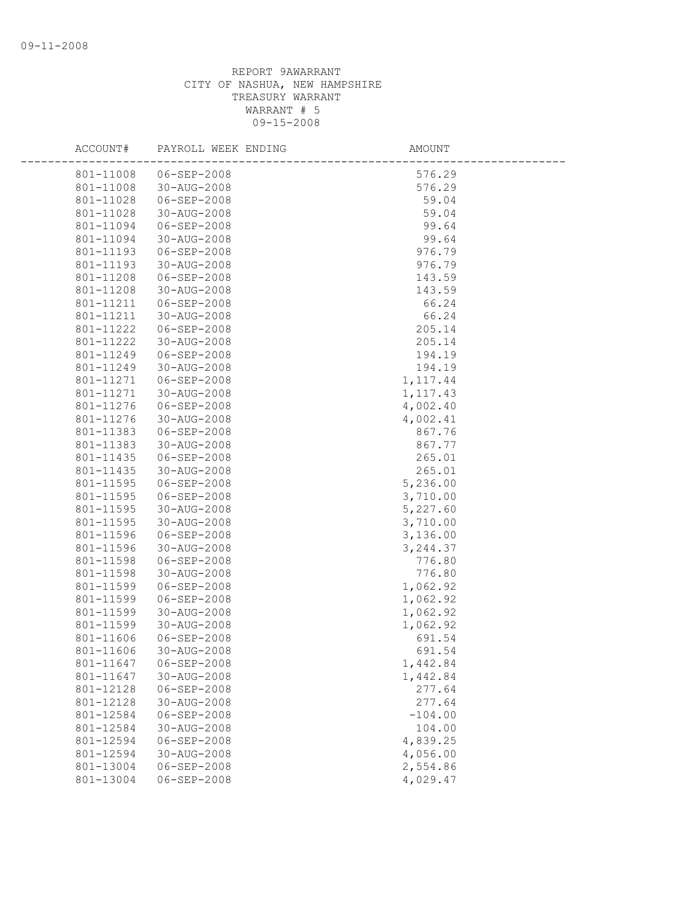09-11-2008

REPORT 9AWARRANT
CITY OF NASHUA, NEW HAMPSHIRE
TREASURY WARRANT
WARRANT # 5
09-15-2008

| ACCOUNT# | PAYROLL WEEK ENDING | AMOUNT |
|---|---|---|
| 801-11008 | 06-SEP-2008 | 576.29 |
| 801-11008 | 30-AUG-2008 | 576.29 |
| 801-11028 | 06-SEP-2008 | 59.04 |
| 801-11028 | 30-AUG-2008 | 59.04 |
| 801-11094 | 06-SEP-2008 | 99.64 |
| 801-11094 | 30-AUG-2008 | 99.64 |
| 801-11193 | 06-SEP-2008 | 976.79 |
| 801-11193 | 30-AUG-2008 | 976.79 |
| 801-11208 | 06-SEP-2008 | 143.59 |
| 801-11208 | 30-AUG-2008 | 143.59 |
| 801-11211 | 06-SEP-2008 | 66.24 |
| 801-11211 | 30-AUG-2008 | 66.24 |
| 801-11222 | 06-SEP-2008 | 205.14 |
| 801-11222 | 30-AUG-2008 | 205.14 |
| 801-11249 | 06-SEP-2008 | 194.19 |
| 801-11249 | 30-AUG-2008 | 194.19 |
| 801-11271 | 06-SEP-2008 | 1,117.44 |
| 801-11271 | 30-AUG-2008 | 1,117.43 |
| 801-11276 | 06-SEP-2008 | 4,002.40 |
| 801-11276 | 30-AUG-2008 | 4,002.41 |
| 801-11383 | 06-SEP-2008 | 867.76 |
| 801-11383 | 30-AUG-2008 | 867.77 |
| 801-11435 | 06-SEP-2008 | 265.01 |
| 801-11435 | 30-AUG-2008 | 265.01 |
| 801-11595 | 06-SEP-2008 | 5,236.00 |
| 801-11595 | 06-SEP-2008 | 3,710.00 |
| 801-11595 | 30-AUG-2008 | 5,227.60 |
| 801-11595 | 30-AUG-2008 | 3,710.00 |
| 801-11596 | 06-SEP-2008 | 3,136.00 |
| 801-11596 | 30-AUG-2008 | 3,244.37 |
| 801-11598 | 06-SEP-2008 | 776.80 |
| 801-11598 | 30-AUG-2008 | 776.80 |
| 801-11599 | 06-SEP-2008 | 1,062.92 |
| 801-11599 | 06-SEP-2008 | 1,062.92 |
| 801-11599 | 30-AUG-2008 | 1,062.92 |
| 801-11599 | 30-AUG-2008 | 1,062.92 |
| 801-11606 | 06-SEP-2008 | 691.54 |
| 801-11606 | 30-AUG-2008 | 691.54 |
| 801-11647 | 06-SEP-2008 | 1,442.84 |
| 801-11647 | 30-AUG-2008 | 1,442.84 |
| 801-12128 | 06-SEP-2008 | 277.64 |
| 801-12128 | 30-AUG-2008 | 277.64 |
| 801-12584 | 06-SEP-2008 | -104.00 |
| 801-12584 | 30-AUG-2008 | 104.00 |
| 801-12594 | 06-SEP-2008 | 4,839.25 |
| 801-12594 | 30-AUG-2008 | 4,056.00 |
| 801-13004 | 06-SEP-2008 | 2,554.86 |
| 801-13004 | 06-SEP-2008 | 4,029.47 |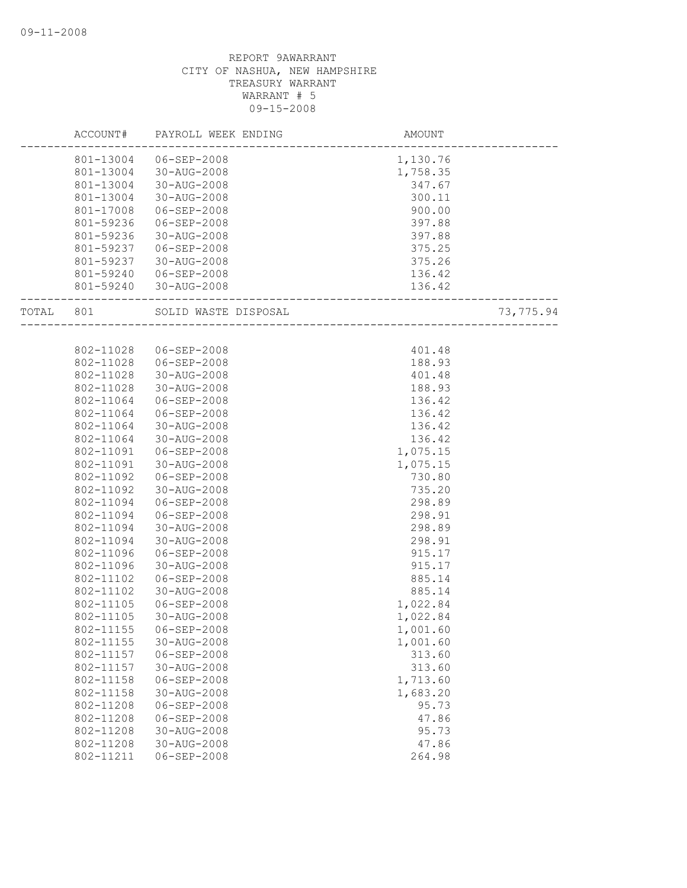09-11-2008

REPORT 9AWARRANT
CITY OF NASHUA, NEW HAMPSHIRE
TREASURY WARRANT
WARRANT # 5
09-15-2008

| | ACCOUNT# | PAYROLL WEEK ENDING | AMOUNT | |
|---|---|---|---|---|
| | 801-13004 | 06-SEP-2008 | 1,130.76 | |
| | 801-13004 | 30-AUG-2008 | 1,758.35 | |
| | 801-13004 | 30-AUG-2008 | 347.67 | |
| | 801-13004 | 30-AUG-2008 | 300.11 | |
| | 801-17008 | 06-SEP-2008 | 900.00 | |
| | 801-59236 | 06-SEP-2008 | 397.88 | |
| | 801-59236 | 30-AUG-2008 | 397.88 | |
| | 801-59237 | 06-SEP-2008 | 375.25 | |
| | 801-59237 | 30-AUG-2008 | 375.26 | |
| | 801-59240 | 06-SEP-2008 | 136.42 | |
| | 801-59240 | 30-AUG-2008 | 136.42 | |
| TOTAL | 801 | SOLID WASTE DISPOSAL | | 73,775.94 |
| | 802-11028 | 06-SEP-2008 | 401.48 | |
| | 802-11028 | 06-SEP-2008 | 188.93 | |
| | 802-11028 | 30-AUG-2008 | 401.48 | |
| | 802-11028 | 30-AUG-2008 | 188.93 | |
| | 802-11064 | 06-SEP-2008 | 136.42 | |
| | 802-11064 | 06-SEP-2008 | 136.42 | |
| | 802-11064 | 30-AUG-2008 | 136.42 | |
| | 802-11064 | 30-AUG-2008 | 136.42 | |
| | 802-11091 | 06-SEP-2008 | 1,075.15 | |
| | 802-11091 | 30-AUG-2008 | 1,075.15 | |
| | 802-11092 | 06-SEP-2008 | 730.80 | |
| | 802-11092 | 30-AUG-2008 | 735.20 | |
| | 802-11094 | 06-SEP-2008 | 298.89 | |
| | 802-11094 | 06-SEP-2008 | 298.91 | |
| | 802-11094 | 30-AUG-2008 | 298.89 | |
| | 802-11094 | 30-AUG-2008 | 298.91 | |
| | 802-11096 | 06-SEP-2008 | 915.17 | |
| | 802-11096 | 30-AUG-2008 | 915.17 | |
| | 802-11102 | 06-SEP-2008 | 885.14 | |
| | 802-11102 | 30-AUG-2008 | 885.14 | |
| | 802-11105 | 06-SEP-2008 | 1,022.84 | |
| | 802-11105 | 30-AUG-2008 | 1,022.84 | |
| | 802-11155 | 06-SEP-2008 | 1,001.60 | |
| | 802-11155 | 30-AUG-2008 | 1,001.60 | |
| | 802-11157 | 06-SEP-2008 | 313.60 | |
| | 802-11157 | 30-AUG-2008 | 313.60 | |
| | 802-11158 | 06-SEP-2008 | 1,713.60 | |
| | 802-11158 | 30-AUG-2008 | 1,683.20 | |
| | 802-11208 | 06-SEP-2008 | 95.73 | |
| | 802-11208 | 06-SEP-2008 | 47.86 | |
| | 802-11208 | 30-AUG-2008 | 95.73 | |
| | 802-11208 | 30-AUG-2008 | 47.86 | |
| | 802-11211 | 06-SEP-2008 | 264.98 | |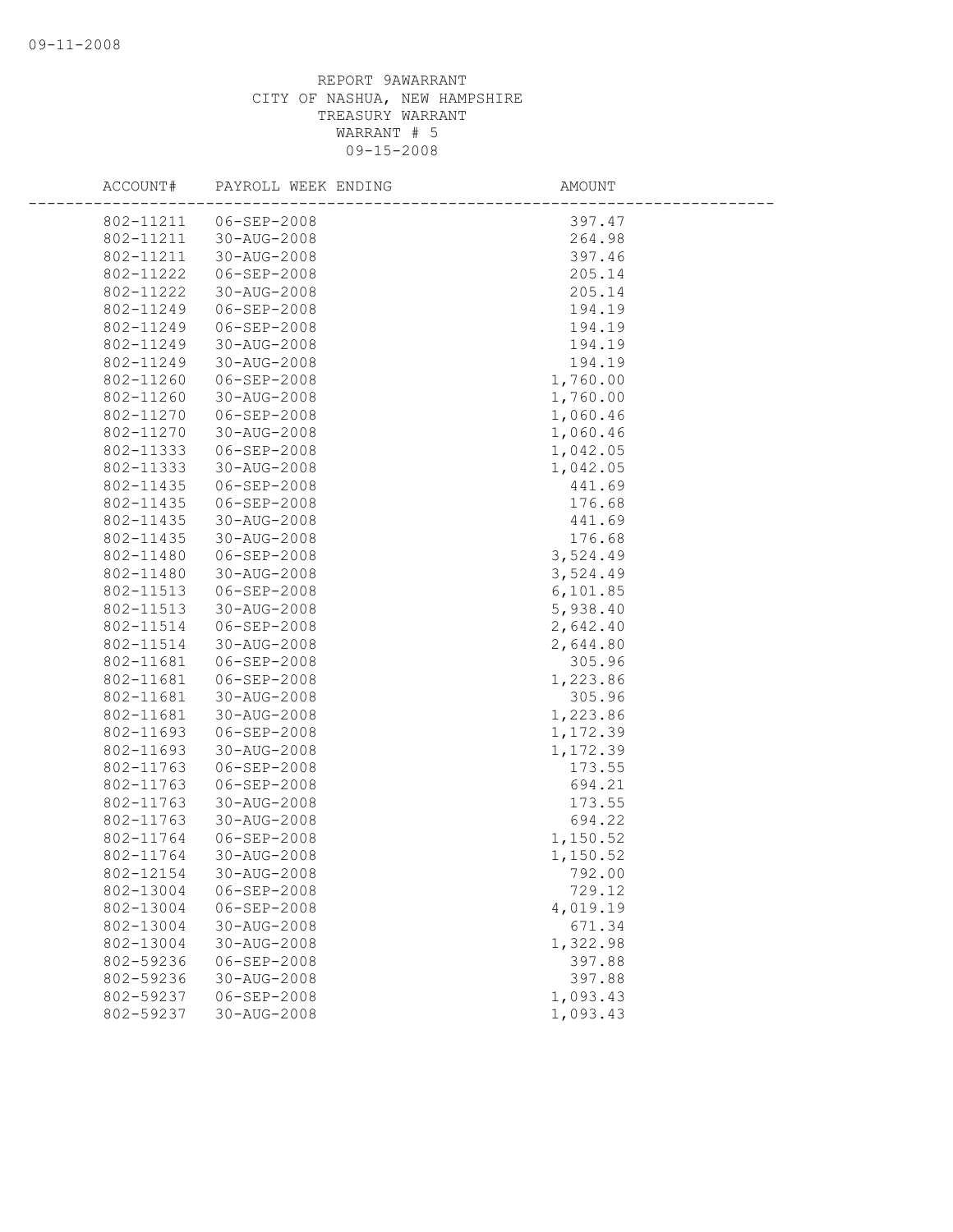REPORT 9AWARRANT
CITY OF NASHUA, NEW HAMPSHIRE
TREASURY WARRANT
WARRANT # 5
09-15-2008

| ACCOUNT# | PAYROLL WEEK ENDING | AMOUNT |
|---|---|---|
| 802-11211 | 06-SEP-2008 | 397.47 |
| 802-11211 | 30-AUG-2008 | 264.98 |
| 802-11211 | 30-AUG-2008 | 397.46 |
| 802-11222 | 06-SEP-2008 | 205.14 |
| 802-11222 | 30-AUG-2008 | 205.14 |
| 802-11249 | 06-SEP-2008 | 194.19 |
| 802-11249 | 06-SEP-2008 | 194.19 |
| 802-11249 | 30-AUG-2008 | 194.19 |
| 802-11249 | 30-AUG-2008 | 194.19 |
| 802-11260 | 06-SEP-2008 | 1,760.00 |
| 802-11260 | 30-AUG-2008 | 1,760.00 |
| 802-11270 | 06-SEP-2008 | 1,060.46 |
| 802-11270 | 30-AUG-2008 | 1,060.46 |
| 802-11333 | 06-SEP-2008 | 1,042.05 |
| 802-11333 | 30-AUG-2008 | 1,042.05 |
| 802-11435 | 06-SEP-2008 | 441.69 |
| 802-11435 | 06-SEP-2008 | 176.68 |
| 802-11435 | 30-AUG-2008 | 441.69 |
| 802-11435 | 30-AUG-2008 | 176.68 |
| 802-11480 | 06-SEP-2008 | 3,524.49 |
| 802-11480 | 30-AUG-2008 | 3,524.49 |
| 802-11513 | 06-SEP-2008 | 6,101.85 |
| 802-11513 | 30-AUG-2008 | 5,938.40 |
| 802-11514 | 06-SEP-2008 | 2,642.40 |
| 802-11514 | 30-AUG-2008 | 2,644.80 |
| 802-11681 | 06-SEP-2008 | 305.96 |
| 802-11681 | 06-SEP-2008 | 1,223.86 |
| 802-11681 | 30-AUG-2008 | 305.96 |
| 802-11681 | 30-AUG-2008 | 1,223.86 |
| 802-11693 | 06-SEP-2008 | 1,172.39 |
| 802-11693 | 30-AUG-2008 | 1,172.39 |
| 802-11763 | 06-SEP-2008 | 173.55 |
| 802-11763 | 06-SEP-2008 | 694.21 |
| 802-11763 | 30-AUG-2008 | 173.55 |
| 802-11763 | 30-AUG-2008 | 694.22 |
| 802-11764 | 06-SEP-2008 | 1,150.52 |
| 802-11764 | 30-AUG-2008 | 1,150.52 |
| 802-12154 | 30-AUG-2008 | 792.00 |
| 802-13004 | 06-SEP-2008 | 729.12 |
| 802-13004 | 06-SEP-2008 | 4,019.19 |
| 802-13004 | 30-AUG-2008 | 671.34 |
| 802-13004 | 30-AUG-2008 | 1,322.98 |
| 802-59236 | 06-SEP-2008 | 397.88 |
| 802-59236 | 30-AUG-2008 | 397.88 |
| 802-59237 | 06-SEP-2008 | 1,093.43 |
| 802-59237 | 30-AUG-2008 | 1,093.43 |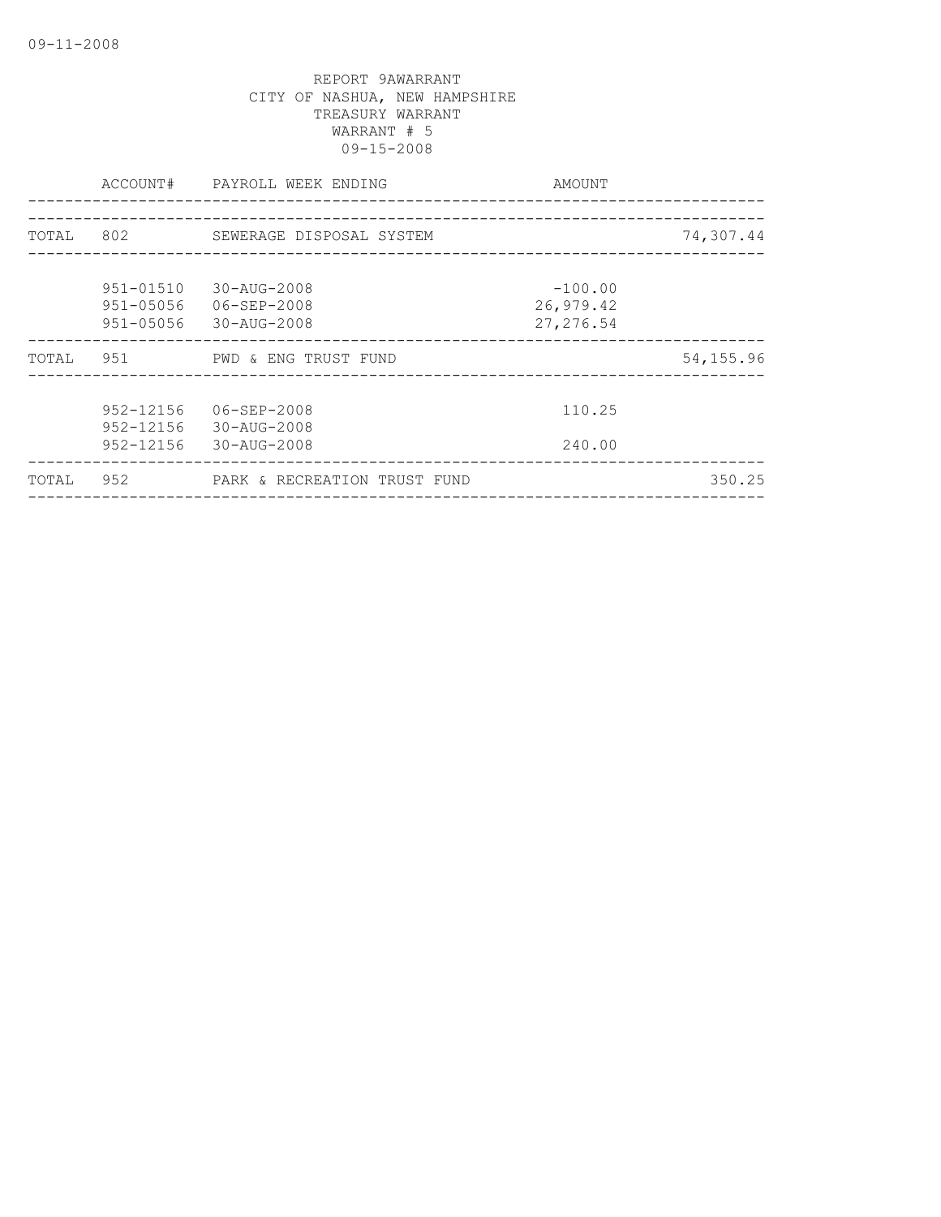09-11-2008

REPORT 9AWARRANT
CITY OF NASHUA, NEW HAMPSHIRE
TREASURY WARRANT
WARRANT # 5
09-15-2008

| | ACCOUNT# | PAYROLL WEEK ENDING | AMOUNT | |
|---|---|---|---|---|
| TOTAL | 802 | SEWERAGE DISPOSAL SYSTEM | | 74,307.44 |
| | 951-01510 | 30-AUG-2008 | -100.00 | |
| | 951-05056 | 06-SEP-2008 | 26,979.42 | |
| | 951-05056 | 30-AUG-2008 | 27,276.54 | |
| TOTAL | 951 | PWD & ENG TRUST FUND | | 54,155.96 |
| | 952-12156 | 06-SEP-2008 | 110.25 | |
| | 952-12156 | 30-AUG-2008 | | |
| | 952-12156 | 30-AUG-2008 | 240.00 | |
| TOTAL | 952 | PARK & RECREATION TRUST FUND | | 350.25 |